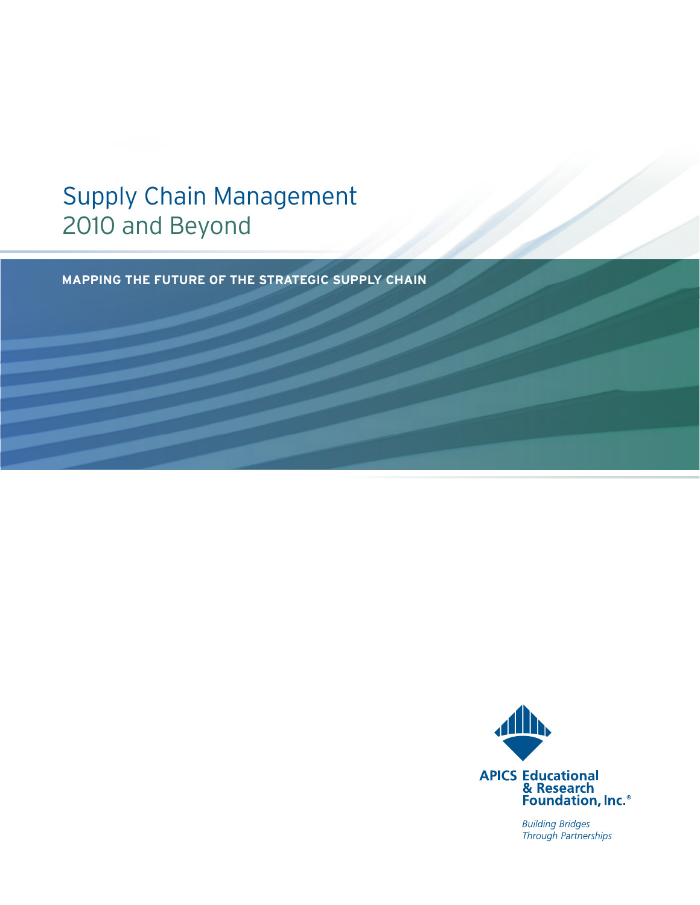# Supply Chain Management
## 2010 and Beyond

**MAPPING THE FUTURE OF THE STRATEGIC SUPPLY CHAIN**

**APICS Educational & Research Foundation, Inc.®**

*Building Bridges Through Partnerships*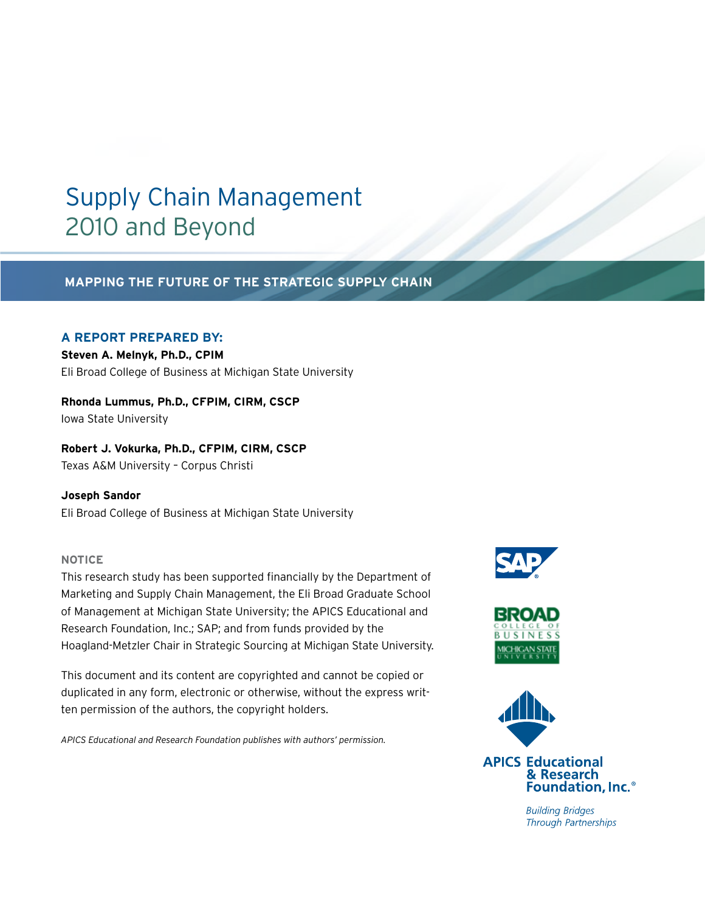# Supply Chain Management 2010 and Beyond

## MAPPING THE FUTURE OF THE STRATEGIC SUPPLY CHAIN

### A REPORT PREPARED BY:

**Steven A. Melnyk, Ph.D., CPIM**
Eli Broad College of Business at Michigan State University

**Rhonda Lummus, Ph.D., CFPIM, CIRM, CSCP**
Iowa State University

**Robert J. Vokurka, Ph.D., CFPIM, CIRM, CSCP**
Texas A&M University – Corpus Christi

**Joseph Sandor**
Eli Broad College of Business at Michigan State University

#### NOTICE

This research study has been supported financially by the Department of Marketing and Supply Chain Management, the Eli Broad Graduate School of Management at Michigan State University; the APICS Educational and Research Foundation, Inc.; SAP; and from funds provided by the Hoagland-Metzler Chair in Strategic Sourcing at Michigan State University.

This document and its content are copyrighted and cannot be copied or duplicated in any form, electronic or otherwise, without the express written permission of the authors, the copyright holders.

*APICS Educational and Research Foundation publishes with authors' permission.*

SAP

BROAD COLLEGE OF BUSINESS MICHIGAN STATE UNIVERSITY

APICS Educational & Research Foundation, Inc.®

*Building Bridges Through Partnerships*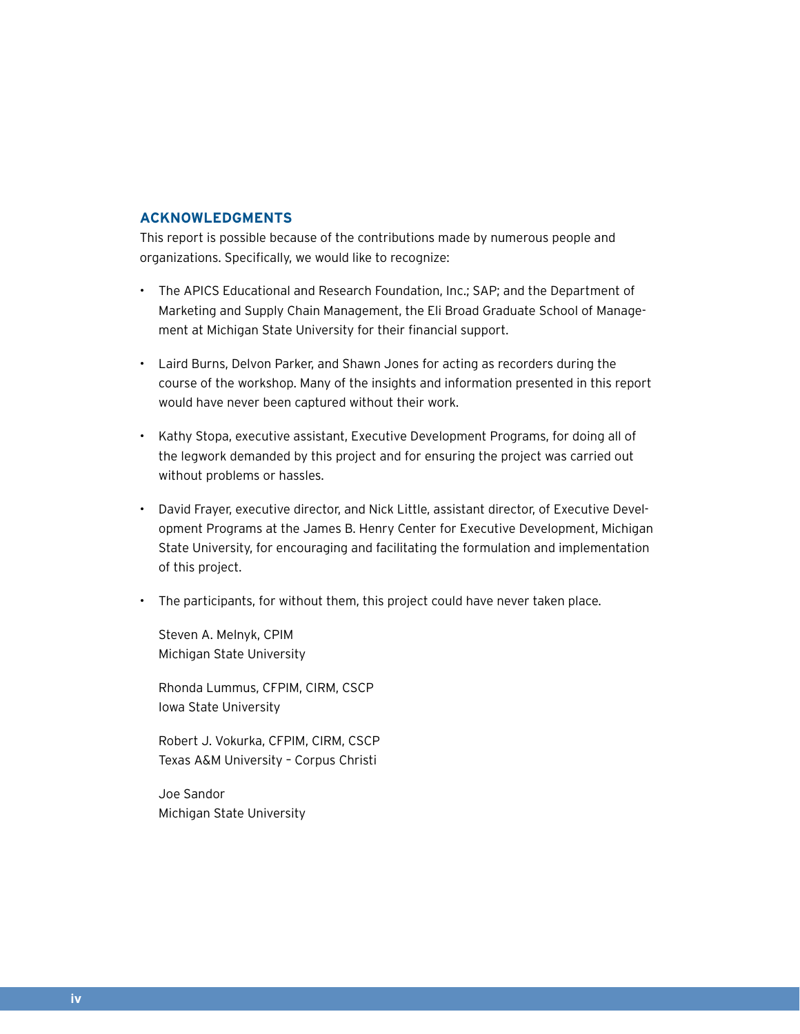## ACKNOWLEDGMENTS

This report is possible because of the contributions made by numerous people and organizations. Specifically, we would like to recognize:

- The APICS Educational and Research Foundation, Inc.; SAP; and the Department of Marketing and Supply Chain Management, the Eli Broad Graduate School of Management at Michigan State University for their financial support.
- Laird Burns, Delvon Parker, and Shawn Jones for acting as recorders during the course of the workshop. Many of the insights and information presented in this report would have never been captured without their work.
- Kathy Stopa, executive assistant, Executive Development Programs, for doing all of the legwork demanded by this project and for ensuring the project was carried out without problems or hassles.
- David Frayer, executive director, and Nick Little, assistant director, of Executive Development Programs at the James B. Henry Center for Executive Development, Michigan State University, for encouraging and facilitating the formulation and implementation of this project.
- The participants, for without them, this project could have never taken place.

Steven A. Melnyk, CPIM
Michigan State University

Rhonda Lummus, CFPIM, CIRM, CSCP
Iowa State University

Robert J. Vokurka, CFPIM, CIRM, CSCP
Texas A&M University – Corpus Christi

Joe Sandor
Michigan State University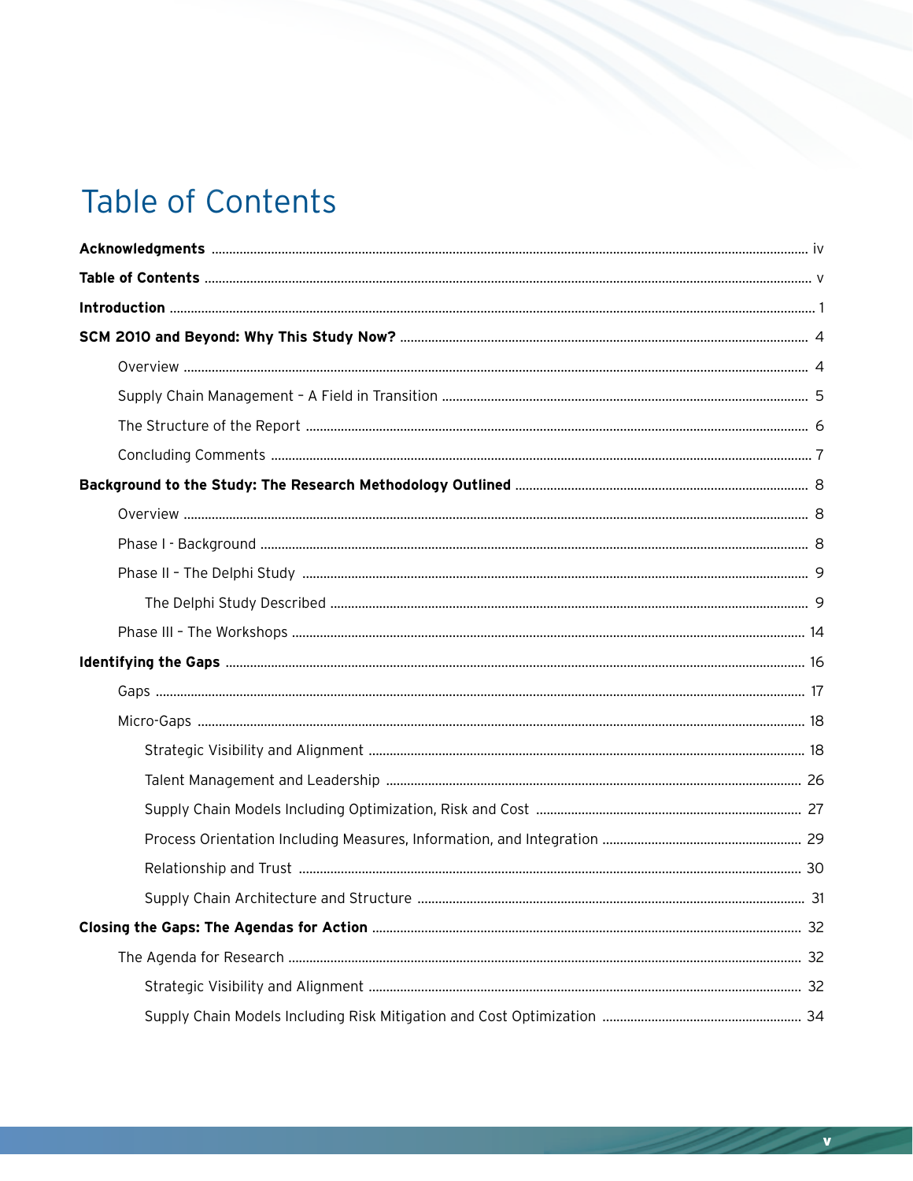# Table of Contents

**Acknowledgments** ........ iv

**Table of Contents** ........ v

**Introduction** ........ 1

**SCM 2010 and Beyond: Why This Study Now?** ........ 4

- Overview ........ 4
- Supply Chain Management – A Field in Transition ........ 5
- The Structure of the Report ........ 6
- Concluding Comments ........ 7

**Background to the Study: The Research Methodology Outlined** ........ 8

- Overview ........ 8
- Phase I - Background ........ 8
- Phase II – The Delphi Study ........ 9
  - The Delphi Study Described ........ 9
- Phase III – The Workshops ........ 14

**Identifying the Gaps** ........ 16

- Gaps ........ 17
- Micro-Gaps ........ 18
  - Strategic Visibility and Alignment ........ 18
  - Talent Management and Leadership ........ 26
  - Supply Chain Models Including Optimization, Risk and Cost ........ 27
  - Process Orientation Including Measures, Information, and Integration ........ 29
  - Relationship and Trust ........ 30
  - Supply Chain Architecture and Structure ........ 31

**Closing the Gaps: The Agendas for Action** ........ 32

- The Agenda for Research ........ 32
  - Strategic Visibility and Alignment ........ 32
  - Supply Chain Models Including Risk Mitigation and Cost Optimization ........ 34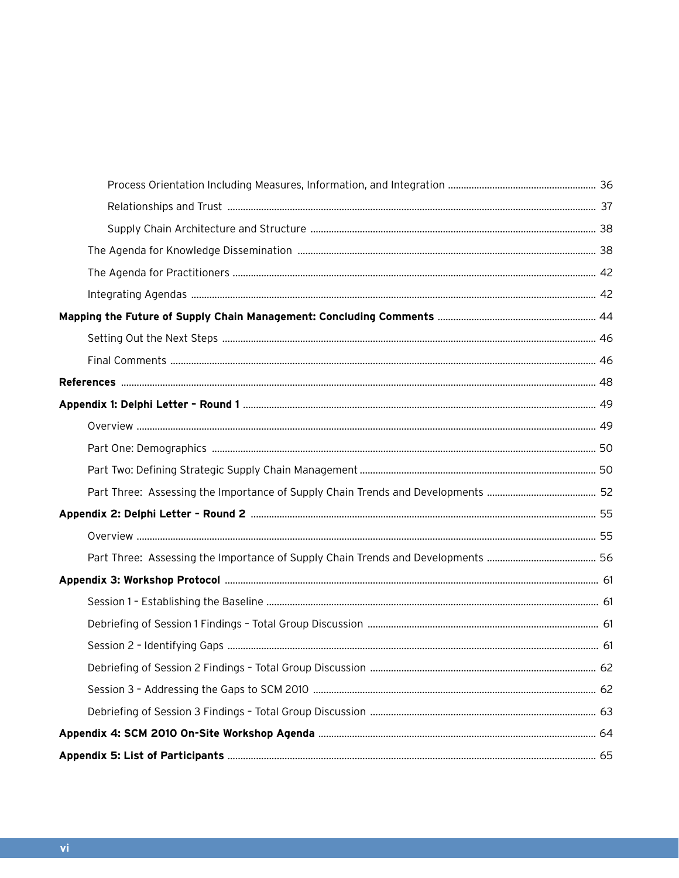Process Orientation Including Measures, Information, and Integration ........ 36

Relationships and Trust ........ 37

Supply Chain Architecture and Structure ........ 38

The Agenda for Knowledge Dissemination ........ 38

The Agenda for Practitioners ........ 42

Integrating Agendas ........ 42

**Mapping the Future of Supply Chain Management: Concluding Comments** ........ 44

Setting Out the Next Steps ........ 46

Final Comments ........ 46

**References** ........ 48

**Appendix 1: Delphi Letter – Round 1** ........ 49

Overview ........ 49

Part One: Demographics ........ 50

Part Two: Defining Strategic Supply Chain Management ........ 50

Part Three: Assessing the Importance of Supply Chain Trends and Developments ........ 52

**Appendix 2: Delphi Letter – Round 2** ........ 55

Overview ........ 55

Part Three: Assessing the Importance of Supply Chain Trends and Developments ........ 56

**Appendix 3: Workshop Protocol** ........ 61

Session 1 – Establishing the Baseline ........ 61

Debriefing of Session 1 Findings – Total Group Discussion ........ 61

Session 2 – Identifying Gaps ........ 61

Debriefing of Session 2 Findings – Total Group Discussion ........ 62

Session 3 – Addressing the Gaps to SCM 2010 ........ 62

Debriefing of Session 3 Findings – Total Group Discussion ........ 63

**Appendix 4: SCM 2010 On-Site Workshop Agenda** ........ 64

**Appendix 5: List of Participants** ........ 65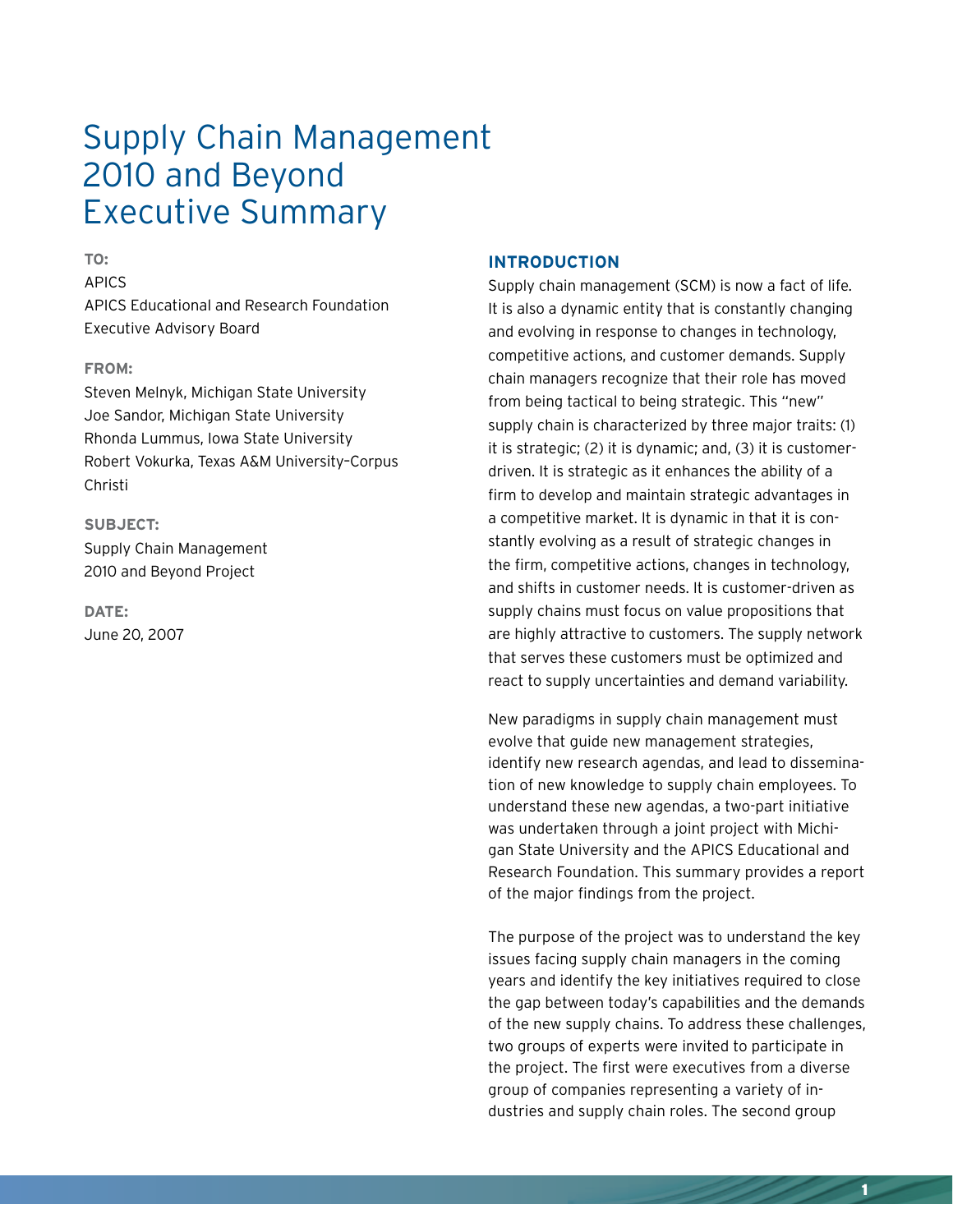# Supply Chain Management 2010 and Beyond Executive Summary

**TO:**

APICS
APICS Educational and Research Foundation
Executive Advisory Board

**FROM:**

Steven Melnyk, Michigan State University
Joe Sandor, Michigan State University
Rhonda Lummus, Iowa State University
Robert Vokurka, Texas A&M University–Corpus Christi

**SUBJECT:**

Supply Chain Management 2010 and Beyond Project

**DATE:**

June 20, 2007

## INTRODUCTION

Supply chain management (SCM) is now a fact of life. It is also a dynamic entity that is constantly changing and evolving in response to changes in technology, competitive actions, and customer demands. Supply chain managers recognize that their role has moved from being tactical to being strategic. This "new" supply chain is characterized by three major traits: (1) it is strategic; (2) it is dynamic; and, (3) it is customer-driven. It is strategic as it enhances the ability of a firm to develop and maintain strategic advantages in a competitive market. It is dynamic in that it is constantly evolving as a result of strategic changes in the firm, competitive actions, changes in technology, and shifts in customer needs. It is customer-driven as supply chains must focus on value propositions that are highly attractive to customers. The supply network that serves these customers must be optimized and react to supply uncertainties and demand variability.

New paradigms in supply chain management must evolve that guide new management strategies, identify new research agendas, and lead to dissemination of new knowledge to supply chain employees. To understand these new agendas, a two-part initiative was undertaken through a joint project with Michigan State University and the APICS Educational and Research Foundation. This summary provides a report of the major findings from the project.

The purpose of the project was to understand the key issues facing supply chain managers in the coming years and identify the key initiatives required to close the gap between today's capabilities and the demands of the new supply chains. To address these challenges, two groups of experts were invited to participate in the project. The first were executives from a diverse group of companies representing a variety of industries and supply chain roles. The second group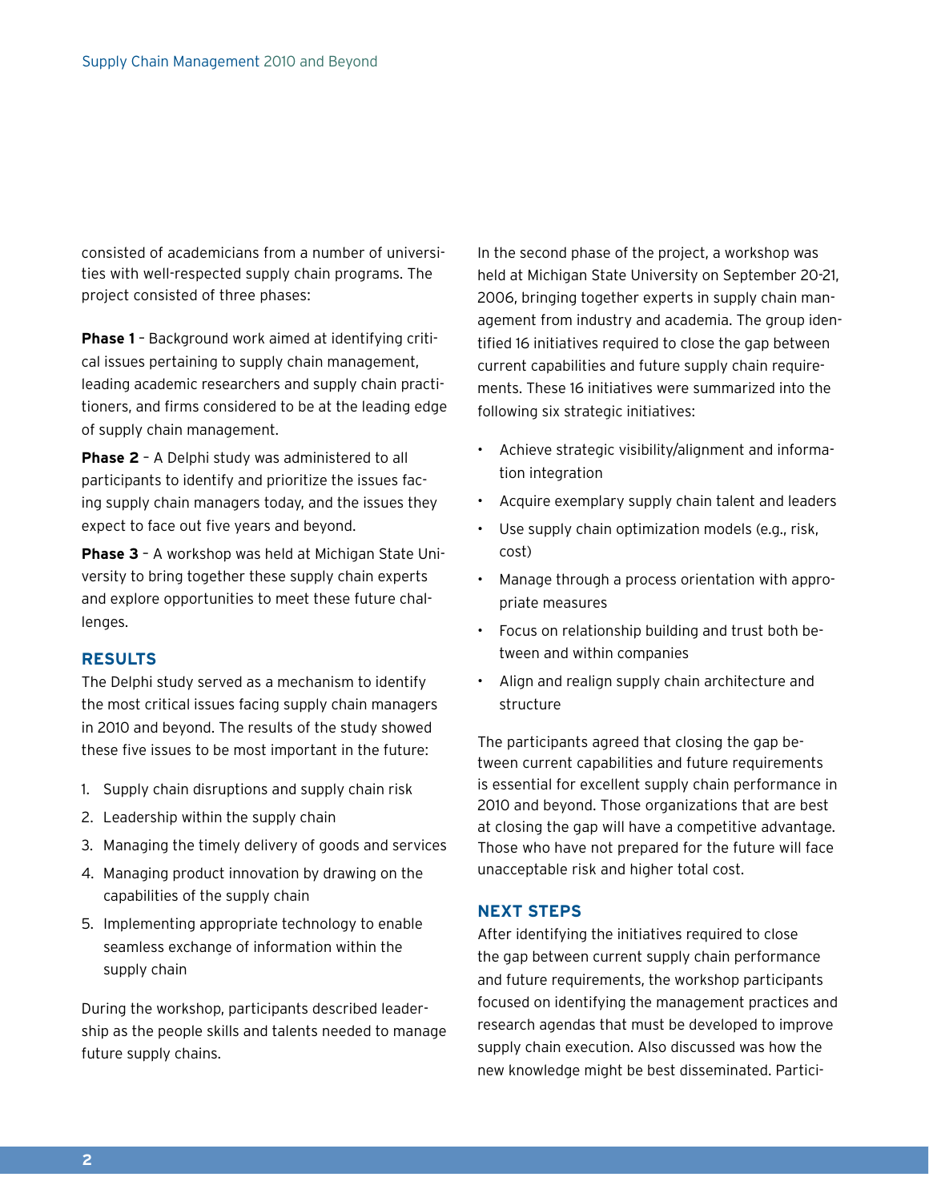consisted of academicians from a number of universities with well-respected supply chain programs. The project consisted of three phases:

**Phase 1** – Background work aimed at identifying critical issues pertaining to supply chain management, leading academic researchers and supply chain practitioners, and firms considered to be at the leading edge of supply chain management.

**Phase 2** – A Delphi study was administered to all participants to identify and prioritize the issues facing supply chain managers today, and the issues they expect to face out five years and beyond.

**Phase 3** – A workshop was held at Michigan State University to bring together these supply chain experts and explore opportunities to meet these future challenges.

## RESULTS

The Delphi study served as a mechanism to identify the most critical issues facing supply chain managers in 2010 and beyond. The results of the study showed these five issues to be most important in the future:

1. Supply chain disruptions and supply chain risk
2. Leadership within the supply chain
3. Managing the timely delivery of goods and services
4. Managing product innovation by drawing on the capabilities of the supply chain
5. Implementing appropriate technology to enable seamless exchange of information within the supply chain

During the workshop, participants described leadership as the people skills and talents needed to manage future supply chains.

In the second phase of the project, a workshop was held at Michigan State University on September 20-21, 2006, bringing together experts in supply chain management from industry and academia. The group identified 16 initiatives required to close the gap between current capabilities and future supply chain requirements. These 16 initiatives were summarized into the following six strategic initiatives:

- Achieve strategic visibility/alignment and information integration
- Acquire exemplary supply chain talent and leaders
- Use supply chain optimization models (e.g., risk, cost)
- Manage through a process orientation with appropriate measures
- Focus on relationship building and trust both between and within companies
- Align and realign supply chain architecture and structure

The participants agreed that closing the gap between current capabilities and future requirements is essential for excellent supply chain performance in 2010 and beyond. Those organizations that are best at closing the gap will have a competitive advantage. Those who have not prepared for the future will face unacceptable risk and higher total cost.

## NEXT STEPS

After identifying the initiatives required to close the gap between current supply chain performance and future requirements, the workshop participants focused on identifying the management practices and research agendas that must be developed to improve supply chain execution. Also discussed was how the new knowledge might be best disseminated. Partici-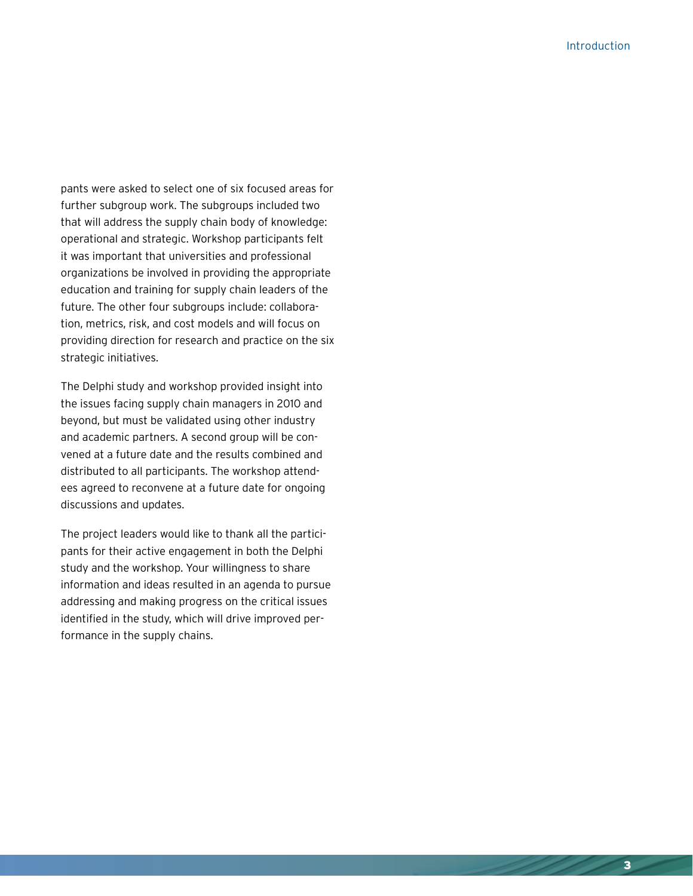pants were asked to select one of six focused areas for further subgroup work. The subgroups included two that will address the supply chain body of knowledge: operational and strategic. Workshop participants felt it was important that universities and professional organizations be involved in providing the appropriate education and training for supply chain leaders of the future. The other four subgroups include: collaboration, metrics, risk, and cost models and will focus on providing direction for research and practice on the six strategic initiatives.

The Delphi study and workshop provided insight into the issues facing supply chain managers in 2010 and beyond, but must be validated using other industry and academic partners. A second group will be convened at a future date and the results combined and distributed to all participants. The workshop attendees agreed to reconvene at a future date for ongoing discussions and updates.

The project leaders would like to thank all the participants for their active engagement in both the Delphi study and the workshop. Your willingness to share information and ideas resulted in an agenda to pursue addressing and making progress on the critical issues identified in the study, which will drive improved performance in the supply chains.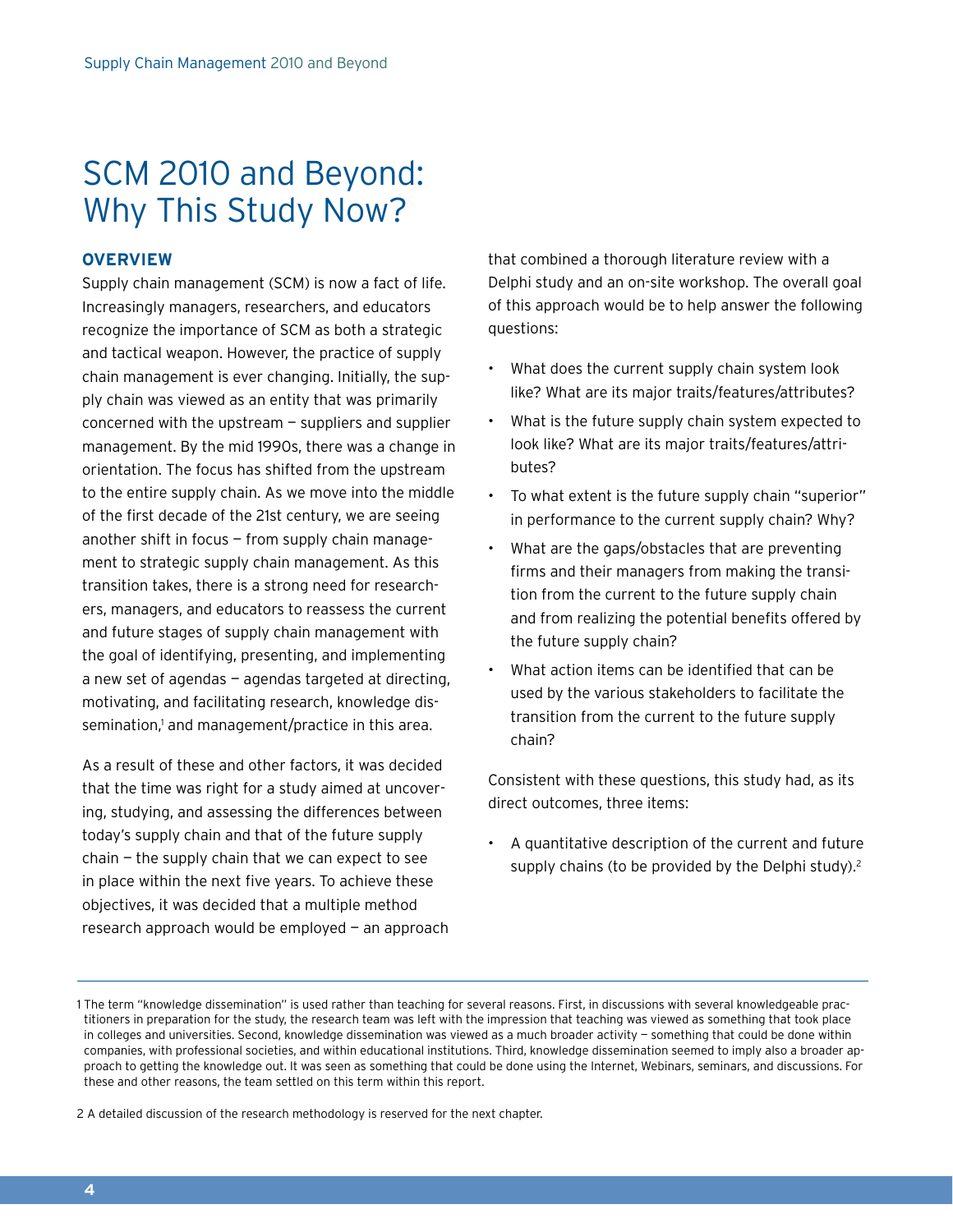# SCM 2010 and Beyond: Why This Study Now?

## OVERVIEW

Supply chain management (SCM) is now a fact of life. Increasingly managers, researchers, and educators recognize the importance of SCM as both a strategic and tactical weapon. However, the practice of supply chain management is ever changing. Initially, the supply chain was viewed as an entity that was primarily concerned with the upstream — suppliers and supplier management. By the mid 1990s, there was a change in orientation. The focus has shifted from the upstream to the entire supply chain. As we move into the middle of the first decade of the 21st century, we are seeing another shift in focus — from supply chain management to strategic supply chain management. As this transition takes, there is a strong need for researchers, managers, and educators to reassess the current and future stages of supply chain management with the goal of identifying, presenting, and implementing a new set of agendas — agendas targeted at directing, motivating, and facilitating research, knowledge dissemination,[1] and management/practice in this area.

As a result of these and other factors, it was decided that the time was right for a study aimed at uncovering, studying, and assessing the differences between today's supply chain and that of the future supply chain — the supply chain that we can expect to see in place within the next five years. To achieve these objectives, it was decided that a multiple method research approach would be employed — an approach that combined a thorough literature review with a Delphi study and an on-site workshop. The overall goal of this approach would be to help answer the following questions:

- What does the current supply chain system look like? What are its major traits/features/attributes?
- What is the future supply chain system expected to look like? What are its major traits/features/attributes?
- To what extent is the future supply chain "superior" in performance to the current supply chain? Why?
- What are the gaps/obstacles that are preventing firms and their managers from making the transition from the current to the future supply chain and from realizing the potential benefits offered by the future supply chain?
- What action items can be identified that can be used by the various stakeholders to facilitate the transition from the current to the future supply chain?

Consistent with these questions, this study had, as its direct outcomes, three items:

- A quantitative description of the current and future supply chains (to be provided by the Delphi study).[2]

---

1 The term "knowledge dissemination" is used rather than teaching for several reasons. First, in discussions with several knowledgeable practitioners in preparation for the study, the research team was left with the impression that teaching was viewed as something that took place in colleges and universities. Second, knowledge dissemination was viewed as a much broader activity — something that could be done within companies, with professional societies, and within educational institutions. Third, knowledge dissemination seemed to imply also a broader approach to getting the knowledge out. It was seen as something that could be done using the Internet, Webinars, seminars, and discussions. For these and other reasons, the team settled on this term within this report.

2 A detailed discussion of the research methodology is reserved for the next chapter.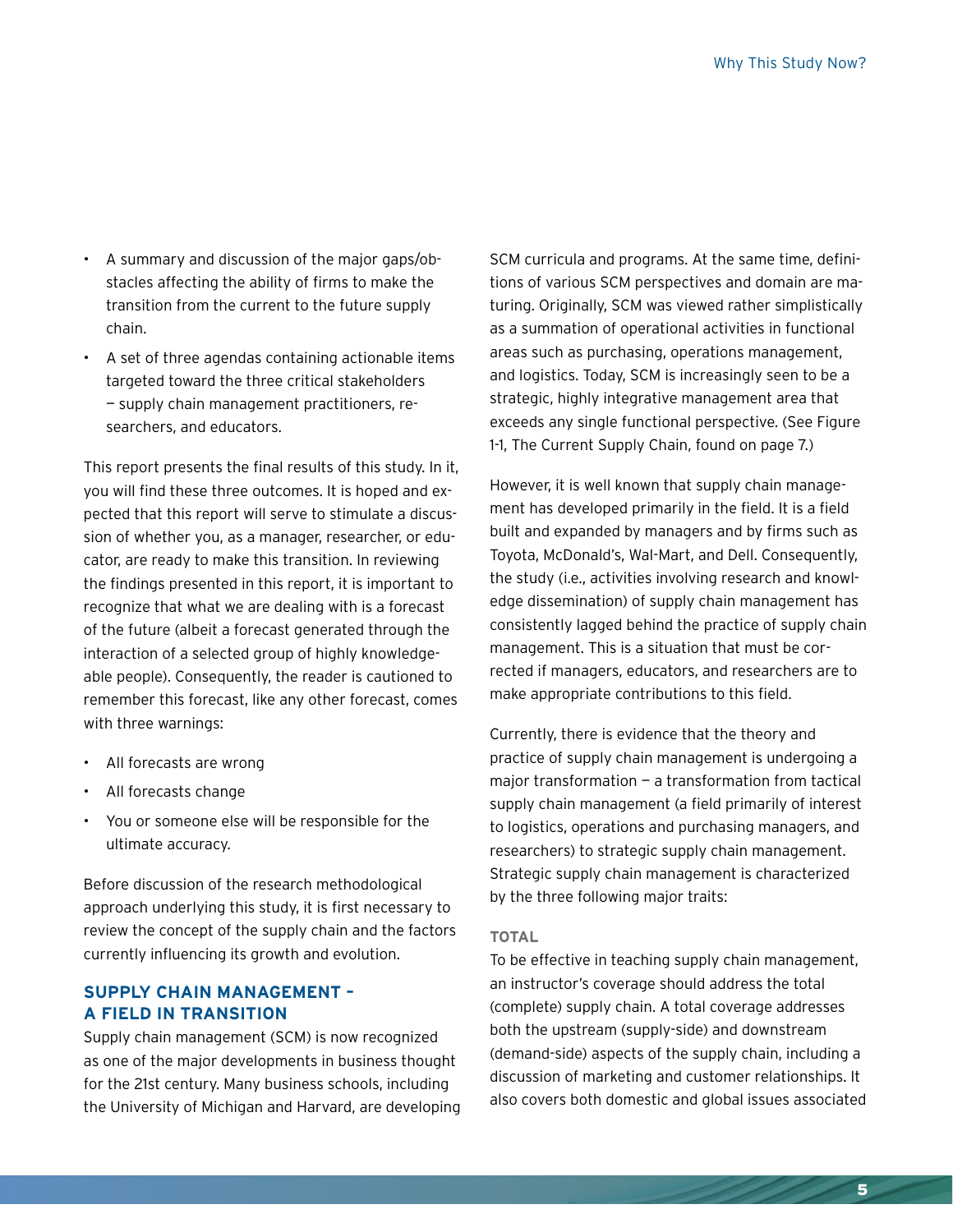- A summary and discussion of the major gaps/obstacles affecting the ability of firms to make the transition from the current to the future supply chain.
- A set of three agendas containing actionable items targeted toward the three critical stakeholders — supply chain management practitioners, researchers, and educators.

This report presents the final results of this study. In it, you will find these three outcomes. It is hoped and expected that this report will serve to stimulate a discussion of whether you, as a manager, researcher, or educator, are ready to make this transition. In reviewing the findings presented in this report, it is important to recognize that what we are dealing with is a forecast of the future (albeit a forecast generated through the interaction of a selected group of highly knowledgeable people). Consequently, the reader is cautioned to remember this forecast, like any other forecast, comes with three warnings:

- All forecasts are wrong
- All forecasts change
- You or someone else will be responsible for the ultimate accuracy.

Before discussion of the research methodological approach underlying this study, it is first necessary to review the concept of the supply chain and the factors currently influencing its growth and evolution.

## SUPPLY CHAIN MANAGEMENT – A FIELD IN TRANSITION

Supply chain management (SCM) is now recognized as one of the major developments in business thought for the 21st century. Many business schools, including the University of Michigan and Harvard, are developing SCM curricula and programs. At the same time, definitions of various SCM perspectives and domain are maturing. Originally, SCM was viewed rather simplistically as a summation of operational activities in functional areas such as purchasing, operations management, and logistics. Today, SCM is increasingly seen to be a strategic, highly integrative management area that exceeds any single functional perspective. (See Figure 1-1, The Current Supply Chain, found on page 7.)

However, it is well known that supply chain management has developed primarily in the field. It is a field built and expanded by managers and by firms such as Toyota, McDonald's, Wal-Mart, and Dell. Consequently, the study (i.e., activities involving research and knowledge dissemination) of supply chain management has consistently lagged behind the practice of supply chain management. This is a situation that must be corrected if managers, educators, and researchers are to make appropriate contributions to this field.

Currently, there is evidence that the theory and practice of supply chain management is undergoing a major transformation — a transformation from tactical supply chain management (a field primarily of interest to logistics, operations and purchasing managers, and researchers) to strategic supply chain management. Strategic supply chain management is characterized by the three following major traits:

### TOTAL

To be effective in teaching supply chain management, an instructor's coverage should address the total (complete) supply chain. A total coverage addresses both the upstream (supply-side) and downstream (demand-side) aspects of the supply chain, including a discussion of marketing and customer relationships. It also covers both domestic and global issues associated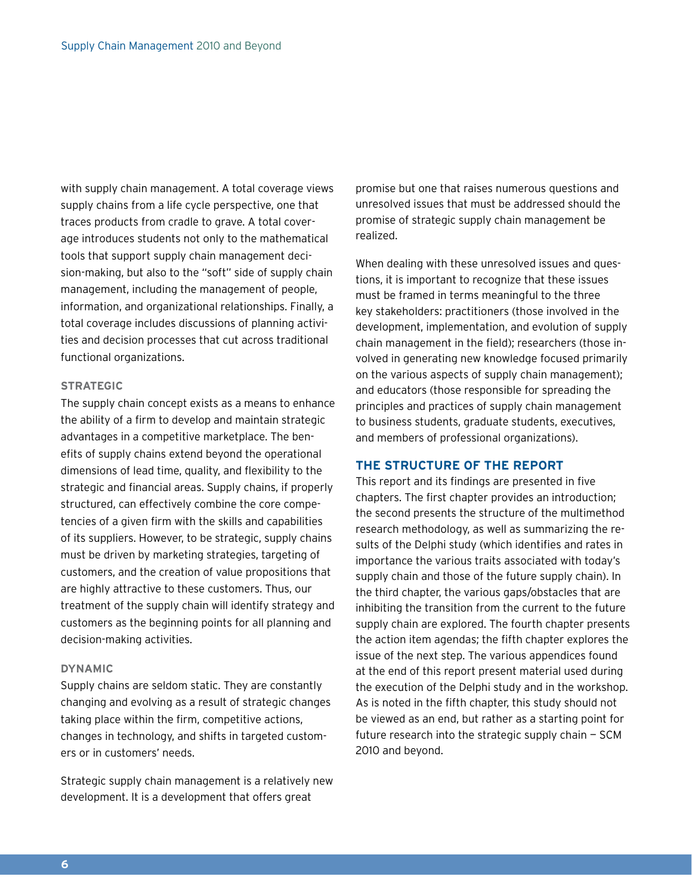with supply chain management. A total coverage views supply chains from a life cycle perspective, one that traces products from cradle to grave. A total coverage introduces students not only to the mathematical tools that support supply chain management decision-making, but also to the "soft" side of supply chain management, including the management of people, information, and organizational relationships. Finally, a total coverage includes discussions of planning activities and decision processes that cut across traditional functional organizations.

### STRATEGIC

The supply chain concept exists as a means to enhance the ability of a firm to develop and maintain strategic advantages in a competitive marketplace. The benefits of supply chains extend beyond the operational dimensions of lead time, quality, and flexibility to the strategic and financial areas. Supply chains, if properly structured, can effectively combine the core competencies of a given firm with the skills and capabilities of its suppliers. However, to be strategic, supply chains must be driven by marketing strategies, targeting of customers, and the creation of value propositions that are highly attractive to these customers. Thus, our treatment of the supply chain will identify strategy and customers as the beginning points for all planning and decision-making activities.

### DYNAMIC

Supply chains are seldom static. They are constantly changing and evolving as a result of strategic changes taking place within the firm, competitive actions, changes in technology, and shifts in targeted customers or in customers' needs.

Strategic supply chain management is a relatively new development. It is a development that offers great promise but one that raises numerous questions and unresolved issues that must be addressed should the promise of strategic supply chain management be realized.

When dealing with these unresolved issues and questions, it is important to recognize that these issues must be framed in terms meaningful to the three key stakeholders: practitioners (those involved in the development, implementation, and evolution of supply chain management in the field); researchers (those involved in generating new knowledge focused primarily on the various aspects of supply chain management); and educators (those responsible for spreading the principles and practices of supply chain management to business students, graduate students, executives, and members of professional organizations).

## THE STRUCTURE OF THE REPORT

This report and its findings are presented in five chapters. The first chapter provides an introduction; the second presents the structure of the multimethod research methodology, as well as summarizing the results of the Delphi study (which identifies and rates in importance the various traits associated with today's supply chain and those of the future supply chain). In the third chapter, the various gaps/obstacles that are inhibiting the transition from the current to the future supply chain are explored. The fourth chapter presents the action item agendas; the fifth chapter explores the issue of the next step. The various appendices found at the end of this report present material used during the execution of the Delphi study and in the workshop. As is noted in the fifth chapter, this study should not be viewed as an end, but rather as a starting point for future research into the strategic supply chain — SCM 2010 and beyond.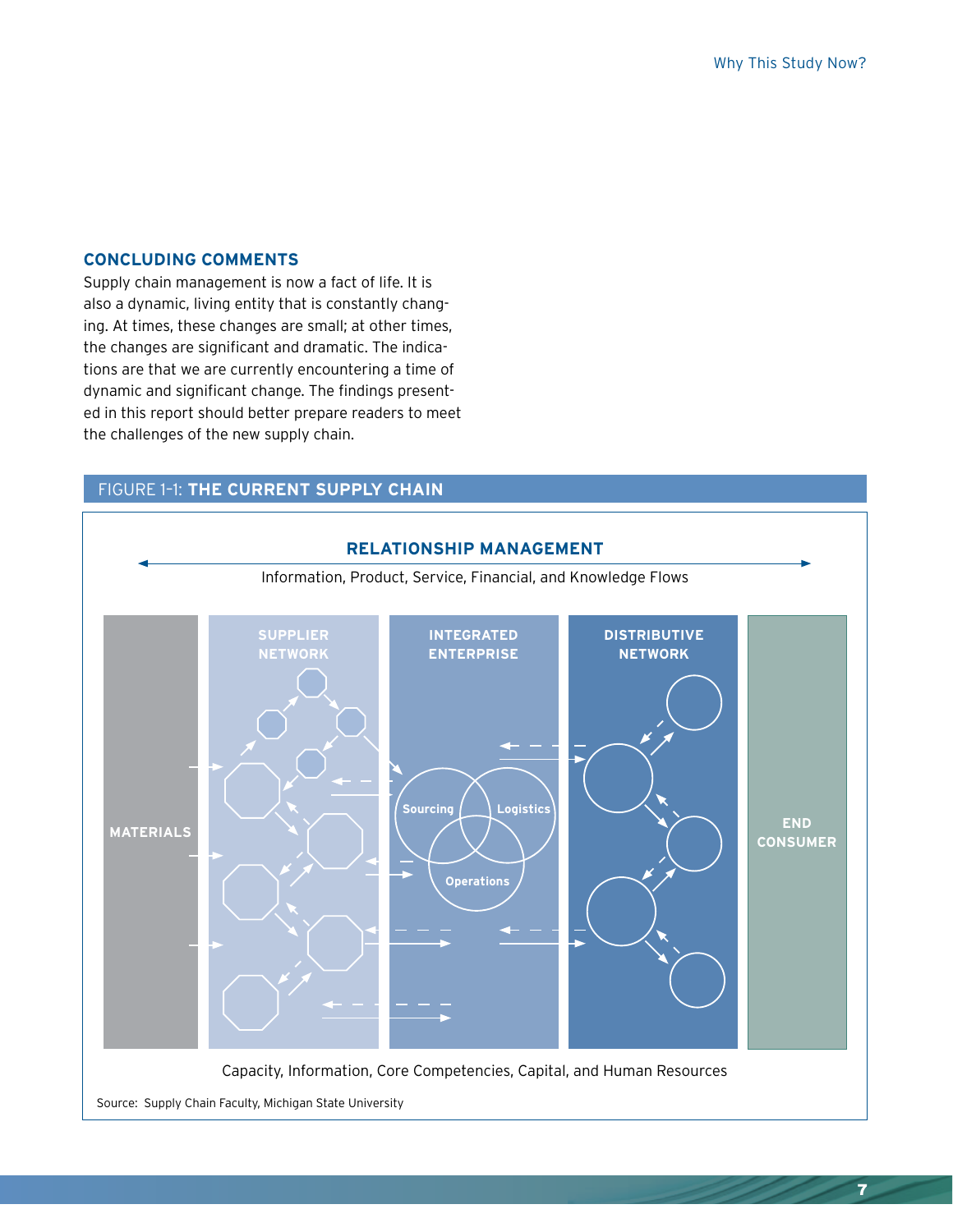## CONCLUDING COMMENTS

Supply chain management is now a fact of life. It is also a dynamic, living entity that is constantly changing. At times, these changes are small; at other times, the changes are significant and dramatic. The indications are that we are currently encountering a time of dynamic and significant change. The findings presented in this report should better prepare readers to meet the challenges of the new supply chain.

FIGURE 1-1: **THE CURRENT SUPPLY CHAIN**

**RELATIONSHIP MANAGEMENT**

Information, Product, Service, Financial, and Knowledge Flows

MATERIALS | SUPPLIER NETWORK | INTEGRATED ENTERPRISE (Sourcing, Logistics, Operations) | DISTRIBUTIVE NETWORK | END CONSUMER

Capacity, Information, Core Competencies, Capital, and Human Resources

Source: Supply Chain Faculty, Michigan State University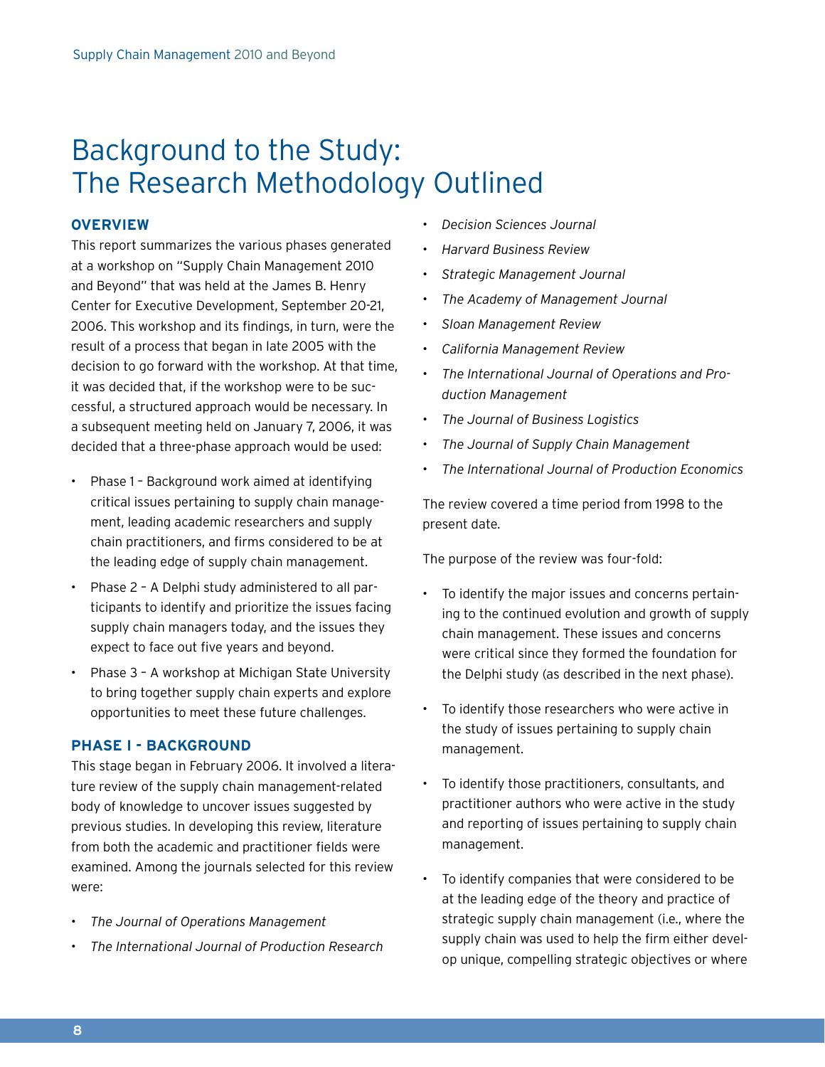# Background to the Study: The Research Methodology Outlined

## OVERVIEW

This report summarizes the various phases generated at a workshop on "Supply Chain Management 2010 and Beyond" that was held at the James B. Henry Center for Executive Development, September 20-21, 2006. This workshop and its findings, in turn, were the result of a process that began in late 2005 with the decision to go forward with the workshop. At that time, it was decided that, if the workshop were to be successful, a structured approach would be necessary. In a subsequent meeting held on January 7, 2006, it was decided that a three-phase approach would be used:

- Phase 1 – Background work aimed at identifying critical issues pertaining to supply chain management, leading academic researchers and supply chain practitioners, and firms considered to be at the leading edge of supply chain management.
- Phase 2 – A Delphi study administered to all participants to identify and prioritize the issues facing supply chain managers today, and the issues they expect to face out five years and beyond.
- Phase 3 – A workshop at Michigan State University to bring together supply chain experts and explore opportunities to meet these future challenges.

## PHASE I - BACKGROUND

This stage began in February 2006. It involved a literature review of the supply chain management-related body of knowledge to uncover issues suggested by previous studies. In developing this review, literature from both the academic and practitioner fields were examined. Among the journals selected for this review were:

- *The Journal of Operations Management*
- *The International Journal of Production Research*
- *Decision Sciences Journal*
- *Harvard Business Review*
- *Strategic Management Journal*
- *The Academy of Management Journal*
- *Sloan Management Review*
- *California Management Review*
- *The International Journal of Operations and Production Management*
- *The Journal of Business Logistics*
- *The Journal of Supply Chain Management*
- *The International Journal of Production Economics*

The review covered a time period from 1998 to the present date.

The purpose of the review was four-fold:

- To identify the major issues and concerns pertaining to the continued evolution and growth of supply chain management. These issues and concerns were critical since they formed the foundation for the Delphi study (as described in the next phase).
- To identify those researchers who were active in the study of issues pertaining to supply chain management.
- To identify those practitioners, consultants, and practitioner authors who were active in the study and reporting of issues pertaining to supply chain management.
- To identify companies that were considered to be at the leading edge of the theory and practice of strategic supply chain management (i.e., where the supply chain was used to help the firm either develop unique, compelling strategic objectives or where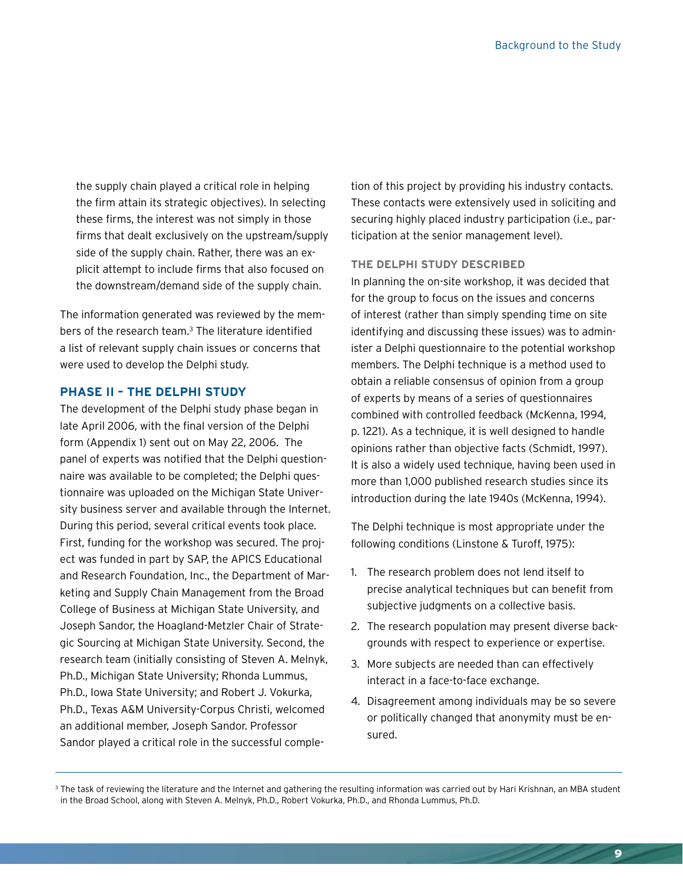the supply chain played a critical role in helping the firm attain its strategic objectives). In selecting these firms, the interest was not simply in those firms that dealt exclusively on the upstream/supply side of the supply chain. Rather, there was an explicit attempt to include firms that also focused on the downstream/demand side of the supply chain.

The information generated was reviewed by the members of the research team.[3] The literature identified a list of relevant supply chain issues or concerns that were used to develop the Delphi study.

## PHASE II – THE DELPHI STUDY

The development of the Delphi study phase began in late April 2006, with the final version of the Delphi form (Appendix 1) sent out on May 22, 2006. The panel of experts was notified that the Delphi questionnaire was available to be completed; the Delphi questionnaire was uploaded on the Michigan State University business server and available through the Internet. During this period, several critical events took place. First, funding for the workshop was secured. The project was funded in part by SAP, the APICS Educational and Research Foundation, Inc., the Department of Marketing and Supply Chain Management from the Broad College of Business at Michigan State University, and Joseph Sandor, the Hoagland-Metzler Chair of Strategic Sourcing at Michigan State University. Second, the research team (initially consisting of Steven A. Melnyk, Ph.D., Michigan State University; Rhonda Lummus, Ph.D., Iowa State University; and Robert J. Vokurka, Ph.D., Texas A&M University-Corpus Christi, welcomed an additional member, Joseph Sandor. Professor Sandor played a critical role in the successful completion of this project by providing his industry contacts. These contacts were extensively used in soliciting and securing highly placed industry participation (i.e., participation at the senior management level).

### THE DELPHI STUDY DESCRIBED

In planning the on-site workshop, it was decided that for the group to focus on the issues and concerns of interest (rather than simply spending time on site identifying and discussing these issues) was to administer a Delphi questionnaire to the potential workshop members. The Delphi technique is a method used to obtain a reliable consensus of opinion from a group of experts by means of a series of questionnaires combined with controlled feedback (McKenna, 1994, p. 1221). As a technique, it is well designed to handle opinions rather than objective facts (Schmidt, 1997). It is also a widely used technique, having been used in more than 1,000 published research studies since its introduction during the late 1940s (McKenna, 1994).

The Delphi technique is most appropriate under the following conditions (Linstone & Turoff, 1975):

1. The research problem does not lend itself to precise analytical techniques but can benefit from subjective judgments on a collective basis.
2. The research population may present diverse backgrounds with respect to experience or expertise.
3. More subjects are needed than can effectively interact in a face-to-face exchange.
4. Disagreement among individuals may be so severe or politically changed that anonymity must be ensured.

[3] The task of reviewing the literature and the Internet and gathering the resulting information was carried out by Hari Krishnan, an MBA student in the Broad School, along with Steven A. Melnyk, Ph.D., Robert Vokurka, Ph.D., and Rhonda Lummus, Ph.D.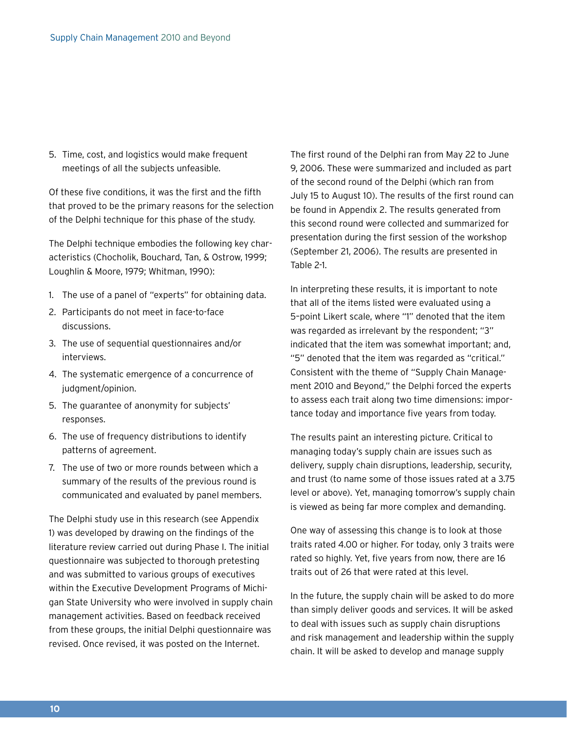5. Time, cost, and logistics would make frequent meetings of all the subjects unfeasible.

Of these five conditions, it was the first and the fifth that proved to be the primary reasons for the selection of the Delphi technique for this phase of the study.

The Delphi technique embodies the following key characteristics (Chocholik, Bouchard, Tan, & Ostrow, 1999; Loughlin & Moore, 1979; Whitman, 1990):

1. The use of a panel of "experts" for obtaining data.
2. Participants do not meet in face-to-face discussions.
3. The use of sequential questionnaires and/or interviews.
4. The systematic emergence of a concurrence of judgment/opinion.
5. The guarantee of anonymity for subjects' responses.
6. The use of frequency distributions to identify patterns of agreement.
7. The use of two or more rounds between which a summary of the results of the previous round is communicated and evaluated by panel members.

The Delphi study use in this research (see Appendix 1) was developed by drawing on the findings of the literature review carried out during Phase I. The initial questionnaire was subjected to thorough pretesting and was submitted to various groups of executives within the Executive Development Programs of Michigan State University who were involved in supply chain management activities. Based on feedback received from these groups, the initial Delphi questionnaire was revised. Once revised, it was posted on the Internet.

The first round of the Delphi ran from May 22 to June 9, 2006. These were summarized and included as part of the second round of the Delphi (which ran from July 15 to August 10). The results of the first round can be found in Appendix 2. The results generated from this second round were collected and summarized for presentation during the first session of the workshop (September 21, 2006). The results are presented in Table 2-1.

In interpreting these results, it is important to note that all of the items listed were evaluated using a 5-point Likert scale, where "1" denoted that the item was regarded as irrelevant by the respondent; "3" indicated that the item was somewhat important; and, "5" denoted that the item was regarded as "critical." Consistent with the theme of "Supply Chain Management 2010 and Beyond," the Delphi forced the experts to assess each trait along two time dimensions: importance today and importance five years from today.

The results paint an interesting picture. Critical to managing today's supply chain are issues such as delivery, supply chain disruptions, leadership, security, and trust (to name some of those issues rated at a 3.75 level or above). Yet, managing tomorrow's supply chain is viewed as being far more complex and demanding.

One way of assessing this change is to look at those traits rated 4.00 or higher. For today, only 3 traits were rated so highly. Yet, five years from now, there are 16 traits out of 26 that were rated at this level.

In the future, the supply chain will be asked to do more than simply deliver goods and services. It will be asked to deal with issues such as supply chain disruptions and risk management and leadership within the supply chain. It will be asked to develop and manage supply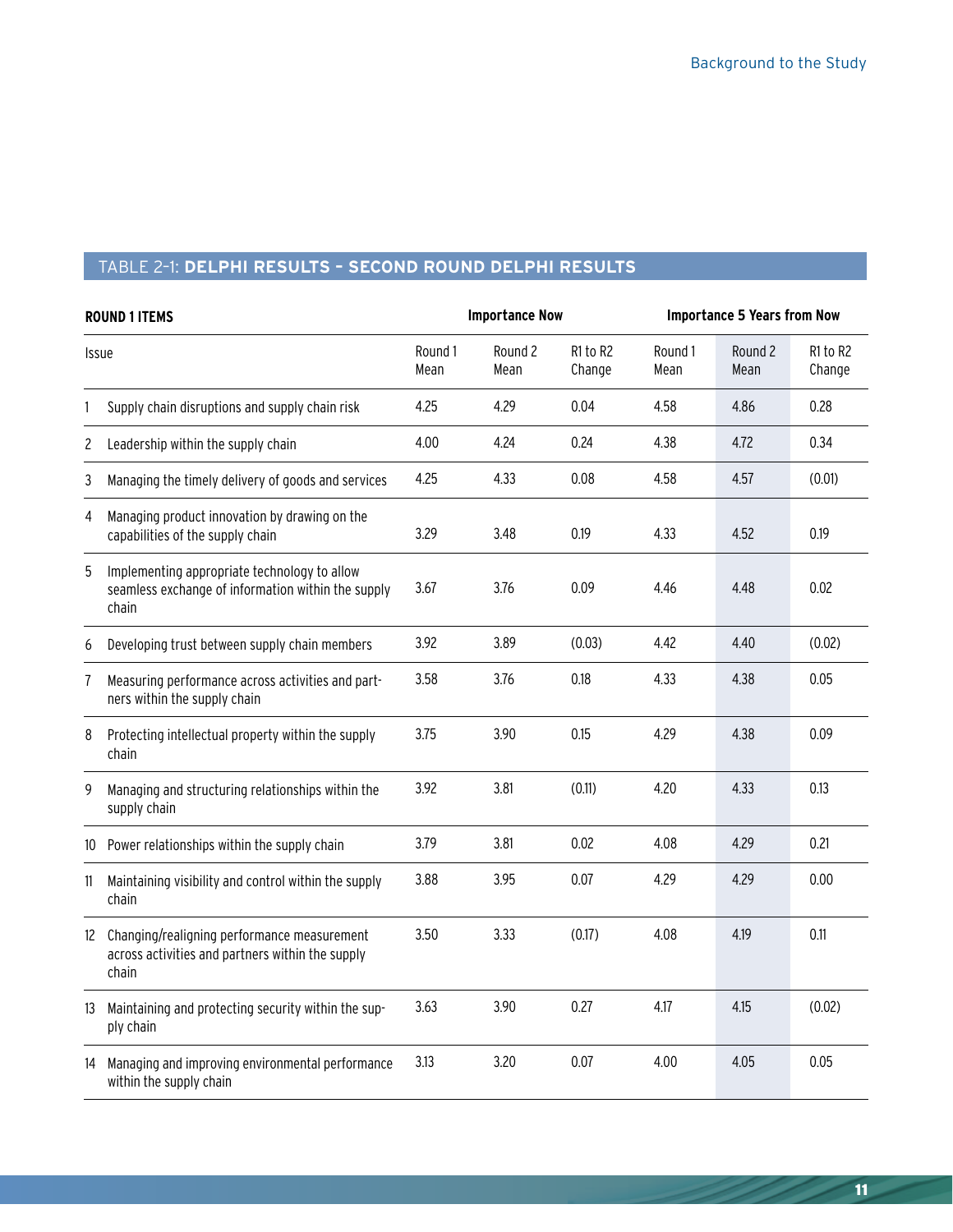TABLE 2–1: **DELPHI RESULTS – SECOND ROUND DELPHI RESULTS**

| ROUND 1 ITEMS | | Importance Now | | | Importance 5 Years from Now | | |
|---|---|---|---|---|---|---|---|
| | Issue | Round 1 Mean | Round 2 Mean | R1 to R2 Change | Round 1 Mean | Round 2 Mean | R1 to R2 Change |
| 1 | Supply chain disruptions and supply chain risk | 4.25 | 4.29 | 0.04 | 4.58 | 4.86 | 0.28 |
| 2 | Leadership within the supply chain | 4.00 | 4.24 | 0.24 | 4.38 | 4.72 | 0.34 |
| 3 | Managing the timely delivery of goods and services | 4.25 | 4.33 | 0.08 | 4.58 | 4.57 | (0.01) |
| 4 | Managing product innovation by drawing on the capabilities of the supply chain | 3.29 | 3.48 | 0.19 | 4.33 | 4.52 | 0.19 |
| 5 | Implementing appropriate technology to allow seamless exchange of information within the supply chain | 3.67 | 3.76 | 0.09 | 4.46 | 4.48 | 0.02 |
| 6 | Developing trust between supply chain members | 3.92 | 3.89 | (0.03) | 4.42 | 4.40 | (0.02) |
| 7 | Measuring performance across activities and partners within the supply chain | 3.58 | 3.76 | 0.18 | 4.33 | 4.38 | 0.05 |
| 8 | Protecting intellectual property within the supply chain | 3.75 | 3.90 | 0.15 | 4.29 | 4.38 | 0.09 |
| 9 | Managing and structuring relationships within the supply chain | 3.92 | 3.81 | (0.11) | 4.20 | 4.33 | 0.13 |
| 10 | Power relationships within the supply chain | 3.79 | 3.81 | 0.02 | 4.08 | 4.29 | 0.21 |
| 11 | Maintaining visibility and control within the supply chain | 3.88 | 3.95 | 0.07 | 4.29 | 4.29 | 0.00 |
| 12 | Changing/realigning performance measurement across activities and partners within the supply chain | 3.50 | 3.33 | (0.17) | 4.08 | 4.19 | 0.11 |
| 13 | Maintaining and protecting security within the supply chain | 3.63 | 3.90 | 0.27 | 4.17 | 4.15 | (0.02) |
| 14 | Managing and improving environmental performance within the supply chain | 3.13 | 3.20 | 0.07 | 4.00 | 4.05 | 0.05 |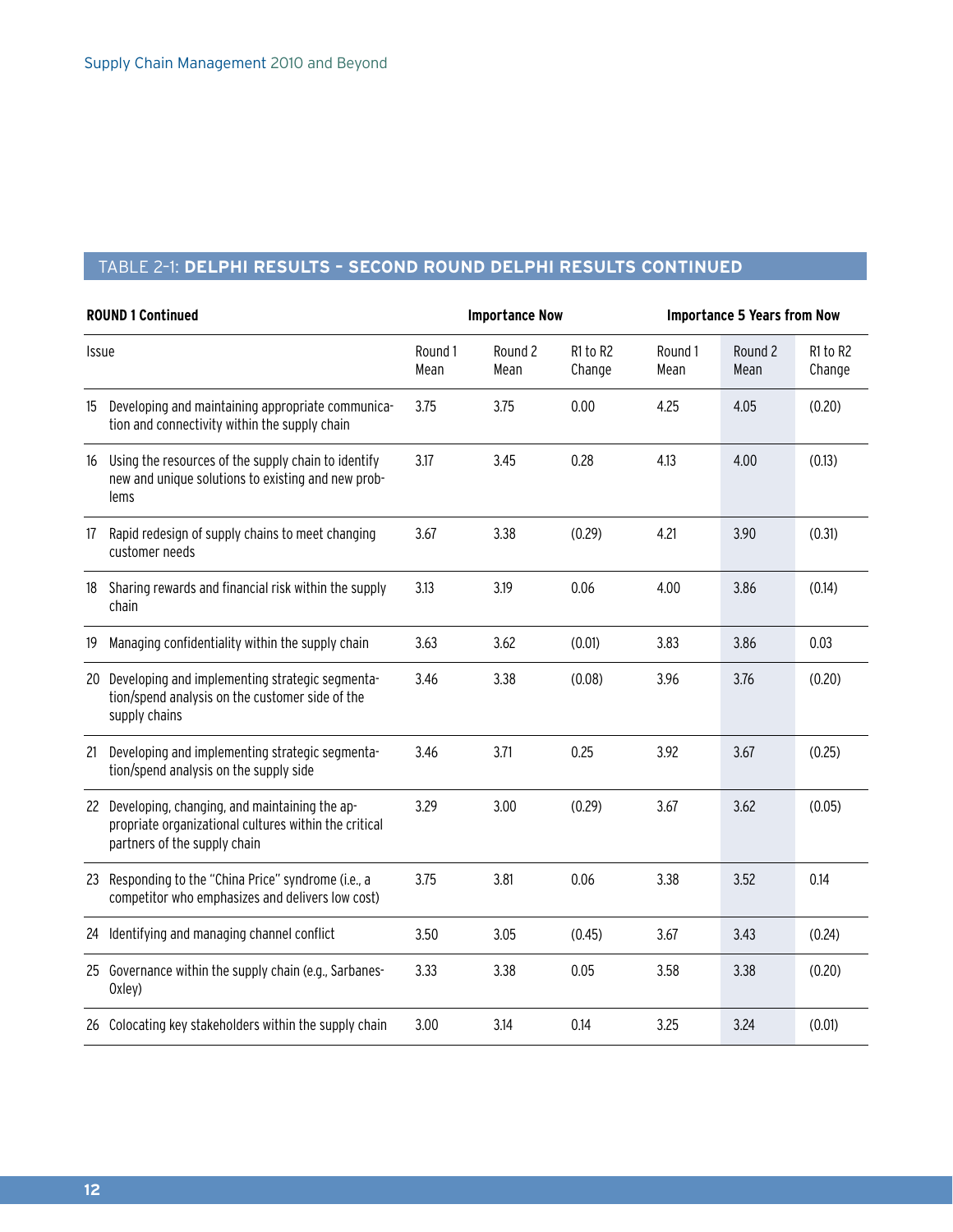## TABLE 2-1: DELPHI RESULTS – SECOND ROUND DELPHI RESULTS CONTINUED

| ROUND 1 Continued | Importance Now | | | Importance 5 Years from Now | | |
|---|---|---|---|---|---|---|
| Issue | Round 1 Mean | Round 2 Mean | R1 to R2 Change | Round 1 Mean | Round 2 Mean | R1 to R2 Change |
| 15 Developing and maintaining appropriate communication and connectivity within the supply chain | 3.75 | 3.75 | 0.00 | 4.25 | 4.05 | (0.20) |
| 16 Using the resources of the supply chain to identify new and unique solutions to existing and new problems | 3.17 | 3.45 | 0.28 | 4.13 | 4.00 | (0.13) |
| 17 Rapid redesign of supply chains to meet changing customer needs | 3.67 | 3.38 | (0.29) | 4.21 | 3.90 | (0.31) |
| 18 Sharing rewards and financial risk within the supply chain | 3.13 | 3.19 | 0.06 | 4.00 | 3.86 | (0.14) |
| 19 Managing confidentiality within the supply chain | 3.63 | 3.62 | (0.01) | 3.83 | 3.86 | 0.03 |
| 20 Developing and implementing strategic segmentation/spend analysis on the customer side of the supply chains | 3.46 | 3.38 | (0.08) | 3.96 | 3.76 | (0.20) |
| 21 Developing and implementing strategic segmentation/spend analysis on the supply side | 3.46 | 3.71 | 0.25 | 3.92 | 3.67 | (0.25) |
| 22 Developing, changing, and maintaining the appropriate organizational cultures within the critical partners of the supply chain | 3.29 | 3.00 | (0.29) | 3.67 | 3.62 | (0.05) |
| 23 Responding to the "China Price" syndrome (i.e., a competitor who emphasizes and delivers low cost) | 3.75 | 3.81 | 0.06 | 3.38 | 3.52 | 0.14 |
| 24 Identifying and managing channel conflict | 3.50 | 3.05 | (0.45) | 3.67 | 3.43 | (0.24) |
| 25 Governance within the supply chain (e.g., Sarbanes-Oxley) | 3.33 | 3.38 | 0.05 | 3.58 | 3.38 | (0.20) |
| 26 Colocating key stakeholders within the supply chain | 3.00 | 3.14 | 0.14 | 3.25 | 3.24 | (0.01) |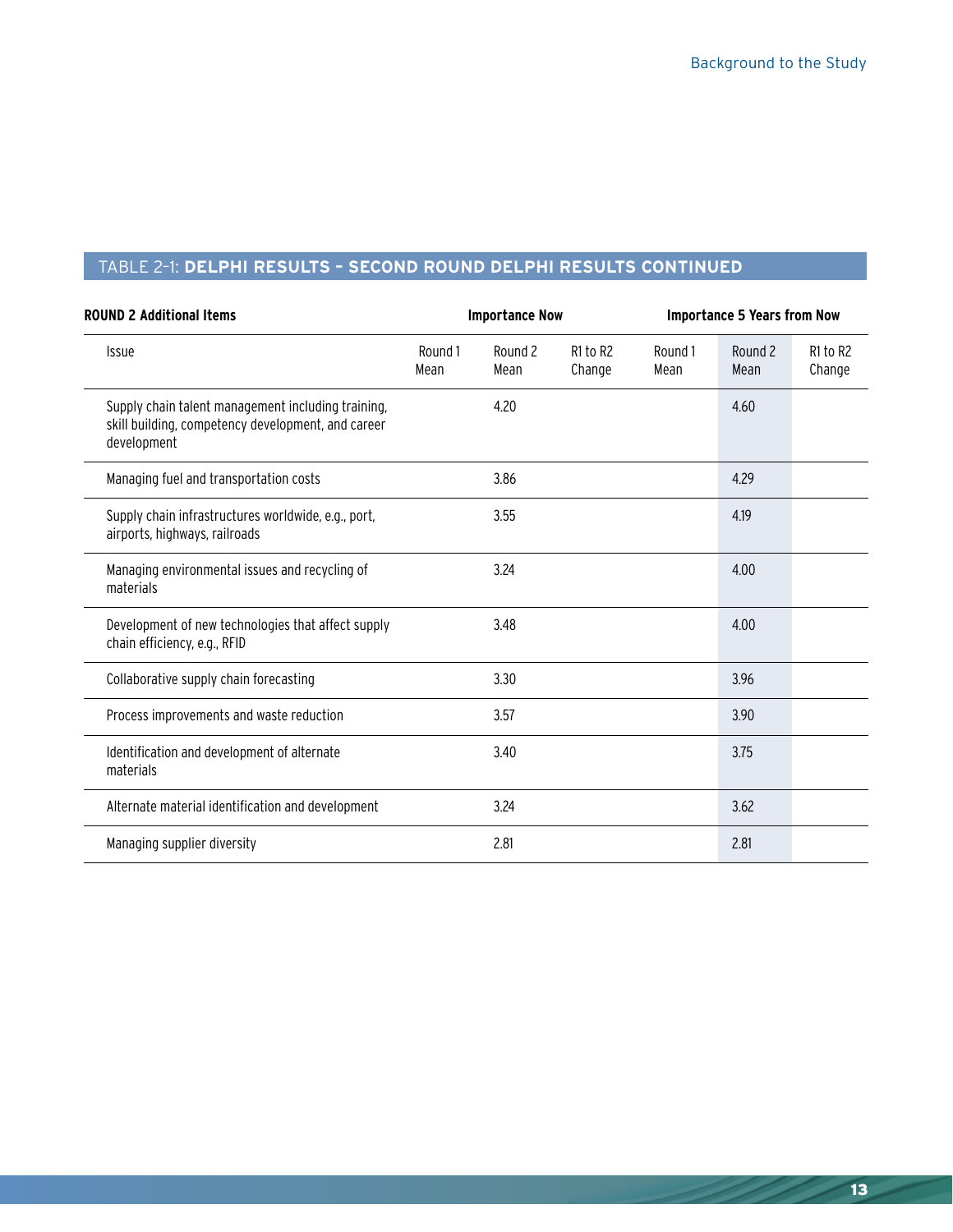## TABLE 2-1: DELPHI RESULTS – SECOND ROUND DELPHI RESULTS CONTINUED

| ROUND 2 Additional Items | Importance Now | | | Importance 5 Years from Now | | |
|---|---|---|---|---|---|---|
| Issue | Round 1 Mean | Round 2 Mean | R1 to R2 Change | Round 1 Mean | Round 2 Mean | R1 to R2 Change |
| Supply chain talent management including training, skill building, competency development, and career development | | 4.20 | | | 4.60 | |
| Managing fuel and transportation costs | | 3.86 | | | 4.29 | |
| Supply chain infrastructures worldwide, e.g., port, airports, highways, railroads | | 3.55 | | | 4.19 | |
| Managing environmental issues and recycling of materials | | 3.24 | | | 4.00 | |
| Development of new technologies that affect supply chain efficiency, e.g., RFID | | 3.48 | | | 4.00 | |
| Collaborative supply chain forecasting | | 3.30 | | | 3.96 | |
| Process improvements and waste reduction | | 3.57 | | | 3.90 | |
| Identification and development of alternate materials | | 3.40 | | | 3.75 | |
| Alternate material identification and development | | 3.24 | | | 3.62 | |
| Managing supplier diversity | | 2.81 | | | 2.81 | |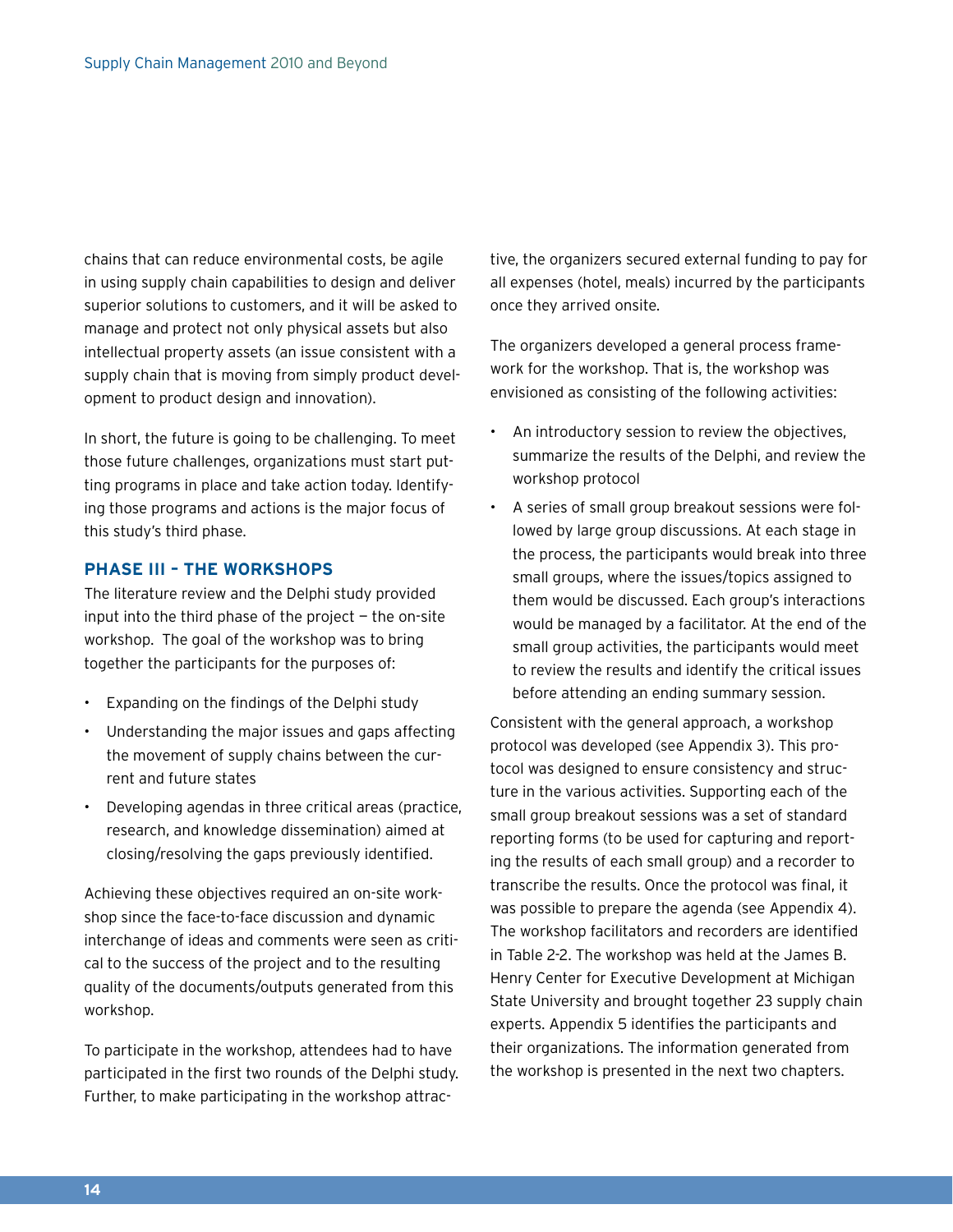chains that can reduce environmental costs, be agile in using supply chain capabilities to design and deliver superior solutions to customers, and it will be asked to manage and protect not only physical assets but also intellectual property assets (an issue consistent with a supply chain that is moving from simply product development to product design and innovation).

In short, the future is going to be challenging. To meet those future challenges, organizations must start putting programs in place and take action today. Identifying those programs and actions is the major focus of this study's third phase.

### PHASE III – THE WORKSHOPS

The literature review and the Delphi study provided input into the third phase of the project — the on-site workshop. The goal of the workshop was to bring together the participants for the purposes of:

- Expanding on the findings of the Delphi study
- Understanding the major issues and gaps affecting the movement of supply chains between the current and future states
- Developing agendas in three critical areas (practice, research, and knowledge dissemination) aimed at closing/resolving the gaps previously identified.

Achieving these objectives required an on-site workshop since the face-to-face discussion and dynamic interchange of ideas and comments were seen as critical to the success of the project and to the resulting quality of the documents/outputs generated from this workshop.

To participate in the workshop, attendees had to have participated in the first two rounds of the Delphi study. Further, to make participating in the workshop attractive, the organizers secured external funding to pay for all expenses (hotel, meals) incurred by the participants once they arrived onsite.

The organizers developed a general process framework for the workshop. That is, the workshop was envisioned as consisting of the following activities:

- An introductory session to review the objectives, summarize the results of the Delphi, and review the workshop protocol
- A series of small group breakout sessions were followed by large group discussions. At each stage in the process, the participants would break into three small groups, where the issues/topics assigned to them would be discussed. Each group's interactions would be managed by a facilitator. At the end of the small group activities, the participants would meet to review the results and identify the critical issues before attending an ending summary session.

Consistent with the general approach, a workshop protocol was developed (see Appendix 3). This protocol was designed to ensure consistency and structure in the various activities. Supporting each of the small group breakout sessions was a set of standard reporting forms (to be used for capturing and reporting the results of each small group) and a recorder to transcribe the results. Once the protocol was final, it was possible to prepare the agenda (see Appendix 4). The workshop facilitators and recorders are identified in Table 2-2. The workshop was held at the James B. Henry Center for Executive Development at Michigan State University and brought together 23 supply chain experts. Appendix 5 identifies the participants and their organizations. The information generated from the workshop is presented in the next two chapters.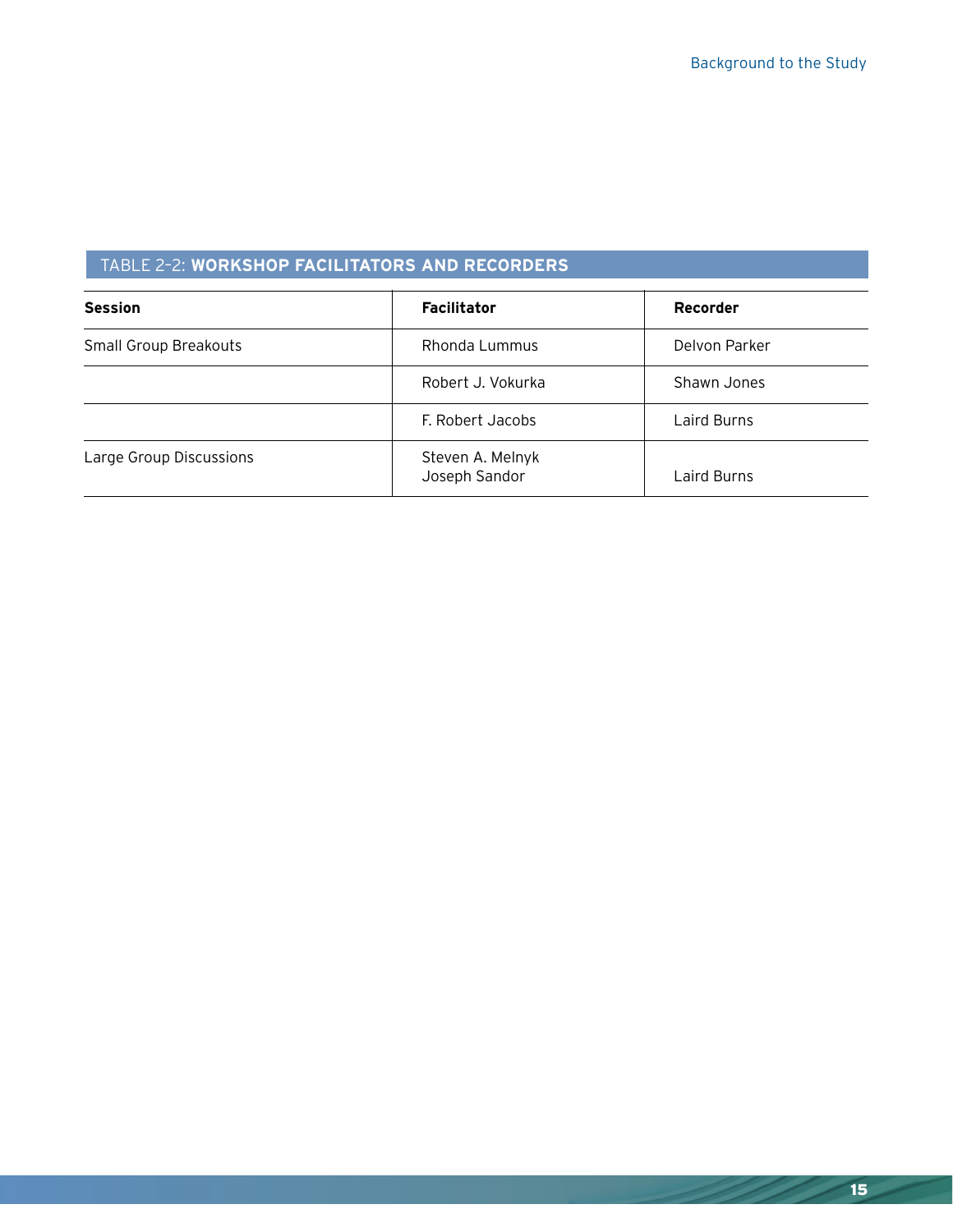TABLE 2-2: **WORKSHOP FACILITATORS AND RECORDERS**

| Session | Facilitator | Recorder |
| --- | --- | --- |
| Small Group Breakouts | Rhonda Lummus | Delvon Parker |
| | Robert J. Vokurka | Shawn Jones |
| | F. Robert Jacobs | Laird Burns |
| Large Group Discussions | Steven A. Melnyk<br>Joseph Sandor | Laird Burns |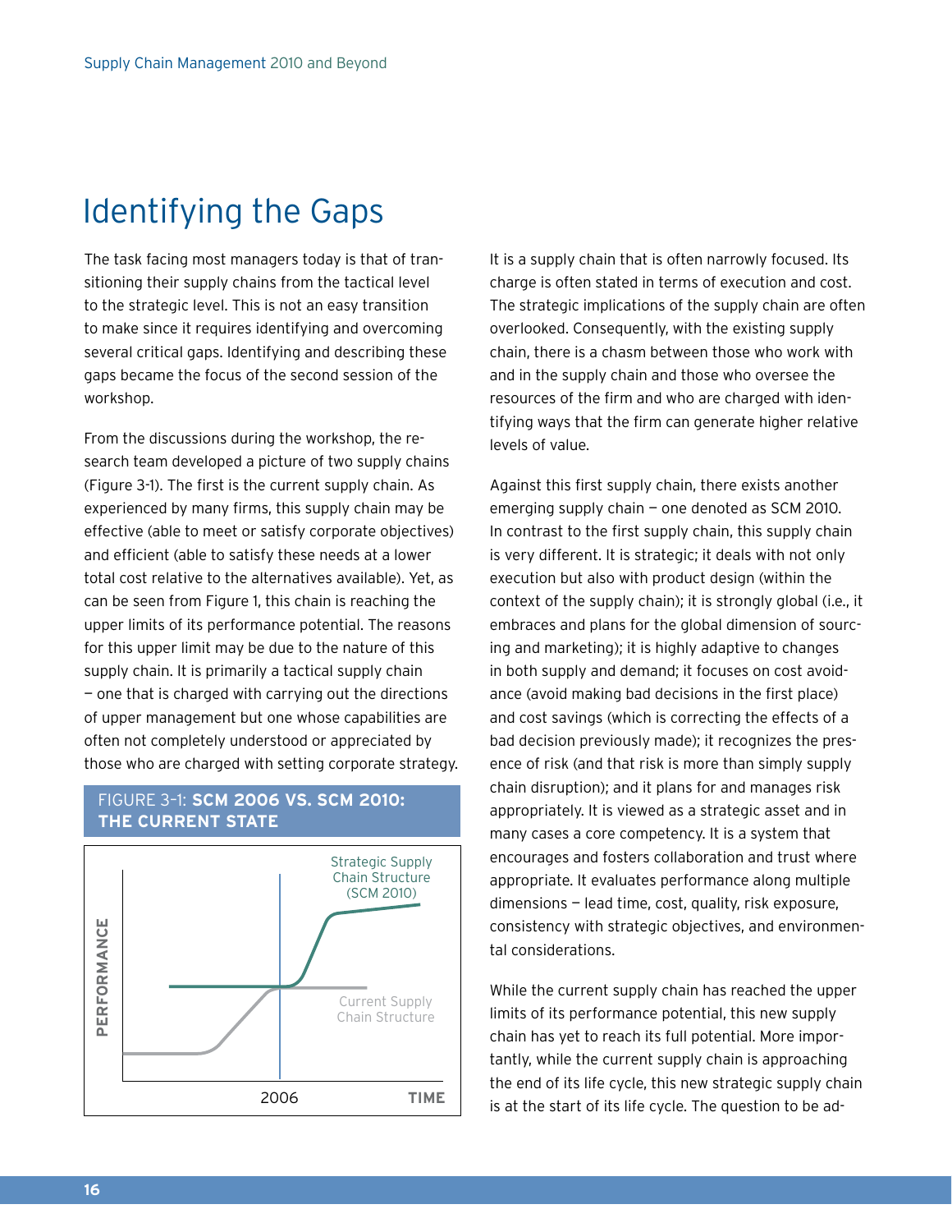# Identifying the Gaps

The task facing most managers today is that of transitioning their supply chains from the tactical level to the strategic level. This is not an easy transition to make since it requires identifying and overcoming several critical gaps. Identifying and describing these gaps became the focus of the second session of the workshop.

From the discussions during the workshop, the research team developed a picture of two supply chains (Figure 3-1). The first is the current supply chain. As experienced by many firms, this supply chain may be effective (able to meet or satisfy corporate objectives) and efficient (able to satisfy these needs at a lower total cost relative to the alternatives available). Yet, as can be seen from Figure 1, this chain is reaching the upper limits of its performance potential. The reasons for this upper limit may be due to the nature of this supply chain. It is primarily a tactical supply chain — one that is charged with carrying out the directions of upper management but one whose capabilities are often not completely understood or appreciated by those who are charged with setting corporate strategy.

FIGURE 3-1: **SCM 2006 VS. SCM 2010: THE CURRENT STATE**

It is a supply chain that is often narrowly focused. Its charge is often stated in terms of execution and cost. The strategic implications of the supply chain are often overlooked. Consequently, with the existing supply chain, there is a chasm between those who work with and in the supply chain and those who oversee the resources of the firm and who are charged with identifying ways that the firm can generate higher relative levels of value.

Against this first supply chain, there exists another emerging supply chain — one denoted as SCM 2010. In contrast to the first supply chain, this supply chain is very different. It is strategic; it deals with not only execution but also with product design (within the context of the supply chain); it is strongly global (i.e., it embraces and plans for the global dimension of sourcing and marketing); it is highly adaptive to changes in both supply and demand; it focuses on cost avoidance (avoid making bad decisions in the first place) and cost savings (which is correcting the effects of a bad decision previously made); it recognizes the presence of risk (and that risk is more than simply supply chain disruption); and it plans for and manages risk appropriately. It is viewed as a strategic asset and in many cases a core competency. It is a system that encourages and fosters collaboration and trust where appropriate. It evaluates performance along multiple dimensions — lead time, cost, quality, risk exposure, consistency with strategic objectives, and environmental considerations.

While the current supply chain has reached the upper limits of its performance potential, this new supply chain has yet to reach its full potential. More importantly, while the current supply chain is approaching the end of its life cycle, this new strategic supply chain is at the start of its life cycle. The question to be ad-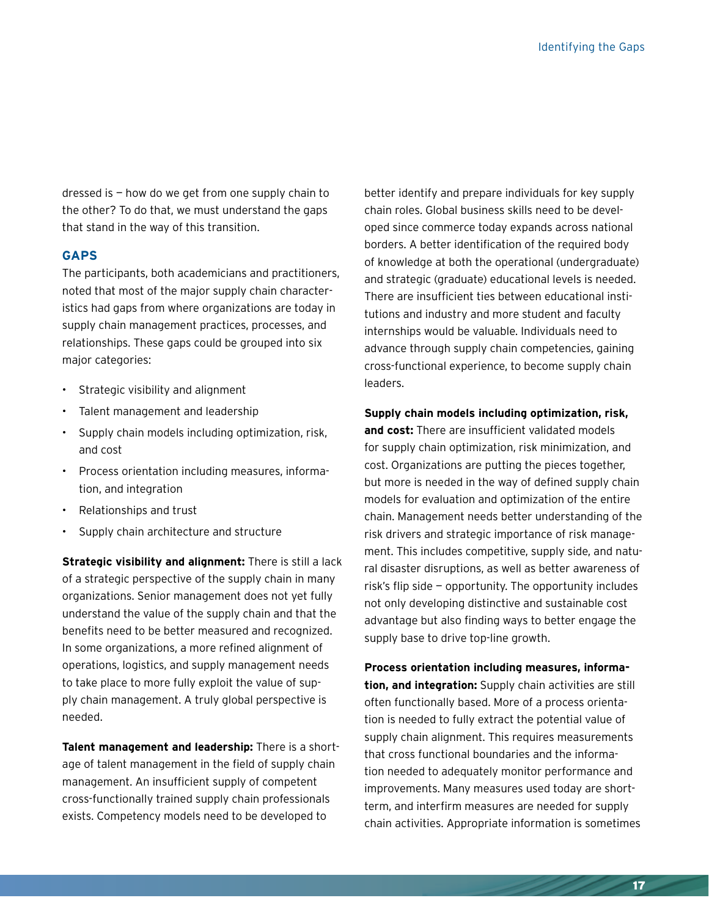dressed is — how do we get from one supply chain to the other? To do that, we must understand the gaps that stand in the way of this transition.

## GAPS

The participants, both academicians and practitioners, noted that most of the major supply chain characteristics had gaps from where organizations are today in supply chain management practices, processes, and relationships. These gaps could be grouped into six major categories:

- Strategic visibility and alignment
- Talent management and leadership
- Supply chain models including optimization, risk, and cost
- Process orientation including measures, information, and integration
- Relationships and trust
- Supply chain architecture and structure

**Strategic visibility and alignment:** There is still a lack of a strategic perspective of the supply chain in many organizations. Senior management does not yet fully understand the value of the supply chain and that the benefits need to be better measured and recognized. In some organizations, a more refined alignment of operations, logistics, and supply management needs to take place to more fully exploit the value of supply chain management. A truly global perspective is needed.

**Talent management and leadership:** There is a shortage of talent management in the field of supply chain management. An insufficient supply of competent cross-functionally trained supply chain professionals exists. Competency models need to be developed to better identify and prepare individuals for key supply chain roles. Global business skills need to be developed since commerce today expands across national borders. A better identification of the required body of knowledge at both the operational (undergraduate) and strategic (graduate) educational levels is needed. There are insufficient ties between educational institutions and industry and more student and faculty internships would be valuable. Individuals need to advance through supply chain competencies, gaining cross-functional experience, to become supply chain leaders.

**Supply chain models including optimization, risk, and cost:** There are insufficient validated models for supply chain optimization, risk minimization, and cost. Organizations are putting the pieces together, but more is needed in the way of defined supply chain models for evaluation and optimization of the entire chain. Management needs better understanding of the risk drivers and strategic importance of risk management. This includes competitive, supply side, and natural disaster disruptions, as well as better awareness of risk's flip side — opportunity. The opportunity includes not only developing distinctive and sustainable cost advantage but also finding ways to better engage the supply base to drive top-line growth.

**Process orientation including measures, information, and integration:** Supply chain activities are still often functionally based. More of a process orientation is needed to fully extract the potential value of supply chain alignment. This requires measurements that cross functional boundaries and the information needed to adequately monitor performance and improvements. Many measures used today are short-term, and interfirm measures are needed for supply chain activities. Appropriate information is sometimes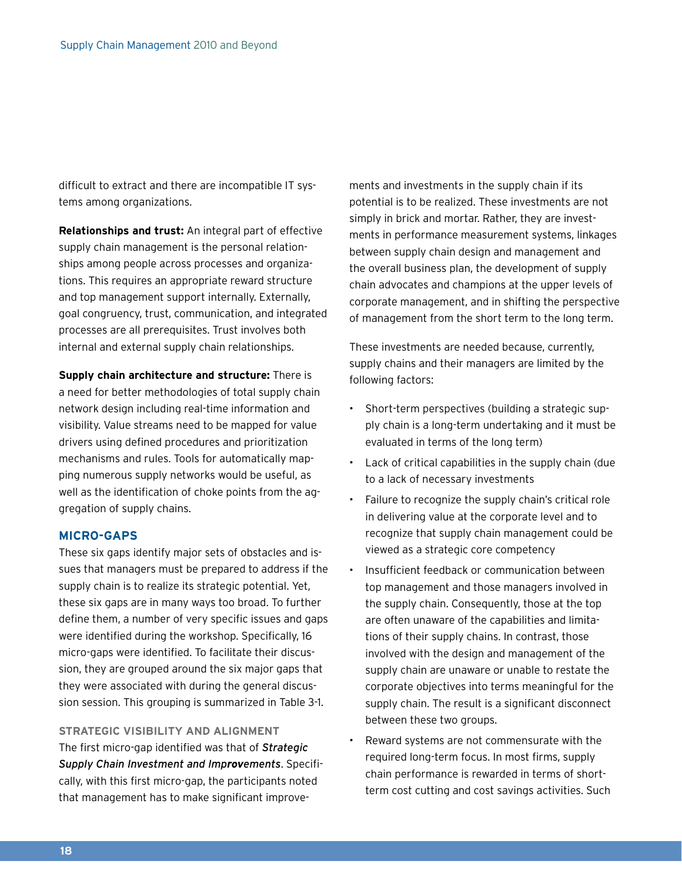difficult to extract and there are incompatible IT systems among organizations.

**Relationships and trust:** An integral part of effective supply chain management is the personal relationships among people across processes and organizations. This requires an appropriate reward structure and top management support internally. Externally, goal congruency, trust, communication, and integrated processes are all prerequisites. Trust involves both internal and external supply chain relationships.

**Supply chain architecture and structure:** There is a need for better methodologies of total supply chain network design including real-time information and visibility. Value streams need to be mapped for value drivers using defined procedures and prioritization mechanisms and rules. Tools for automatically mapping numerous supply networks would be useful, as well as the identification of choke points from the aggregation of supply chains.

## MICRO-GAPS

These six gaps identify major sets of obstacles and issues that managers must be prepared to address if the supply chain is to realize its strategic potential. Yet, these six gaps are in many ways too broad. To further define them, a number of very specific issues and gaps were identified during the workshop. Specifically, 16 micro-gaps were identified. To facilitate their discussion, they are grouped around the six major gaps that they were associated with during the general discussion session. This grouping is summarized in Table 3-1.

### STRATEGIC VISIBILITY AND ALIGNMENT

The first micro-gap identified was that of ***Strategic Supply Chain Investment and Improvements***. Specifically, with this first micro-gap, the participants noted that management has to make significant improvements and investments in the supply chain if its potential is to be realized. These investments are not simply in brick and mortar. Rather, they are investments in performance measurement systems, linkages between supply chain design and management and the overall business plan, the development of supply chain advocates and champions at the upper levels of corporate management, and in shifting the perspective of management from the short term to the long term.

These investments are needed because, currently, supply chains and their managers are limited by the following factors:

- Short-term perspectives (building a strategic supply chain is a long-term undertaking and it must be evaluated in terms of the long term)
- Lack of critical capabilities in the supply chain (due to a lack of necessary investments
- Failure to recognize the supply chain's critical role in delivering value at the corporate level and to recognize that supply chain management could be viewed as a strategic core competency
- Insufficient feedback or communication between top management and those managers involved in the supply chain. Consequently, those at the top are often unaware of the capabilities and limitations of their supply chains. In contrast, those involved with the design and management of the supply chain are unaware or unable to restate the corporate objectives into terms meaningful for the supply chain. The result is a significant disconnect between these two groups.
- Reward systems are not commensurate with the required long-term focus. In most firms, supply chain performance is rewarded in terms of short-term cost cutting and cost savings activities. Such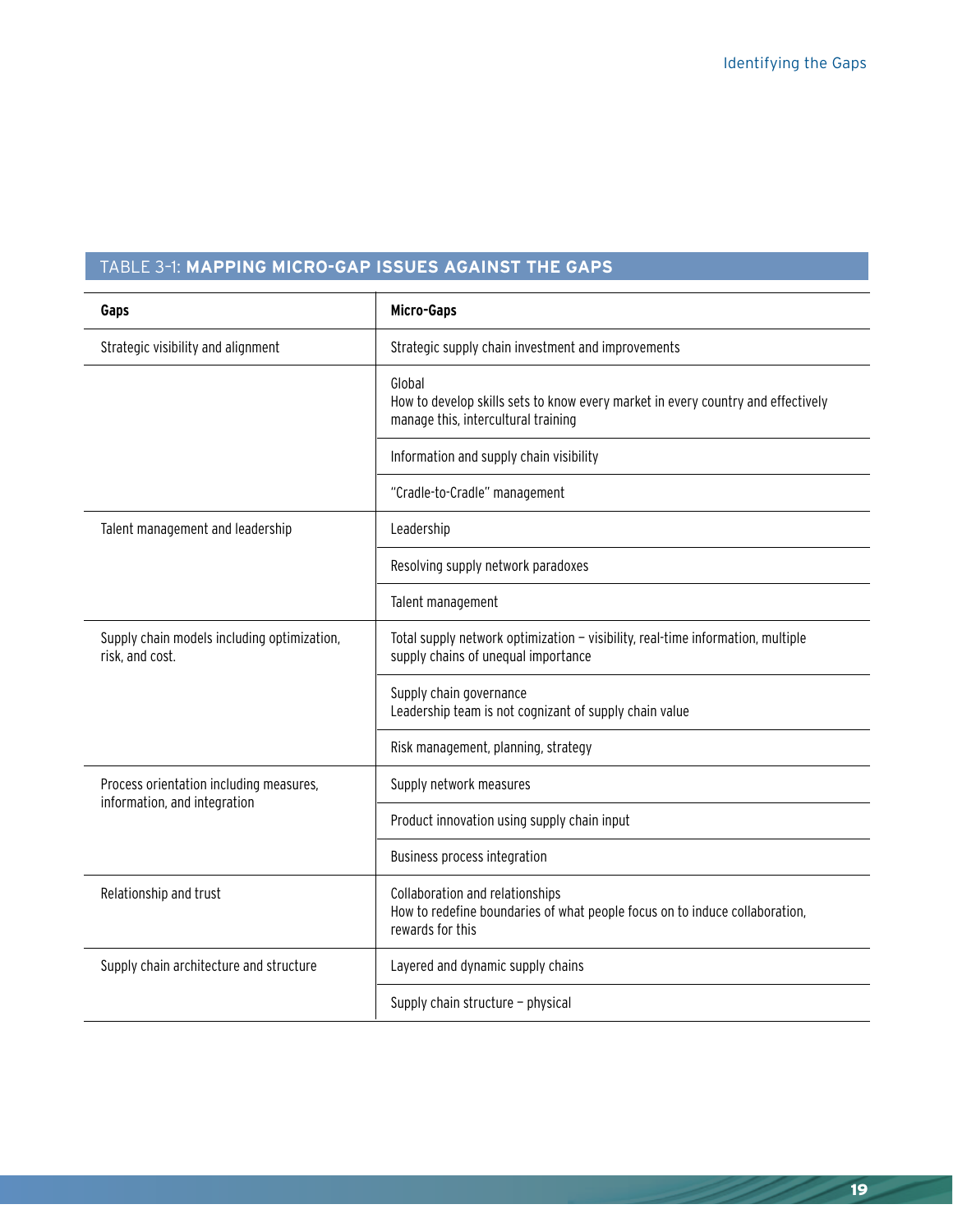TABLE 3-1: **MAPPING MICRO-GAP ISSUES AGAINST THE GAPS**

| Gaps | Micro-Gaps |
|---|---|
| Strategic visibility and alignment | Strategic supply chain investment and improvements |
| | Global<br>How to develop skills sets to know every market in every country and effectively manage this, intercultural training |
| | Information and supply chain visibility |
| | "Cradle-to-Cradle" management |
| Talent management and leadership | Leadership |
| | Resolving supply network paradoxes |
| | Talent management |
| Supply chain models including optimization, risk, and cost. | Total supply network optimization – visibility, real-time information, multiple supply chains of unequal importance |
| | Supply chain governance<br>Leadership team is not cognizant of supply chain value |
| | Risk management, planning, strategy |
| Process orientation including measures, information, and integration | Supply network measures |
| | Product innovation using supply chain input |
| | Business process integration |
| Relationship and trust | Collaboration and relationships<br>How to redefine boundaries of what people focus on to induce collaboration, rewards for this |
| Supply chain architecture and structure | Layered and dynamic supply chains |
| | Supply chain structure – physical |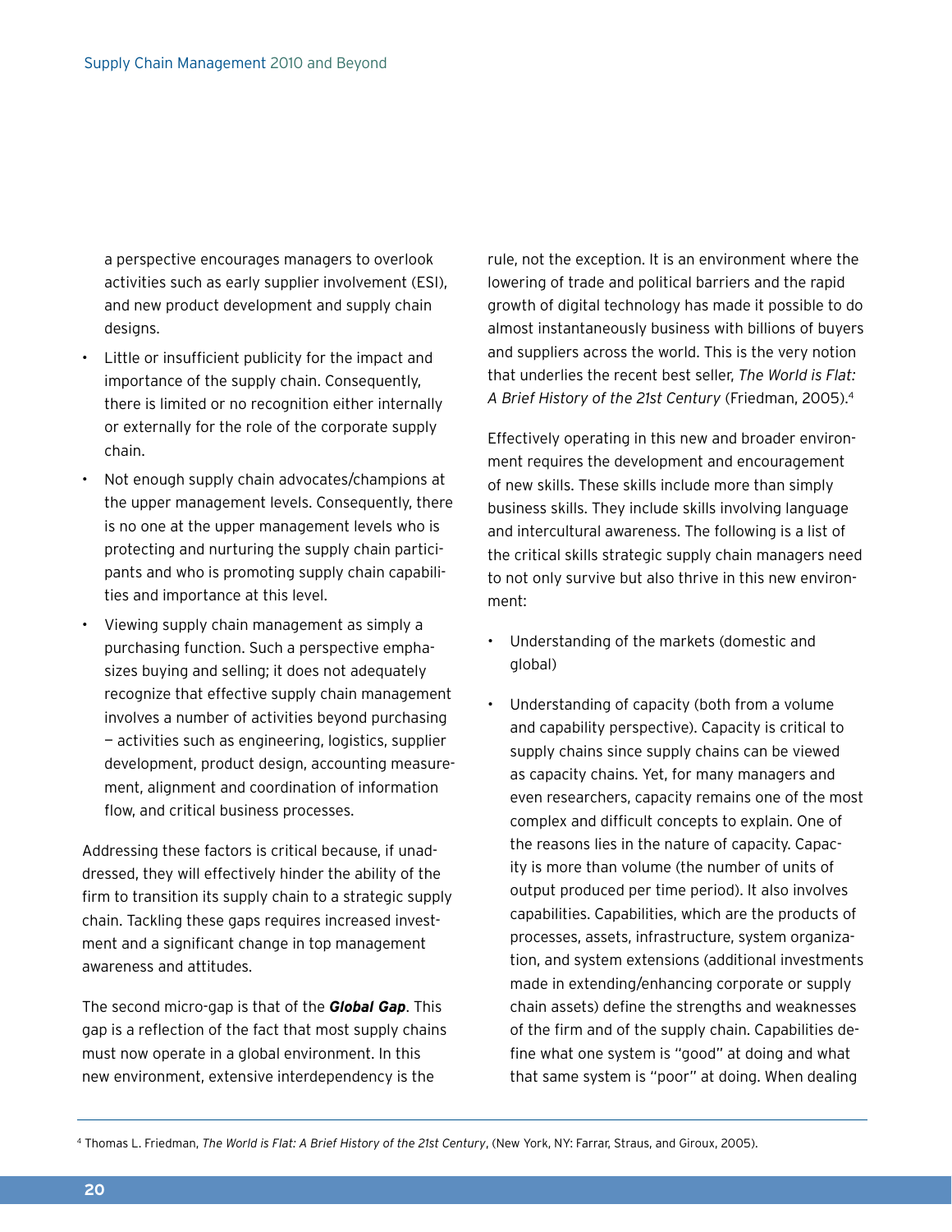a perspective encourages managers to overlook activities such as early supplier involvement (ESI), and new product development and supply chain designs.

- Little or insufficient publicity for the impact and importance of the supply chain. Consequently, there is limited or no recognition either internally or externally for the role of the corporate supply chain.
- Not enough supply chain advocates/champions at the upper management levels. Consequently, there is no one at the upper management levels who is protecting and nurturing the supply chain participants and who is promoting supply chain capabilities and importance at this level.
- Viewing supply chain management as simply a purchasing function. Such a perspective emphasizes buying and selling; it does not adequately recognize that effective supply chain management involves a number of activities beyond purchasing — activities such as engineering, logistics, supplier development, product design, accounting measurement, alignment and coordination of information flow, and critical business processes.

Addressing these factors is critical because, if unaddressed, they will effectively hinder the ability of the firm to transition its supply chain to a strategic supply chain. Tackling these gaps requires increased investment and a significant change in top management awareness and attitudes.

The second micro-gap is that of the ***Global Gap***. This gap is a reflection of the fact that most supply chains must now operate in a global environment. In this new environment, extensive interdependency is the rule, not the exception. It is an environment where the lowering of trade and political barriers and the rapid growth of digital technology has made it possible to do almost instantaneously business with billions of buyers and suppliers across the world. This is the very notion that underlies the recent best seller, *The World is Flat: A Brief History of the 21st Century* (Friedman, 2005).[4]

Effectively operating in this new and broader environment requires the development and encouragement of new skills. These skills include more than simply business skills. They include skills involving language and intercultural awareness. The following is a list of the critical skills strategic supply chain managers need to not only survive but also thrive in this new environment:

- Understanding of the markets (domestic and global)
- Understanding of capacity (both from a volume and capability perspective). Capacity is critical to supply chains since supply chains can be viewed as capacity chains. Yet, for many managers and even researchers, capacity remains one of the most complex and difficult concepts to explain. One of the reasons lies in the nature of capacity. Capacity is more than volume (the number of units of output produced per time period). It also involves capabilities. Capabilities, which are the products of processes, assets, infrastructure, system organization, and system extensions (additional investments made in extending/enhancing corporate or supply chain assets) define the strengths and weaknesses of the firm and of the supply chain. Capabilities define what one system is "good" at doing and what that same system is "poor" at doing. When dealing

[4] Thomas L. Friedman, *The World is Flat: A Brief History of the 21st Century*, (New York, NY: Farrar, Straus, and Giroux, 2005).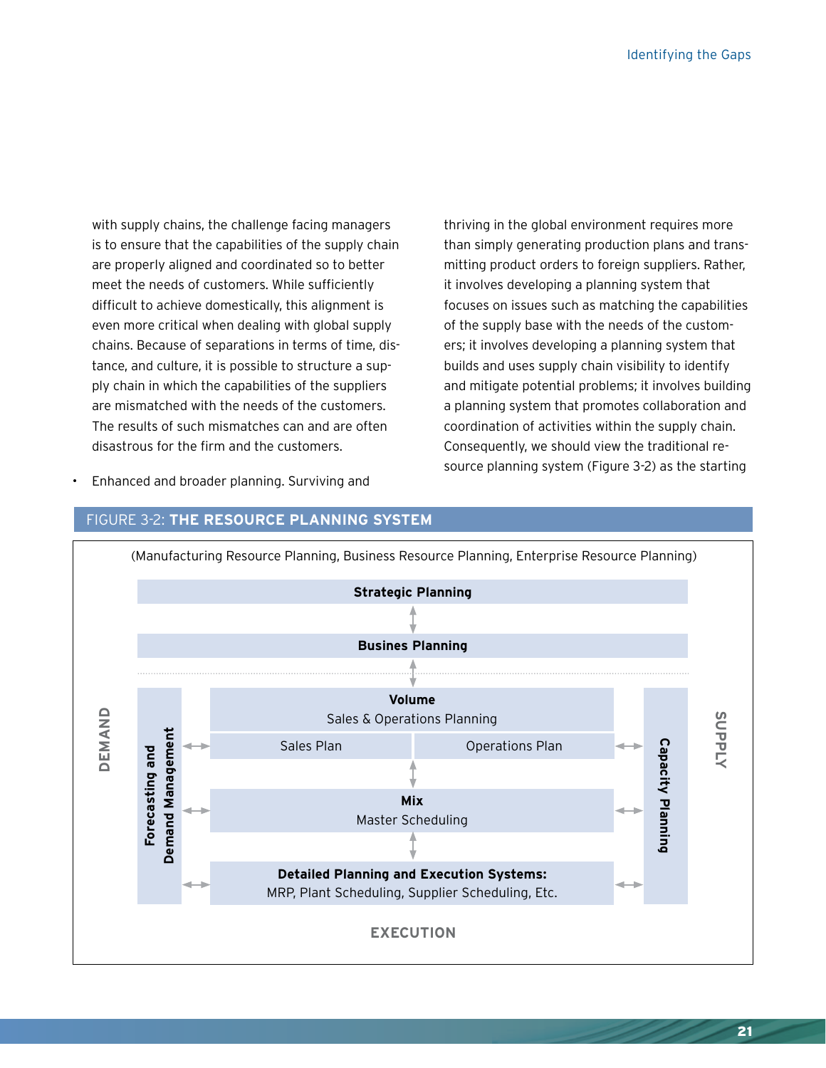with supply chains, the challenge facing managers is to ensure that the capabilities of the supply chain are properly aligned and coordinated so to better meet the needs of customers. While sufficiently difficult to achieve domestically, this alignment is even more critical when dealing with global supply chains. Because of separations in terms of time, distance, and culture, it is possible to structure a supply chain in which the capabilities of the suppliers are mismatched with the needs of the customers. The results of such mismatches can and are often disastrous for the firm and the customers.

- Enhanced and broader planning. Surviving and thriving in the global environment requires more than simply generating production plans and transmitting product orders to foreign suppliers. Rather, it involves developing a planning system that focuses on issues such as matching the capabilities of the supply base with the needs of the customers; it involves developing a planning system that builds and uses supply chain visibility to identify and mitigate potential problems; it involves building a planning system that promotes collaboration and coordination of activities within the supply chain. Consequently, we should view the traditional resource planning system (Figure 3-2) as the starting

FIGURE 3-2: **THE RESOURCE PLANNING SYSTEM**

(Manufacturing Resource Planning, Business Resource Planning, Enterprise Resource Planning)

**Strategic Planning**

**Busines Planning**

DEMAND — **Forecasting and Demand Management**

**Volume**
Sales & Operations Planning
Sales Plan | Operations Plan

**Mix**
Master Scheduling

**Detailed Planning and Execution Systems:**
MRP, Plant Scheduling, Supplier Scheduling, Etc.

**Capacity Planning** — SUPPLY

EXECUTION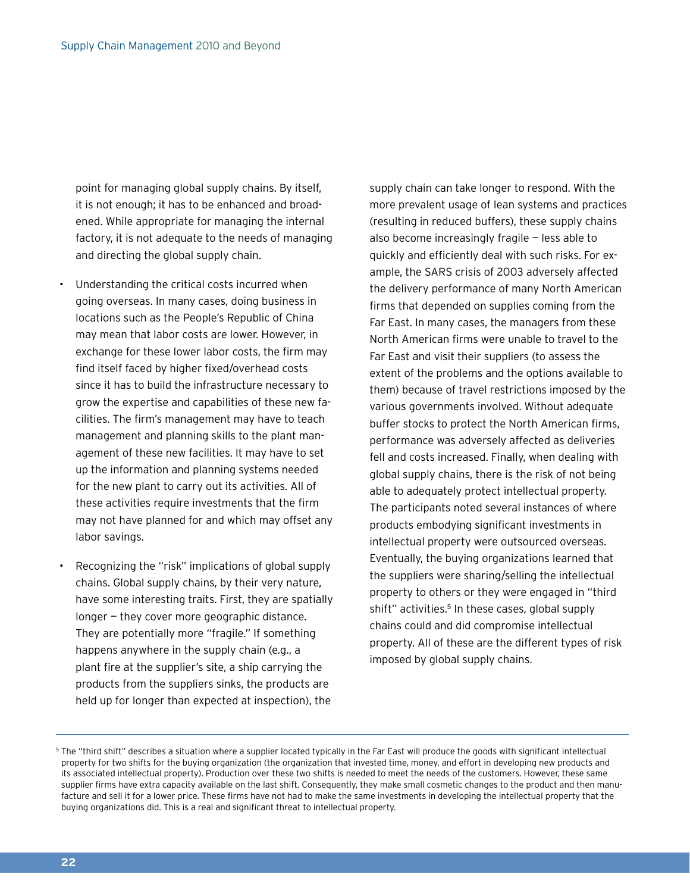point for managing global supply chains. By itself, it is not enough; it has to be enhanced and broadened. While appropriate for managing the internal factory, it is not adequate to the needs of managing and directing the global supply chain.

- Understanding the critical costs incurred when going overseas. In many cases, doing business in locations such as the People's Republic of China may mean that labor costs are lower. However, in exchange for these lower labor costs, the firm may find itself faced by higher fixed/overhead costs since it has to build the infrastructure necessary to grow the expertise and capabilities of these new facilities. The firm's management may have to teach management and planning skills to the plant management of these new facilities. It may have to set up the information and planning systems needed for the new plant to carry out its activities. All of these activities require investments that the firm may not have planned for and which may offset any labor savings.

- Recognizing the "risk" implications of global supply chains. Global supply chains, by their very nature, have some interesting traits. First, they are spatially longer — they cover more geographic distance. They are potentially more "fragile." If something happens anywhere in the supply chain (e.g., a plant fire at the supplier's site, a ship carrying the products from the suppliers sinks, the products are held up for longer than expected at inspection), the supply chain can take longer to respond. With the more prevalent usage of lean systems and practices (resulting in reduced buffers), these supply chains also become increasingly fragile — less able to quickly and efficiently deal with such risks. For example, the SARS crisis of 2003 adversely affected the delivery performance of many North American firms that depended on supplies coming from the Far East. In many cases, the managers from these North American firms were unable to travel to the Far East and visit their suppliers (to assess the extent of the problems and the options available to them) because of travel restrictions imposed by the various governments involved. Without adequate buffer stocks to protect the North American firms, performance was adversely affected as deliveries fell and costs increased. Finally, when dealing with global supply chains, there is the risk of not being able to adequately protect intellectual property. The participants noted several instances of where products embodying significant investments in intellectual property were outsourced overseas. Eventually, the buying organizations learned that the suppliers were sharing/selling the intellectual property to others or they were engaged in "third shift" activities.[5] In these cases, global supply chains could and did compromise intellectual property. All of these are the different types of risk imposed by global supply chains.

---

[5] The "third shift" describes a situation where a supplier located typically in the Far East will produce the goods with significant intellectual property for two shifts for the buying organization (the organization that invested time, money, and effort in developing new products and its associated intellectual property). Production over these two shifts is needed to meet the needs of the customers. However, these same supplier firms have extra capacity available on the last shift. Consequently, they make small cosmetic changes to the product and then manufacture and sell it for a lower price. These firms have not had to make the same investments in developing the intellectual property that the buying organizations did. This is a real and significant threat to intellectual property.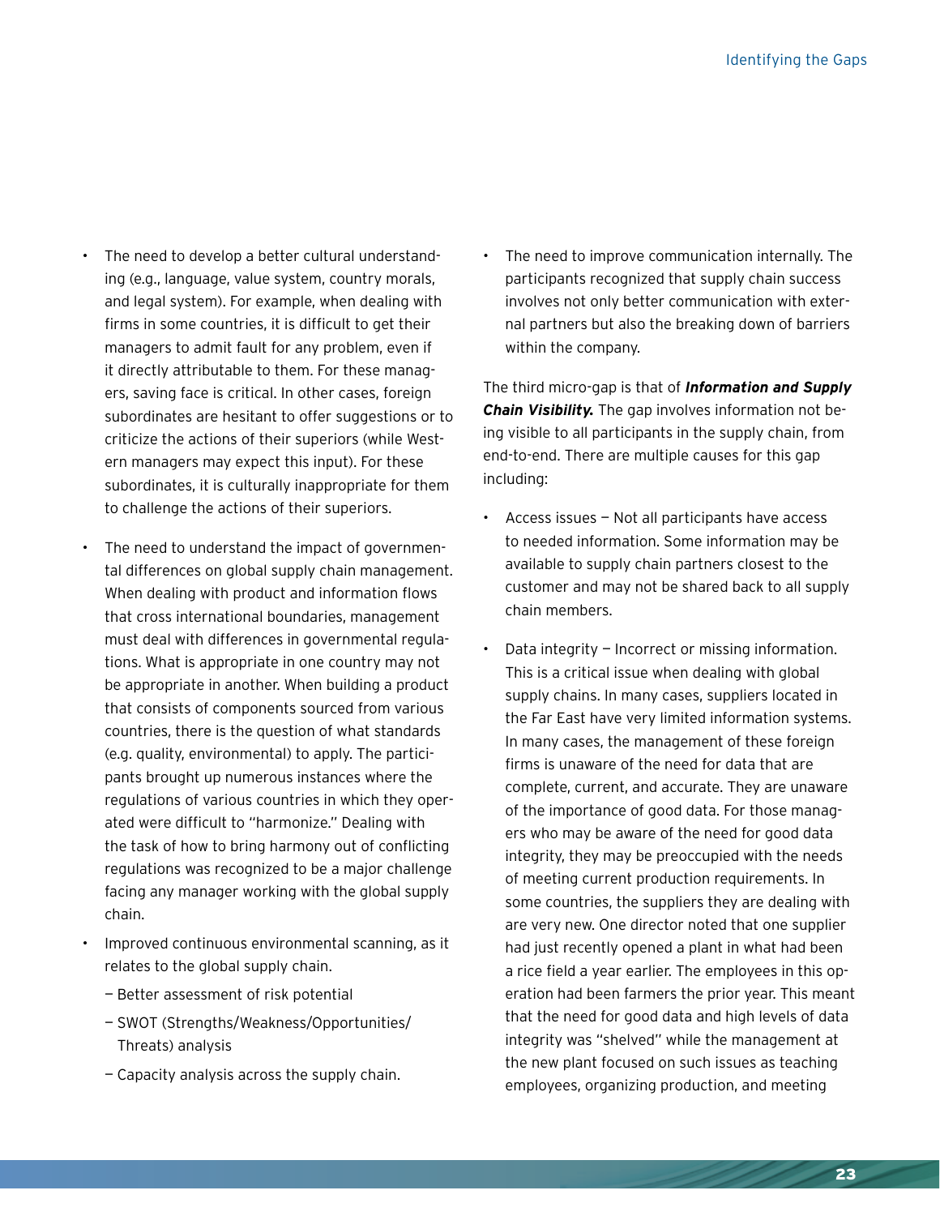- The need to develop a better cultural understanding (e.g., language, value system, country morals, and legal system). For example, when dealing with firms in some countries, it is difficult to get their managers to admit fault for any problem, even if it directly attributable to them. For these managers, saving face is critical. In other cases, foreign subordinates are hesitant to offer suggestions or to criticize the actions of their superiors (while Western managers may expect this input). For these subordinates, it is culturally inappropriate for them to challenge the actions of their superiors.

- The need to understand the impact of governmental differences on global supply chain management. When dealing with product and information flows that cross international boundaries, management must deal with differences in governmental regulations. What is appropriate in one country may not be appropriate in another. When building a product that consists of components sourced from various countries, there is the question of what standards (e.g. quality, environmental) to apply. The participants brought up numerous instances where the regulations of various countries in which they operated were difficult to "harmonize." Dealing with the task of how to bring harmony out of conflicting regulations was recognized to be a major challenge facing any manager working with the global supply chain.

- Improved continuous environmental scanning, as it relates to the global supply chain.
  - Better assessment of risk potential
  - SWOT (Strengths/Weakness/Opportunities/Threats) analysis
  - Capacity analysis across the supply chain.

- The need to improve communication internally. The participants recognized that supply chain success involves not only better communication with external partners but also the breaking down of barriers within the company.

The third micro-gap is that of ***Information and Supply Chain Visibility.*** The gap involves information not being visible to all participants in the supply chain, from end-to-end. There are multiple causes for this gap including:

- Access issues — Not all participants have access to needed information. Some information may be available to supply chain partners closest to the customer and may not be shared back to all supply chain members.

- Data integrity — Incorrect or missing information. This is a critical issue when dealing with global supply chains. In many cases, suppliers located in the Far East have very limited information systems. In many cases, the management of these foreign firms is unaware of the need for data that are complete, current, and accurate. They are unaware of the importance of good data. For those managers who may be aware of the need for good data integrity, they may be preoccupied with the needs of meeting current production requirements. In some countries, the suppliers they are dealing with are very new. One director noted that one supplier had just recently opened a plant in what had been a rice field a year earlier. The employees in this operation had been farmers the prior year. This meant that the need for good data and high levels of data integrity was "shelved" while the management at the new plant focused on such issues as teaching employees, organizing production, and meeting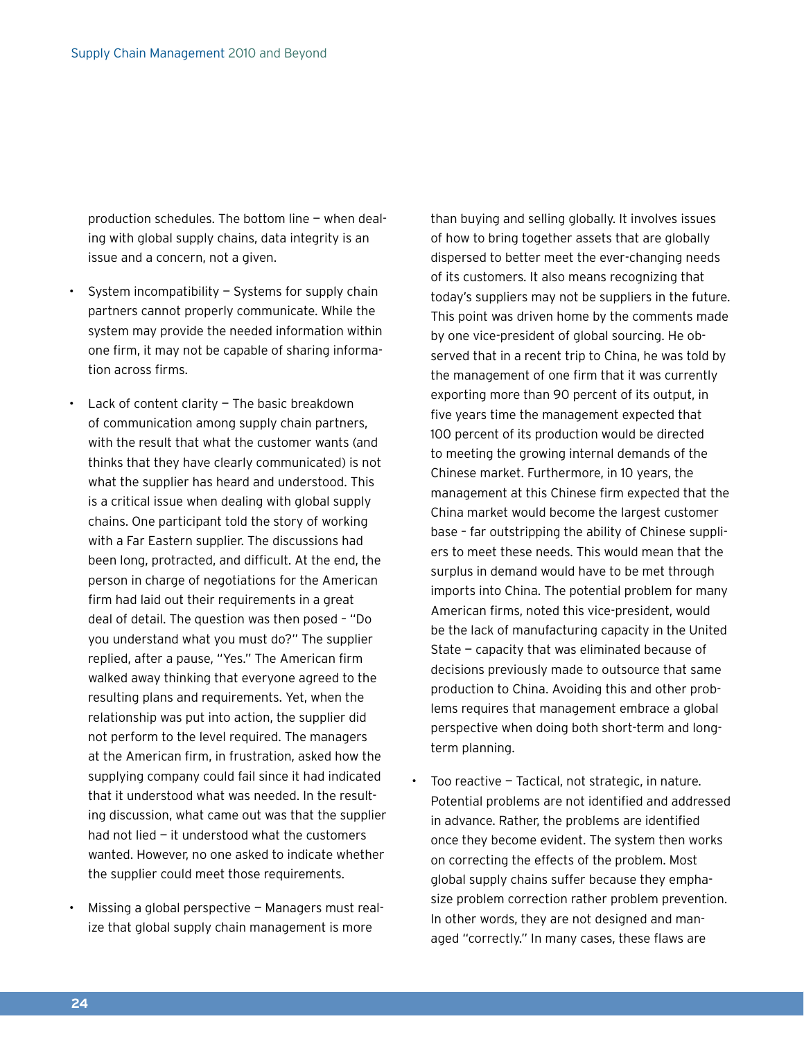production schedules. The bottom line — when dealing with global supply chains, data integrity is an issue and a concern, not a given.

- System incompatibility — Systems for supply chain partners cannot properly communicate. While the system may provide the needed information within one firm, it may not be capable of sharing information across firms.

- Lack of content clarity — The basic breakdown of communication among supply chain partners, with the result that what the customer wants (and thinks that they have clearly communicated) is not what the supplier has heard and understood. This is a critical issue when dealing with global supply chains. One participant told the story of working with a Far Eastern supplier. The discussions had been long, protracted, and difficult. At the end, the person in charge of negotiations for the American firm had laid out their requirements in a great deal of detail. The question was then posed – "Do you understand what you must do?" The supplier replied, after a pause, "Yes." The American firm walked away thinking that everyone agreed to the resulting plans and requirements. Yet, when the relationship was put into action, the supplier did not perform to the level required. The managers at the American firm, in frustration, asked how the supplying company could fail since it had indicated that it understood what was needed. In the resulting discussion, what came out was that the supplier had not lied — it understood what the customers wanted. However, no one asked to indicate whether the supplier could meet those requirements.

- Missing a global perspective — Managers must realize that global supply chain management is more than buying and selling globally. It involves issues of how to bring together assets that are globally dispersed to better meet the ever-changing needs of its customers. It also means recognizing that today's suppliers may not be suppliers in the future. This point was driven home by the comments made by one vice-president of global sourcing. He observed that in a recent trip to China, he was told by the management of one firm that it was currently exporting more than 90 percent of its output, in five years time the management expected that 100 percent of its production would be directed to meeting the growing internal demands of the Chinese market. Furthermore, in 10 years, the management at this Chinese firm expected that the China market would become the largest customer base – far outstripping the ability of Chinese suppliers to meet these needs. This would mean that the surplus in demand would have to be met through imports into China. The potential problem for many American firms, noted this vice-president, would be the lack of manufacturing capacity in the United State — capacity that was eliminated because of decisions previously made to outsource that same production to China. Avoiding this and other problems requires that management embrace a global perspective when doing both short-term and long-term planning.

- Too reactive — Tactical, not strategic, in nature. Potential problems are not identified and addressed in advance. Rather, the problems are identified once they become evident. The system then works on correcting the effects of the problem. Most global supply chains suffer because they emphasize problem correction rather problem prevention. In other words, they are not designed and managed "correctly." In many cases, these flaws are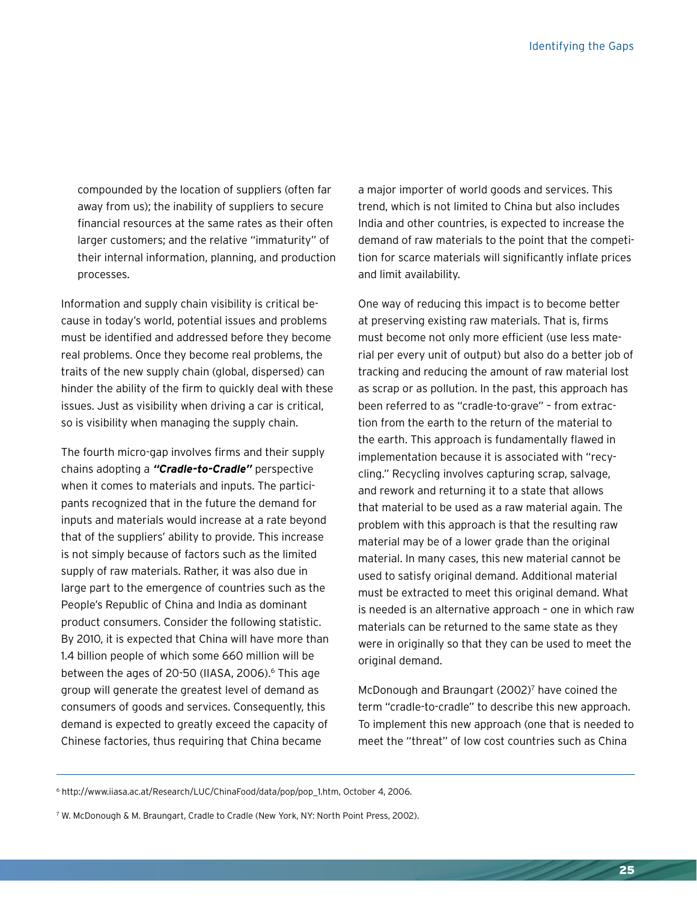compounded by the location of suppliers (often far away from us); the inability of suppliers to secure financial resources at the same rates as their often larger customers; and the relative "immaturity" of their internal information, planning, and production processes.

Information and supply chain visibility is critical because in today's world, potential issues and problems must be identified and addressed before they become real problems. Once they become real problems, the traits of the new supply chain (global, dispersed) can hinder the ability of the firm to quickly deal with these issues. Just as visibility when driving a car is critical, so is visibility when managing the supply chain.

The fourth micro-gap involves firms and their supply chains adopting a ***"Cradle-to-Cradle"*** perspective when it comes to materials and inputs. The participants recognized that in the future the demand for inputs and materials would increase at a rate beyond that of the suppliers' ability to provide. This increase is not simply because of factors such as the limited supply of raw materials. Rather, it was also due in large part to the emergence of countries such as the People's Republic of China and India as dominant product consumers. Consider the following statistic. By 2010, it is expected that China will have more than 1.4 billion people of which some 660 million will be between the ages of 20-50 (IIASA, 2006).[6] This age group will generate the greatest level of demand as consumers of goods and services. Consequently, this demand is expected to greatly exceed the capacity of Chinese factories, thus requiring that China became a major importer of world goods and services. This trend, which is not limited to China but also includes India and other countries, is expected to increase the demand of raw materials to the point that the competition for scarce materials will significantly inflate prices and limit availability.

One way of reducing this impact is to become better at preserving existing raw materials. That is, firms must become not only more efficient (use less material per every unit of output) but also do a better job of tracking and reducing the amount of raw material lost as scrap or as pollution. In the past, this approach has been referred to as "cradle-to-grave" – from extraction from the earth to the return of the material to the earth. This approach is fundamentally flawed in implementation because it is associated with "recycling." Recycling involves capturing scrap, salvage, and rework and returning it to a state that allows that material to be used as a raw material again. The problem with this approach is that the resulting raw material may be of a lower grade than the original material. In many cases, this new material cannot be used to satisfy original demand. Additional material must be extracted to meet this original demand. What is needed is an alternative approach – one in which raw materials can be returned to the same state as they were in originally so that they can be used to meet the original demand.

McDonough and Braungart (2002)[7] have coined the term "cradle-to-cradle" to describe this new approach. To implement this new approach (one that is needed to meet the "threat" of low cost countries such as China

---

[6] http://www.iiasa.ac.at/Research/LUC/ChinaFood/data/pop/pop_1.htm, October 4, 2006.

[7] W. McDonough & M. Braungart, Cradle to Cradle (New York, NY: North Point Press, 2002).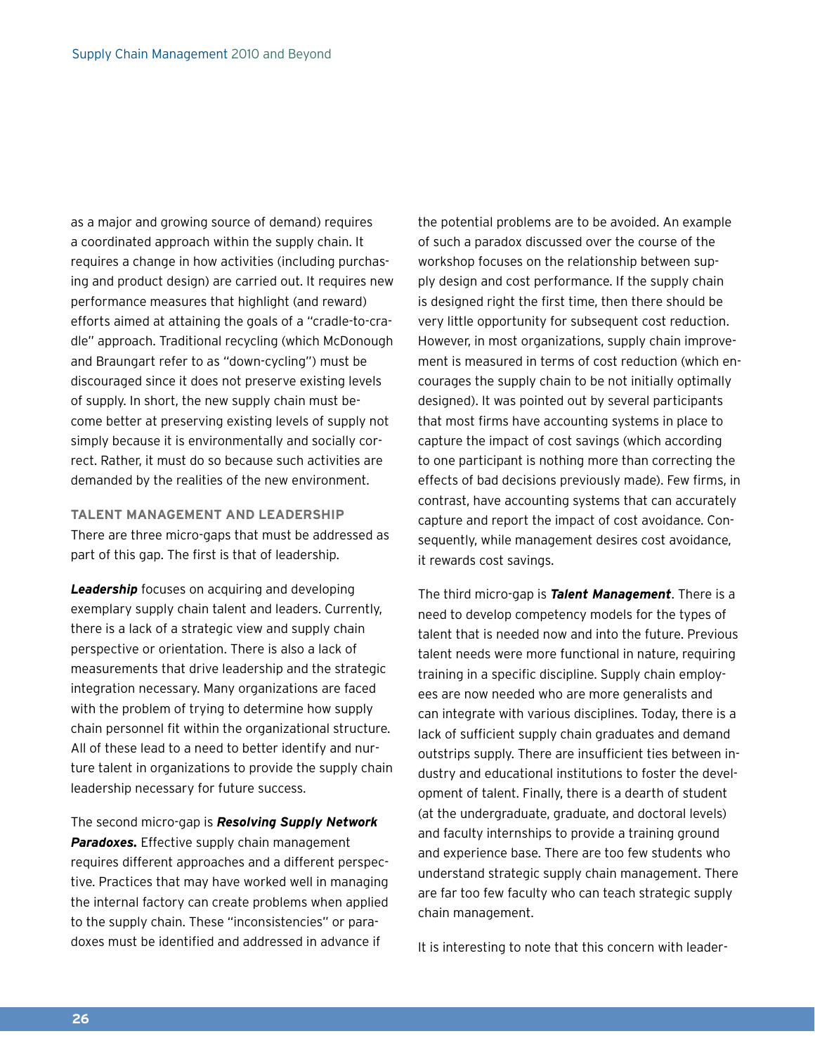as a major and growing source of demand) requires a coordinated approach within the supply chain. It requires a change in how activities (including purchasing and product design) are carried out. It requires new performance measures that highlight (and reward) efforts aimed at attaining the goals of a "cradle-to-cradle" approach. Traditional recycling (which McDonough and Braungart refer to as "down-cycling") must be discouraged since it does not preserve existing levels of supply. In short, the new supply chain must become better at preserving existing levels of supply not simply because it is environmentally and socially correct. Rather, it must do so because such activities are demanded by the realities of the new environment.

### TALENT MANAGEMENT AND LEADERSHIP

There are three micro-gaps that must be addressed as part of this gap. The first is that of leadership.

***Leadership*** focuses on acquiring and developing exemplary supply chain talent and leaders. Currently, there is a lack of a strategic view and supply chain perspective or orientation. There is also a lack of measurements that drive leadership and the strategic integration necessary. Many organizations are faced with the problem of trying to determine how supply chain personnel fit within the organizational structure. All of these lead to a need to better identify and nurture talent in organizations to provide the supply chain leadership necessary for future success.

The second micro-gap is ***Resolving Supply Network Paradoxes.*** Effective supply chain management requires different approaches and a different perspective. Practices that may have worked well in managing the internal factory can create problems when applied to the supply chain. These "inconsistencies" or paradoxes must be identified and addressed in advance if the potential problems are to be avoided. An example of such a paradox discussed over the course of the workshop focuses on the relationship between supply design and cost performance. If the supply chain is designed right the first time, then there should be very little opportunity for subsequent cost reduction. However, in most organizations, supply chain improvement is measured in terms of cost reduction (which encourages the supply chain to be not initially optimally designed). It was pointed out by several participants that most firms have accounting systems in place to capture the impact of cost savings (which according to one participant is nothing more than correcting the effects of bad decisions previously made). Few firms, in contrast, have accounting systems that can accurately capture and report the impact of cost avoidance. Consequently, while management desires cost avoidance, it rewards cost savings.

The third micro-gap is ***Talent Management***. There is a need to develop competency models for the types of talent that is needed now and into the future. Previous talent needs were more functional in nature, requiring training in a specific discipline. Supply chain employees are now needed who are more generalists and can integrate with various disciplines. Today, there is a lack of sufficient supply chain graduates and demand outstrips supply. There are insufficient ties between industry and educational institutions to foster the development of talent. Finally, there is a dearth of student (at the undergraduate, graduate, and doctoral levels) and faculty internships to provide a training ground and experience base. There are too few students who understand strategic supply chain management. There are far too few faculty who can teach strategic supply chain management.

It is interesting to note that this concern with leader-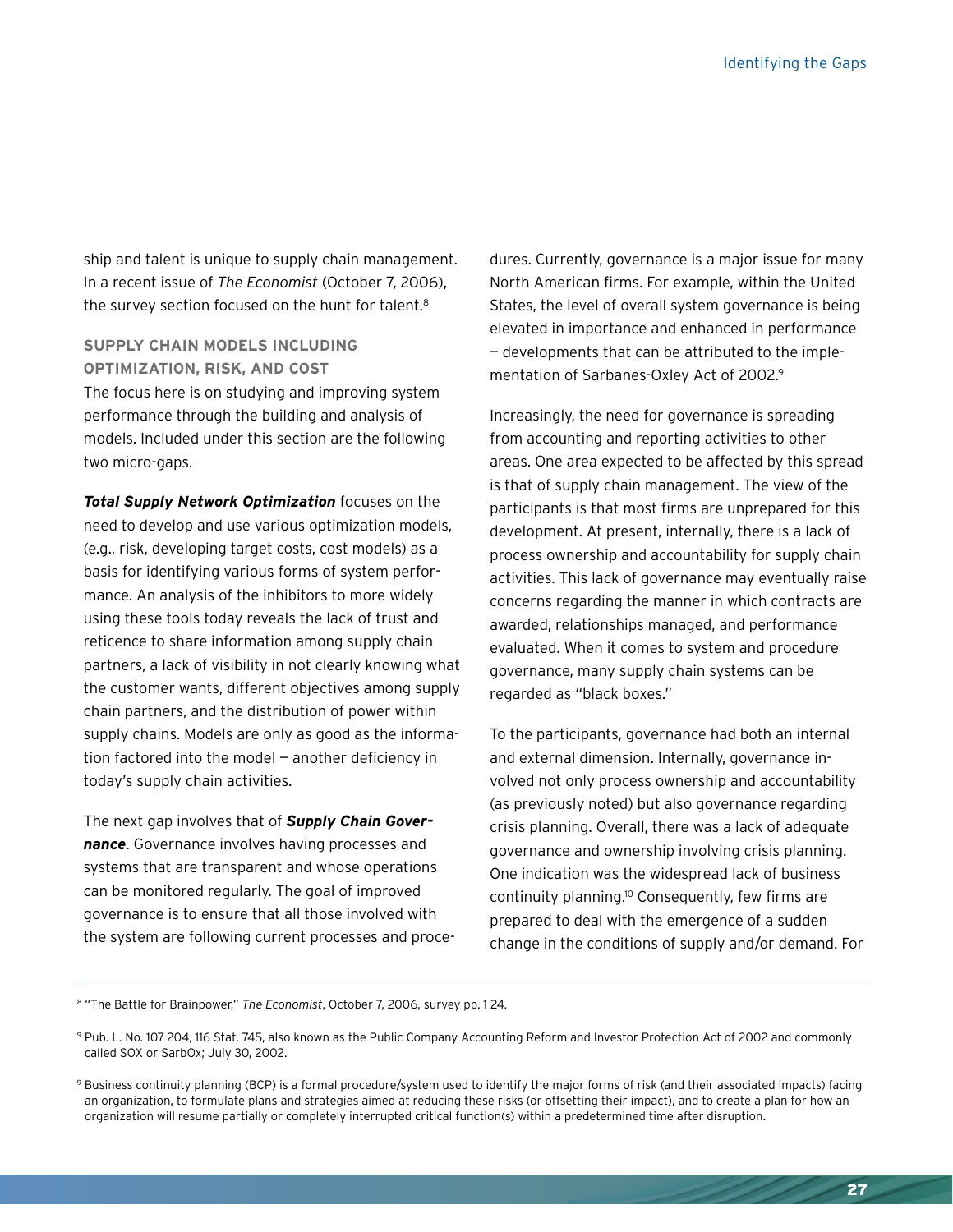ship and talent is unique to supply chain management. In a recent issue of *The Economist* (October 7, 2006), the survey section focused on the hunt for talent.[8]

### SUPPLY CHAIN MODELS INCLUDING OPTIMIZATION, RISK, AND COST

The focus here is on studying and improving system performance through the building and analysis of models. Included under this section are the following two micro-gaps.

***Total Supply Network Optimization*** focuses on the need to develop and use various optimization models, (e.g., risk, developing target costs, cost models) as a basis for identifying various forms of system performance. An analysis of the inhibitors to more widely using these tools today reveals the lack of trust and reticence to share information among supply chain partners, a lack of visibility in not clearly knowing what the customer wants, different objectives among supply chain partners, and the distribution of power within supply chains. Models are only as good as the information factored into the model — another deficiency in today's supply chain activities.

The next gap involves that of ***Supply Chain Governance***. Governance involves having processes and systems that are transparent and whose operations can be monitored regularly. The goal of improved governance is to ensure that all those involved with the system are following current processes and procedures. Currently, governance is a major issue for many North American firms. For example, within the United States, the level of overall system governance is being elevated in importance and enhanced in performance — developments that can be attributed to the implementation of Sarbanes-Oxley Act of 2002.[9]

Increasingly, the need for governance is spreading from accounting and reporting activities to other areas. One area expected to be affected by this spread is that of supply chain management. The view of the participants is that most firms are unprepared for this development. At present, internally, there is a lack of process ownership and accountability for supply chain activities. This lack of governance may eventually raise concerns regarding the manner in which contracts are awarded, relationships managed, and performance evaluated. When it comes to system and procedure governance, many supply chain systems can be regarded as "black boxes."

To the participants, governance had both an internal and external dimension. Internally, governance involved not only process ownership and accountability (as previously noted) but also governance regarding crisis planning. Overall, there was a lack of adequate governance and ownership involving crisis planning. One indication was the widespread lack of business continuity planning.[10] Consequently, few firms are prepared to deal with the emergence of a sudden change in the conditions of supply and/or demand. For

---

[8] "The Battle for Brainpower," *The Economist*, October 7, 2006, survey pp. 1-24.

[9] Pub. L. No. 107-204, 116 Stat. 745, also known as the Public Company Accounting Reform and Investor Protection Act of 2002 and commonly called SOX or SarbOx; July 30, 2002.

[9] Business continuity planning (BCP) is a formal procedure/system used to identify the major forms of risk (and their associated impacts) facing an organization, to formulate plans and strategies aimed at reducing these risks (or offsetting their impact), and to create a plan for how an organization will resume partially or completely interrupted critical function(s) within a predetermined time after disruption.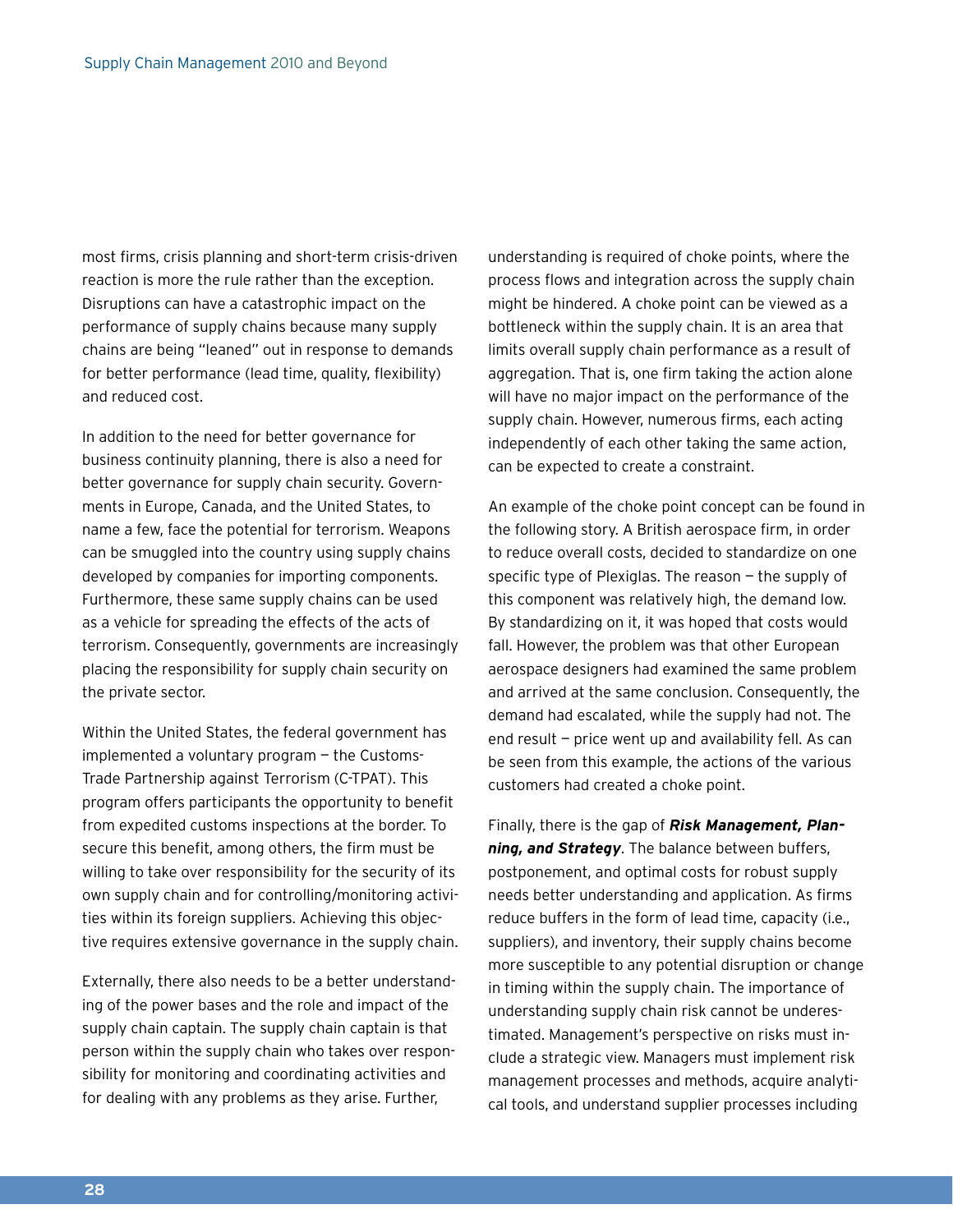most firms, crisis planning and short-term crisis-driven reaction is more the rule rather than the exception. Disruptions can have a catastrophic impact on the performance of supply chains because many supply chains are being "leaned" out in response to demands for better performance (lead time, quality, flexibility) and reduced cost.

In addition to the need for better governance for business continuity planning, there is also a need for better governance for supply chain security. Governments in Europe, Canada, and the United States, to name a few, face the potential for terrorism. Weapons can be smuggled into the country using supply chains developed by companies for importing components. Furthermore, these same supply chains can be used as a vehicle for spreading the effects of the acts of terrorism. Consequently, governments are increasingly placing the responsibility for supply chain security on the private sector.

Within the United States, the federal government has implemented a voluntary program — the Customs-Trade Partnership against Terrorism (C-TPAT). This program offers participants the opportunity to benefit from expedited customs inspections at the border. To secure this benefit, among others, the firm must be willing to take over responsibility for the security of its own supply chain and for controlling/monitoring activities within its foreign suppliers. Achieving this objective requires extensive governance in the supply chain.

Externally, there also needs to be a better understanding of the power bases and the role and impact of the supply chain captain. The supply chain captain is that person within the supply chain who takes over responsibility for monitoring and coordinating activities and for dealing with any problems as they arise. Further, understanding is required of choke points, where the process flows and integration across the supply chain might be hindered. A choke point can be viewed as a bottleneck within the supply chain. It is an area that limits overall supply chain performance as a result of aggregation. That is, one firm taking the action alone will have no major impact on the performance of the supply chain. However, numerous firms, each acting independently of each other taking the same action, can be expected to create a constraint.

An example of the choke point concept can be found in the following story. A British aerospace firm, in order to reduce overall costs, decided to standardize on one specific type of Plexiglas. The reason — the supply of this component was relatively high, the demand low. By standardizing on it, it was hoped that costs would fall. However, the problem was that other European aerospace designers had examined the same problem and arrived at the same conclusion. Consequently, the demand had escalated, while the supply had not. The end result — price went up and availability fell. As can be seen from this example, the actions of the various customers had created a choke point.

Finally, there is the gap of ***Risk Management, Planning, and Strategy***. The balance between buffers, postponement, and optimal costs for robust supply needs better understanding and application. As firms reduce buffers in the form of lead time, capacity (i.e., suppliers), and inventory, their supply chains become more susceptible to any potential disruption or change in timing within the supply chain. The importance of understanding supply chain risk cannot be underestimated. Management's perspective on risks must include a strategic view. Managers must implement risk management processes and methods, acquire analytical tools, and understand supplier processes including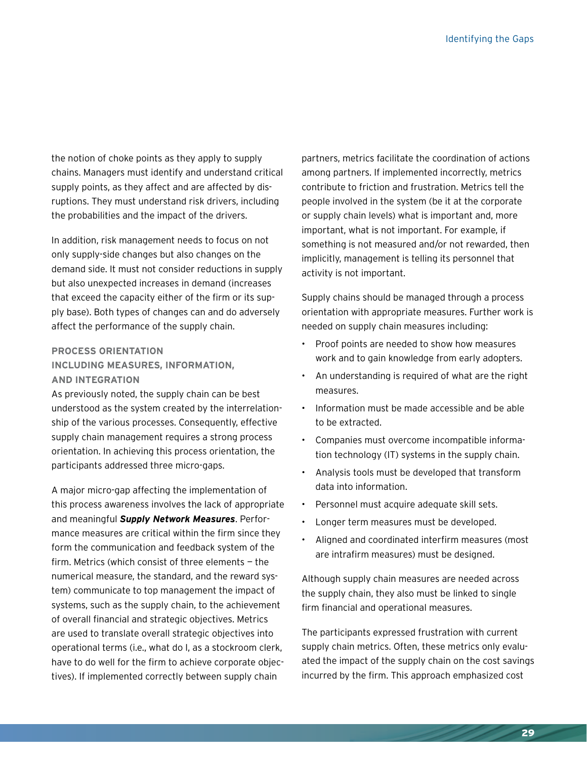the notion of choke points as they apply to supply chains. Managers must identify and understand critical supply points, as they affect and are affected by disruptions. They must understand risk drivers, including the probabilities and the impact of the drivers.

In addition, risk management needs to focus on not only supply-side changes but also changes on the demand side. It must not consider reductions in supply but also unexpected increases in demand (increases that exceed the capacity either of the firm or its supply base). Both types of changes can and do adversely affect the performance of the supply chain.

### PROCESS ORIENTATION INCLUDING MEASURES, INFORMATION, AND INTEGRATION

As previously noted, the supply chain can be best understood as the system created by the interrelationship of the various processes. Consequently, effective supply chain management requires a strong process orientation. In achieving this process orientation, the participants addressed three micro-gaps.

A major micro-gap affecting the implementation of this process awareness involves the lack of appropriate and meaningful ***Supply Network Measures***. Performance measures are critical within the firm since they form the communication and feedback system of the firm. Metrics (which consist of three elements — the numerical measure, the standard, and the reward system) communicate to top management the impact of systems, such as the supply chain, to the achievement of overall financial and strategic objectives. Metrics are used to translate overall strategic objectives into operational terms (i.e., what do I, as a stockroom clerk, have to do well for the firm to achieve corporate objectives). If implemented correctly between supply chain partners, metrics facilitate the coordination of actions among partners. If implemented incorrectly, metrics contribute to friction and frustration. Metrics tell the people involved in the system (be it at the corporate or supply chain levels) what is important and, more important, what is not important. For example, if something is not measured and/or not rewarded, then implicitly, management is telling its personnel that activity is not important.

Supply chains should be managed through a process orientation with appropriate measures. Further work is needed on supply chain measures including:

- Proof points are needed to show how measures work and to gain knowledge from early adopters.
- An understanding is required of what are the right measures.
- Information must be made accessible and be able to be extracted.
- Companies must overcome incompatible information technology (IT) systems in the supply chain.
- Analysis tools must be developed that transform data into information.
- Personnel must acquire adequate skill sets.
- Longer term measures must be developed.
- Aligned and coordinated interfirm measures (most are intrafirm measures) must be designed.

Although supply chain measures are needed across the supply chain, they also must be linked to single firm financial and operational measures.

The participants expressed frustration with current supply chain metrics. Often, these metrics only evaluated the impact of the supply chain on the cost savings incurred by the firm. This approach emphasized cost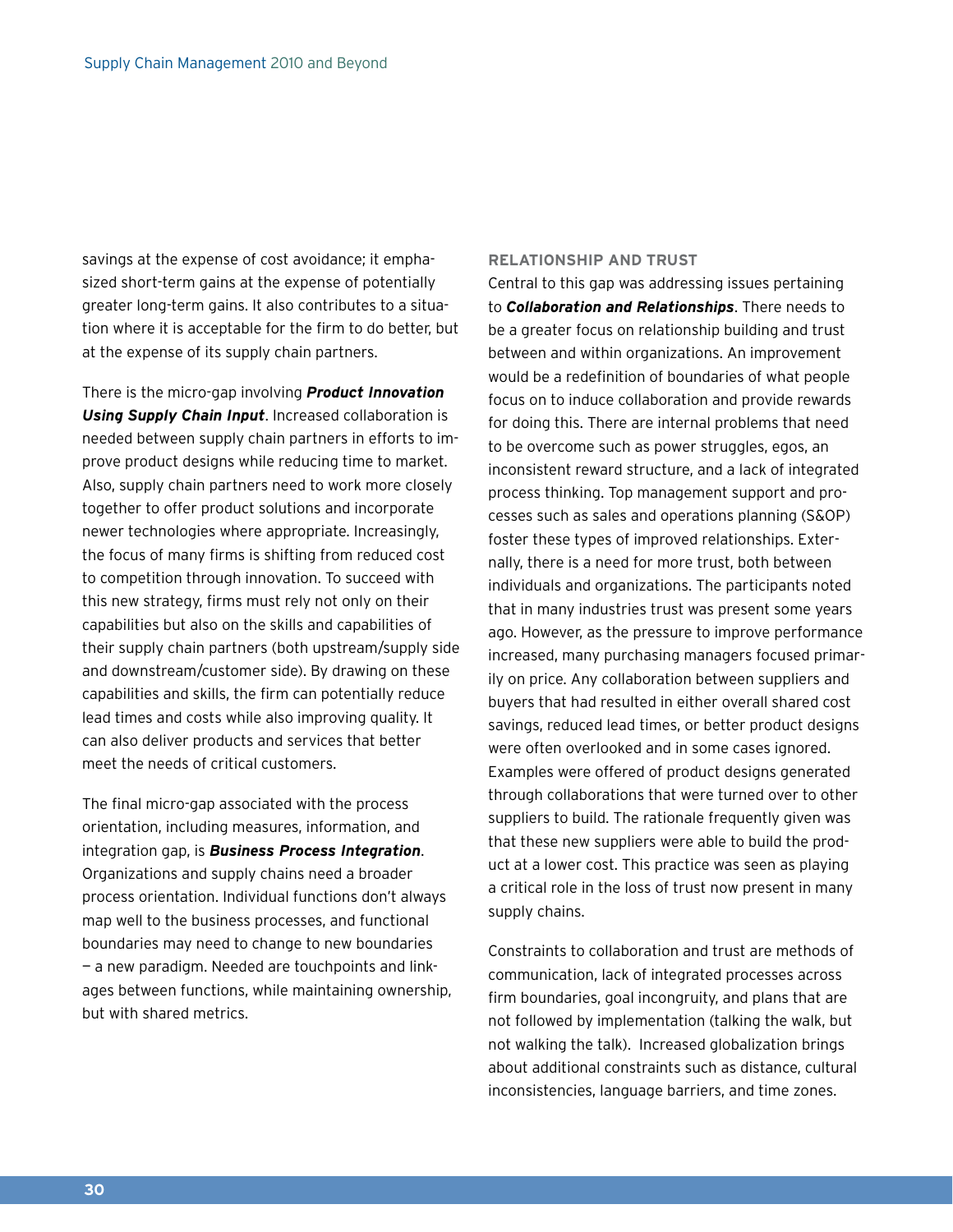savings at the expense of cost avoidance; it emphasized short-term gains at the expense of potentially greater long-term gains. It also contributes to a situation where it is acceptable for the firm to do better, but at the expense of its supply chain partners.

There is the micro-gap involving ***Product Innovation Using Supply Chain Input***. Increased collaboration is needed between supply chain partners in efforts to improve product designs while reducing time to market. Also, supply chain partners need to work more closely together to offer product solutions and incorporate newer technologies where appropriate. Increasingly, the focus of many firms is shifting from reduced cost to competition through innovation. To succeed with this new strategy, firms must rely not only on their capabilities but also on the skills and capabilities of their supply chain partners (both upstream/supply side and downstream/customer side). By drawing on these capabilities and skills, the firm can potentially reduce lead times and costs while also improving quality. It can also deliver products and services that better meet the needs of critical customers.

The final micro-gap associated with the process orientation, including measures, information, and integration gap, is ***Business Process Integration***. Organizations and supply chains need a broader process orientation. Individual functions don't always map well to the business processes, and functional boundaries may need to change to new boundaries — a new paradigm. Needed are touchpoints and linkages between functions, while maintaining ownership, but with shared metrics.

### RELATIONSHIP AND TRUST

Central to this gap was addressing issues pertaining to ***Collaboration and Relationships***. There needs to be a greater focus on relationship building and trust between and within organizations. An improvement would be a redefinition of boundaries of what people focus on to induce collaboration and provide rewards for doing this. There are internal problems that need to be overcome such as power struggles, egos, an inconsistent reward structure, and a lack of integrated process thinking. Top management support and processes such as sales and operations planning (S&OP) foster these types of improved relationships. Externally, there is a need for more trust, both between individuals and organizations. The participants noted that in many industries trust was present some years ago. However, as the pressure to improve performance increased, many purchasing managers focused primarily on price. Any collaboration between suppliers and buyers that had resulted in either overall shared cost savings, reduced lead times, or better product designs were often overlooked and in some cases ignored. Examples were offered of product designs generated through collaborations that were turned over to other suppliers to build. The rationale frequently given was that these new suppliers were able to build the product at a lower cost. This practice was seen as playing a critical role in the loss of trust now present in many supply chains.

Constraints to collaboration and trust are methods of communication, lack of integrated processes across firm boundaries, goal incongruity, and plans that are not followed by implementation (talking the walk, but not walking the talk). Increased globalization brings about additional constraints such as distance, cultural inconsistencies, language barriers, and time zones.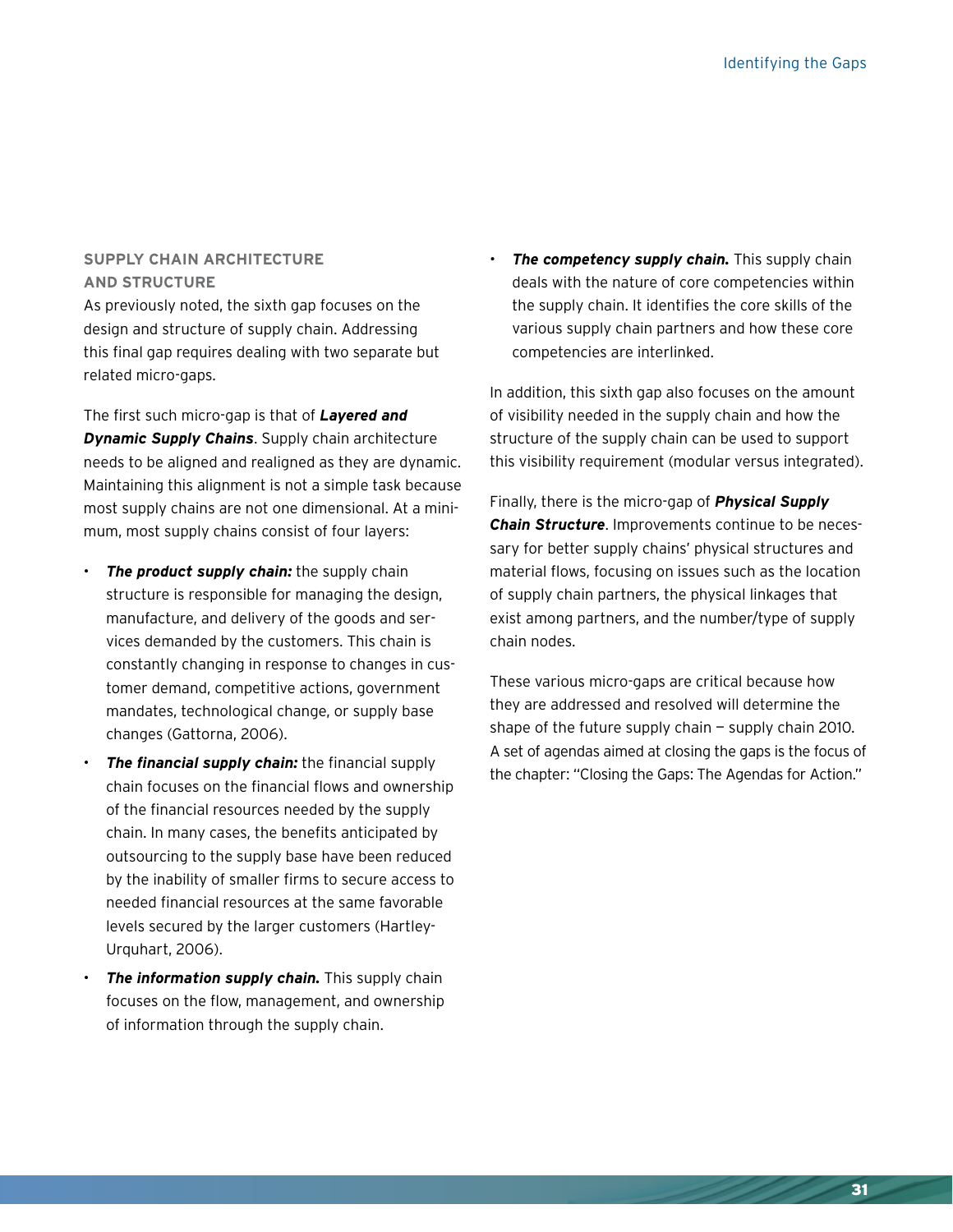## SUPPLY CHAIN ARCHITECTURE AND STRUCTURE

As previously noted, the sixth gap focuses on the design and structure of supply chain. Addressing this final gap requires dealing with two separate but related micro-gaps.

The first such micro-gap is that of ***Layered and Dynamic Supply Chains***. Supply chain architecture needs to be aligned and realigned as they are dynamic. Maintaining this alignment is not a simple task because most supply chains are not one dimensional. At a minimum, most supply chains consist of four layers:

- ***The product supply chain:*** the supply chain structure is responsible for managing the design, manufacture, and delivery of the goods and services demanded by the customers. This chain is constantly changing in response to changes in customer demand, competitive actions, government mandates, technological change, or supply base changes (Gattorna, 2006).
- ***The financial supply chain:*** the financial supply chain focuses on the financial flows and ownership of the financial resources needed by the supply chain. In many cases, the benefits anticipated by outsourcing to the supply base have been reduced by the inability of smaller firms to secure access to needed financial resources at the same favorable levels secured by the larger customers (Hartley-Urquhart, 2006).
- ***The information supply chain.*** This supply chain focuses on the flow, management, and ownership of information through the supply chain.
- ***The competency supply chain.*** This supply chain deals with the nature of core competencies within the supply chain. It identifies the core skills of the various supply chain partners and how these core competencies are interlinked.

In addition, this sixth gap also focuses on the amount of visibility needed in the supply chain and how the structure of the supply chain can be used to support this visibility requirement (modular versus integrated).

Finally, there is the micro-gap of ***Physical Supply Chain Structure***. Improvements continue to be necessary for better supply chains' physical structures and material flows, focusing on issues such as the location of supply chain partners, the physical linkages that exist among partners, and the number/type of supply chain nodes.

These various micro-gaps are critical because how they are addressed and resolved will determine the shape of the future supply chain — supply chain 2010. A set of agendas aimed at closing the gaps is the focus of the chapter: "Closing the Gaps: The Agendas for Action."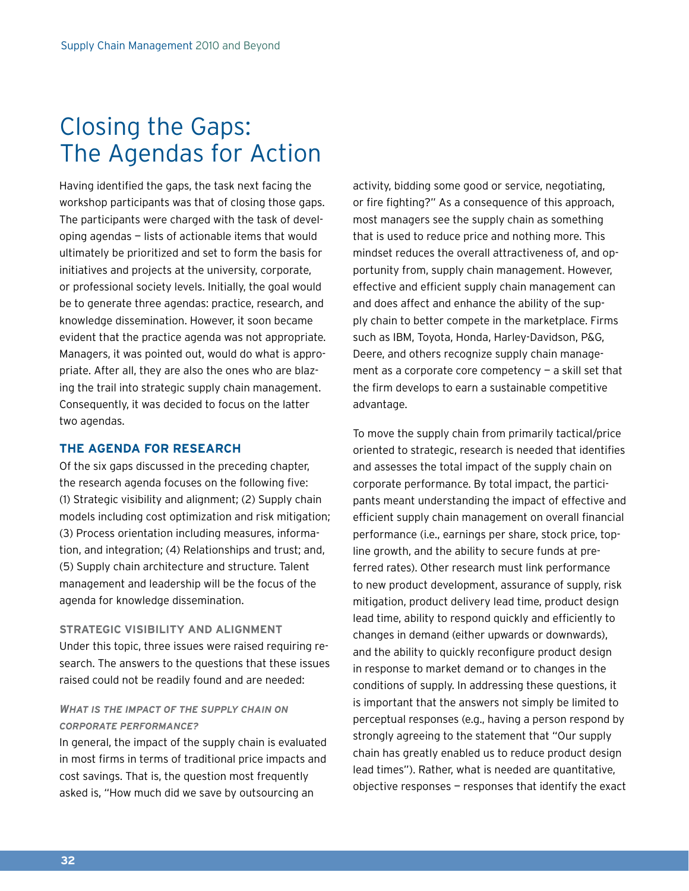# Closing the Gaps: The Agendas for Action

Having identified the gaps, the task next facing the workshop participants was that of closing those gaps. The participants were charged with the task of developing agendas — lists of actionable items that would ultimately be prioritized and set to form the basis for initiatives and projects at the university, corporate, or professional society levels. Initially, the goal would be to generate three agendas: practice, research, and knowledge dissemination. However, it soon became evident that the practice agenda was not appropriate. Managers, it was pointed out, would do what is appropriate. After all, they are also the ones who are blazing the trail into strategic supply chain management. Consequently, it was decided to focus on the latter two agendas.

## THE AGENDA FOR RESEARCH

Of the six gaps discussed in the preceding chapter, the research agenda focuses on the following five: (1) Strategic visibility and alignment; (2) Supply chain models including cost optimization and risk mitigation; (3) Process orientation including measures, information, and integration; (4) Relationships and trust; and, (5) Supply chain architecture and structure. Talent management and leadership will be the focus of the agenda for knowledge dissemination.

### STRATEGIC VISIBILITY AND ALIGNMENT

Under this topic, three issues were raised requiring research. The answers to the questions that these issues raised could not be readily found and are needed:

#### *WHAT IS THE IMPACT OF THE SUPPLY CHAIN ON CORPORATE PERFORMANCE?*

In general, the impact of the supply chain is evaluated in most firms in terms of traditional price impacts and cost savings. That is, the question most frequently asked is, "How much did we save by outsourcing an activity, bidding some good or service, negotiating, or fire fighting?" As a consequence of this approach, most managers see the supply chain as something that is used to reduce price and nothing more. This mindset reduces the overall attractiveness of, and opportunity from, supply chain management. However, effective and efficient supply chain management can and does affect and enhance the ability of the supply chain to better compete in the marketplace. Firms such as IBM, Toyota, Honda, Harley-Davidson, P&G, Deere, and others recognize supply chain management as a corporate core competency — a skill set that the firm develops to earn a sustainable competitive advantage.

To move the supply chain from primarily tactical/price oriented to strategic, research is needed that identifies and assesses the total impact of the supply chain on corporate performance. By total impact, the participants meant understanding the impact of effective and efficient supply chain management on overall financial performance (i.e., earnings per share, stock price, top-line growth, and the ability to secure funds at preferred rates). Other research must link performance to new product development, assurance of supply, risk mitigation, product delivery lead time, product design lead time, ability to respond quickly and efficiently to changes in demand (either upwards or downwards), and the ability to quickly reconfigure product design in response to market demand or to changes in the conditions of supply. In addressing these questions, it is important that the answers not simply be limited to perceptual responses (e.g., having a person respond by strongly agreeing to the statement that "Our supply chain has greatly enabled us to reduce product design lead times"). Rather, what is needed are quantitative, objective responses — responses that identify the exact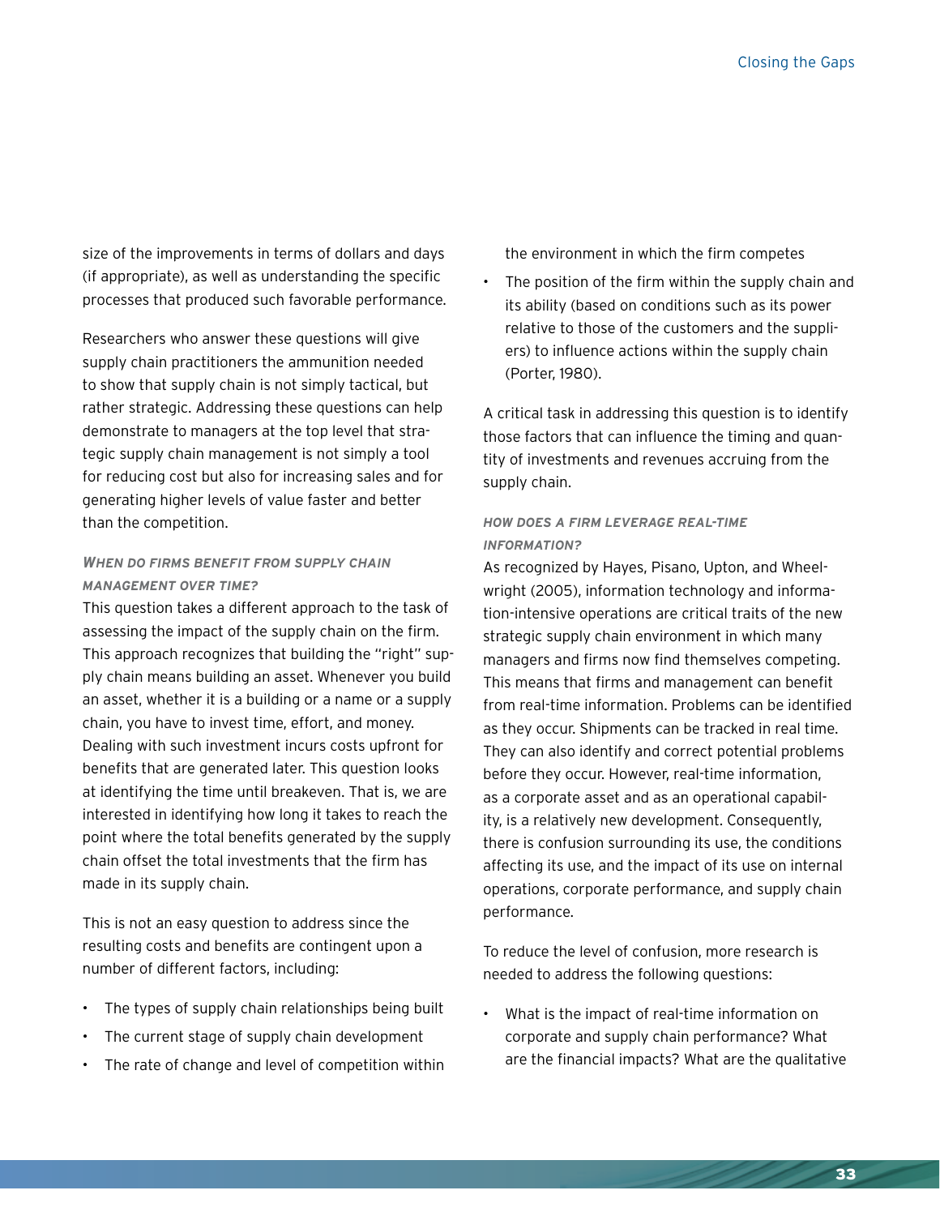size of the improvements in terms of dollars and days (if appropriate), as well as understanding the specific processes that produced such favorable performance.

Researchers who answer these questions will give supply chain practitioners the ammunition needed to show that supply chain is not simply tactical, but rather strategic. Addressing these questions can help demonstrate to managers at the top level that strategic supply chain management is not simply a tool for reducing cost but also for increasing sales and for generating higher levels of value faster and better than the competition.

### *When do firms benefit from supply chain management over time?*

This question takes a different approach to the task of assessing the impact of the supply chain on the firm. This approach recognizes that building the "right" supply chain means building an asset. Whenever you build an asset, whether it is a building or a name or a supply chain, you have to invest time, effort, and money. Dealing with such investment incurs costs upfront for benefits that are generated later. This question looks at identifying the time until breakeven. That is, we are interested in identifying how long it takes to reach the point where the total benefits generated by the supply chain offset the total investments that the firm has made in its supply chain.

This is not an easy question to address since the resulting costs and benefits are contingent upon a number of different factors, including:

- The types of supply chain relationships being built
- The current stage of supply chain development
- The rate of change and level of competition within the environment in which the firm competes
- The position of the firm within the supply chain and its ability (based on conditions such as its power relative to those of the customers and the suppliers) to influence actions within the supply chain (Porter, 1980).

A critical task in addressing this question is to identify those factors that can influence the timing and quantity of investments and revenues accruing from the supply chain.

### *How does a firm leverage real-time information?*

As recognized by Hayes, Pisano, Upton, and Wheelwright (2005), information technology and information-intensive operations are critical traits of the new strategic supply chain environment in which many managers and firms now find themselves competing. This means that firms and management can benefit from real-time information. Problems can be identified as they occur. Shipments can be tracked in real time. They can also identify and correct potential problems before they occur. However, real-time information, as a corporate asset and as an operational capability, is a relatively new development. Consequently, there is confusion surrounding its use, the conditions affecting its use, and the impact of its use on internal operations, corporate performance, and supply chain performance.

To reduce the level of confusion, more research is needed to address the following questions:

- What is the impact of real-time information on corporate and supply chain performance? What are the financial impacts? What are the qualitative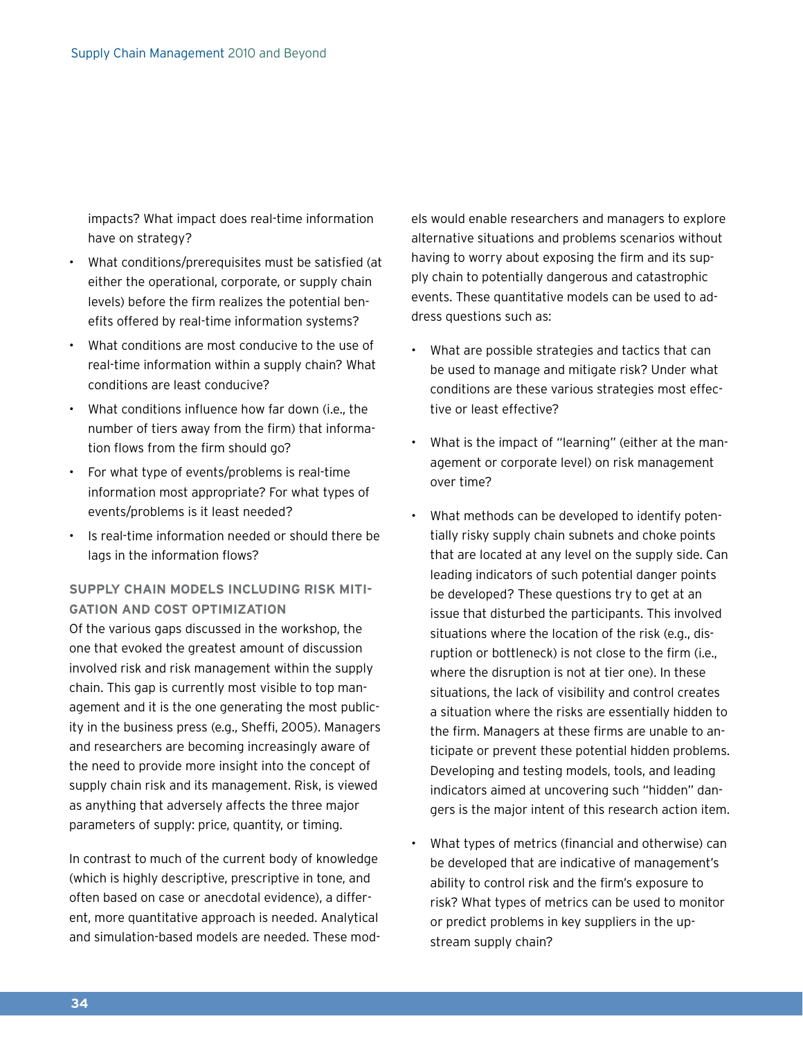impacts? What impact does real-time information have on strategy?

- What conditions/prerequisites must be satisfied (at either the operational, corporate, or supply chain levels) before the firm realizes the potential benefits offered by real-time information systems?
- What conditions are most conducive to the use of real-time information within a supply chain? What conditions are least conducive?
- What conditions influence how far down (i.e., the number of tiers away from the firm) that information flows from the firm should go?
- For what type of events/problems is real-time information most appropriate? For what types of events/problems is it least needed?
- Is real-time information needed or should there be lags in the information flows?

### SUPPLY CHAIN MODELS INCLUDING RISK MITIGATION AND COST OPTIMIZATION

Of the various gaps discussed in the workshop, the one that evoked the greatest amount of discussion involved risk and risk management within the supply chain. This gap is currently most visible to top management and it is the one generating the most publicity in the business press (e.g., Sheffi, 2005). Managers and researchers are becoming increasingly aware of the need to provide more insight into the concept of supply chain risk and its management. Risk, is viewed as anything that adversely affects the three major parameters of supply: price, quantity, or timing.

In contrast to much of the current body of knowledge (which is highly descriptive, prescriptive in tone, and often based on case or anecdotal evidence), a different, more quantitative approach is needed. Analytical and simulation-based models are needed. These models would enable researchers and managers to explore alternative situations and problems scenarios without having to worry about exposing the firm and its supply chain to potentially dangerous and catastrophic events. These quantitative models can be used to address questions such as:

- What are possible strategies and tactics that can be used to manage and mitigate risk? Under what conditions are these various strategies most effective or least effective?
- What is the impact of "learning" (either at the management or corporate level) on risk management over time?
- What methods can be developed to identify potentially risky supply chain subnets and choke points that are located at any level on the supply side. Can leading indicators of such potential danger points be developed? These questions try to get at an issue that disturbed the participants. This involved situations where the location of the risk (e.g., disruption or bottleneck) is not close to the firm (i.e., where the disruption is not at tier one). In these situations, the lack of visibility and control creates a situation where the risks are essentially hidden to the firm. Managers at these firms are unable to anticipate or prevent these potential hidden problems. Developing and testing models, tools, and leading indicators aimed at uncovering such "hidden" dangers is the major intent of this research action item.
- What types of metrics (financial and otherwise) can be developed that are indicative of management's ability to control risk and the firm's exposure to risk? What types of metrics can be used to monitor or predict problems in key suppliers in the upstream supply chain?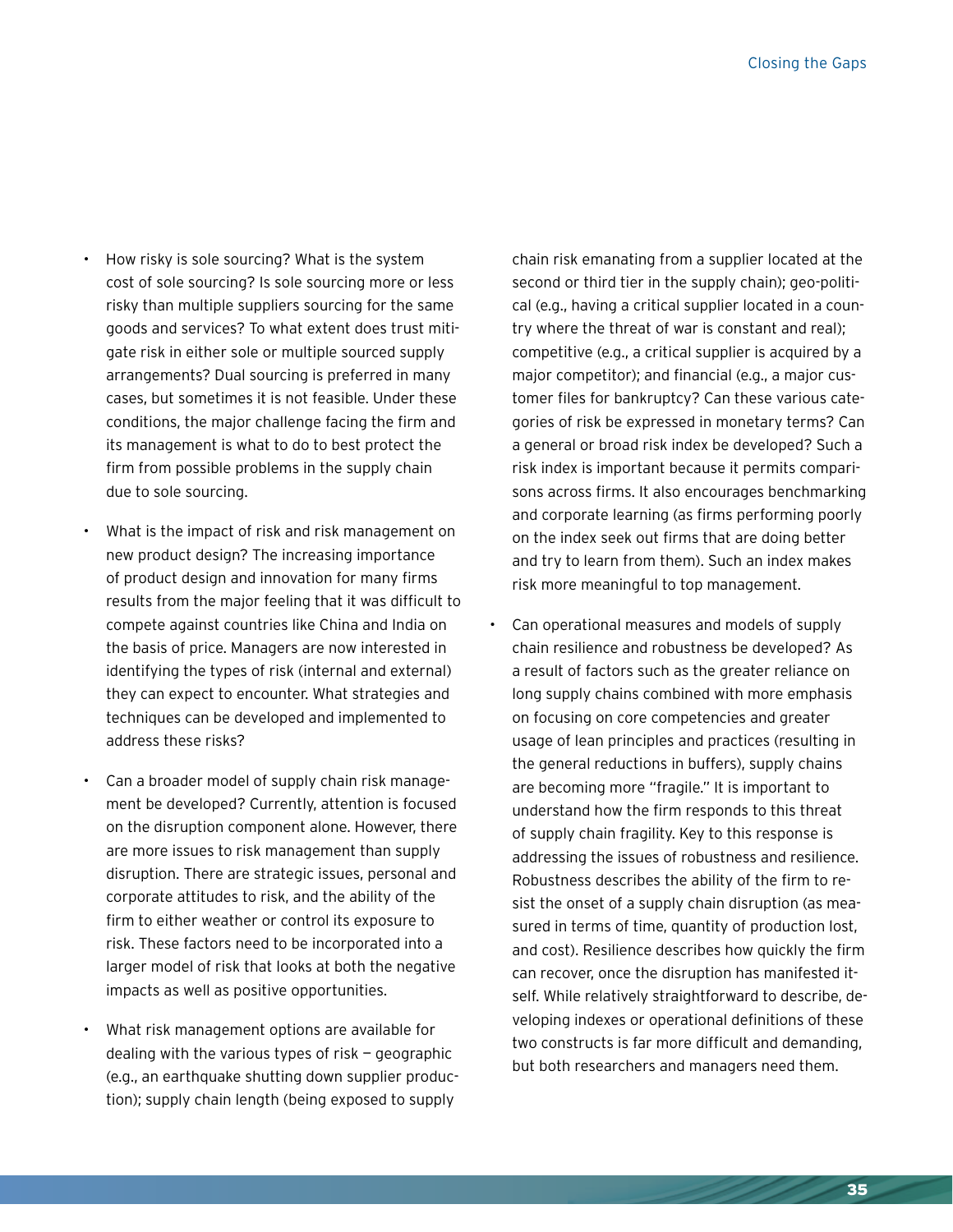- How risky is sole sourcing? What is the system cost of sole sourcing? Is sole sourcing more or less risky than multiple suppliers sourcing for the same goods and services? To what extent does trust mitigate risk in either sole or multiple sourced supply arrangements? Dual sourcing is preferred in many cases, but sometimes it is not feasible. Under these conditions, the major challenge facing the firm and its management is what to do to best protect the firm from possible problems in the supply chain due to sole sourcing.

- What is the impact of risk and risk management on new product design? The increasing importance of product design and innovation for many firms results from the major feeling that it was difficult to compete against countries like China and India on the basis of price. Managers are now interested in identifying the types of risk (internal and external) they can expect to encounter. What strategies and techniques can be developed and implemented to address these risks?

- Can a broader model of supply chain risk management be developed? Currently, attention is focused on the disruption component alone. However, there are more issues to risk management than supply disruption. There are strategic issues, personal and corporate attitudes to risk, and the ability of the firm to either weather or control its exposure to risk. These factors need to be incorporated into a larger model of risk that looks at both the negative impacts as well as positive opportunities.

- What risk management options are available for dealing with the various types of risk — geographic (e.g., an earthquake shutting down supplier production); supply chain length (being exposed to supply chain risk emanating from a supplier located at the second or third tier in the supply chain); geo-political (e.g., having a critical supplier located in a country where the threat of war is constant and real); competitive (e.g., a critical supplier is acquired by a major competitor); and financial (e.g., a major customer files for bankruptcy? Can these various categories of risk be expressed in monetary terms? Can a general or broad risk index be developed? Such a risk index is important because it permits comparisons across firms. It also encourages benchmarking and corporate learning (as firms performing poorly on the index seek out firms that are doing better and try to learn from them). Such an index makes risk more meaningful to top management.

- Can operational measures and models of supply chain resilience and robustness be developed? As a result of factors such as the greater reliance on long supply chains combined with more emphasis on focusing on core competencies and greater usage of lean principles and practices (resulting in the general reductions in buffers), supply chains are becoming more "fragile." It is important to understand how the firm responds to this threat of supply chain fragility. Key to this response is addressing the issues of robustness and resilience. Robustness describes the ability of the firm to resist the onset of a supply chain disruption (as measured in terms of time, quantity of production lost, and cost). Resilience describes how quickly the firm can recover, once the disruption has manifested itself. While relatively straightforward to describe, developing indexes or operational definitions of these two constructs is far more difficult and demanding, but both researchers and managers need them.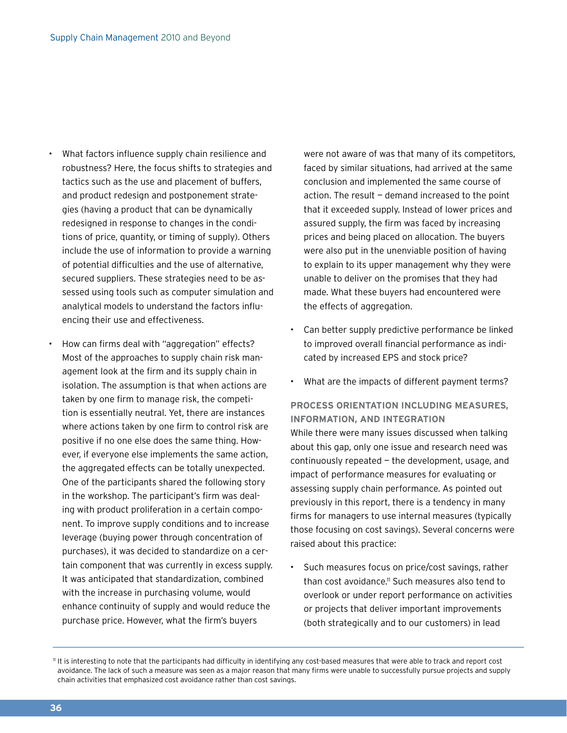- What factors influence supply chain resilience and robustness? Here, the focus shifts to strategies and tactics such as the use and placement of buffers, and product redesign and postponement strategies (having a product that can be dynamically redesigned in response to changes in the conditions of price, quantity, or timing of supply). Others include the use of information to provide a warning of potential difficulties and the use of alternative, secured suppliers. These strategies need to be assessed using tools such as computer simulation and analytical models to understand the factors influencing their use and effectiveness.

- How can firms deal with "aggregation" effects? Most of the approaches to supply chain risk management look at the firm and its supply chain in isolation. The assumption is that when actions are taken by one firm to manage risk, the competition is essentially neutral. Yet, there are instances where actions taken by one firm to control risk are positive if no one else does the same thing. However, if everyone else implements the same action, the aggregated effects can be totally unexpected. One of the participants shared the following story in the workshop. The participant's firm was dealing with product proliferation in a certain component. To improve supply conditions and to increase leverage (buying power through concentration of purchases), it was decided to standardize on a certain component that was currently in excess supply. It was anticipated that standardization, combined with the increase in purchasing volume, would enhance continuity of supply and would reduce the purchase price. However, what the firm's buyers were not aware of was that many of its competitors, faced by similar situations, had arrived at the same conclusion and implemented the same course of action. The result — demand increased to the point that it exceeded supply. Instead of lower prices and assured supply, the firm was faced by increasing prices and being placed on allocation. The buyers were also put in the unenviable position of having to explain to its upper management why they were unable to deliver on the promises that they had made. What these buyers had encountered were the effects of aggregation.

- Can better supply predictive performance be linked to improved overall financial performance as indicated by increased EPS and stock price?

- What are the impacts of different payment terms?

**PROCESS ORIENTATION INCLUDING MEASURES, INFORMATION, AND INTEGRATION**

While there were many issues discussed when talking about this gap, only one issue and research need was continuously repeated — the development, usage, and impact of performance measures for evaluating or assessing supply chain performance. As pointed out previously in this report, there is a tendency in many firms for managers to use internal measures (typically those focusing on cost savings). Several concerns were raised about this practice:

- Such measures focus on price/cost savings, rather than cost avoidance.[11] Such measures also tend to overlook or under report performance on activities or projects that deliver important improvements (both strategically and to our customers) in lead

[11] It is interesting to note that the participants had difficulty in identifying any cost-based measures that were able to track and report cost avoidance. The lack of such a measure was seen as a major reason that many firms were unable to successfully pursue projects and supply chain activities that emphasized cost avoidance rather than cost savings.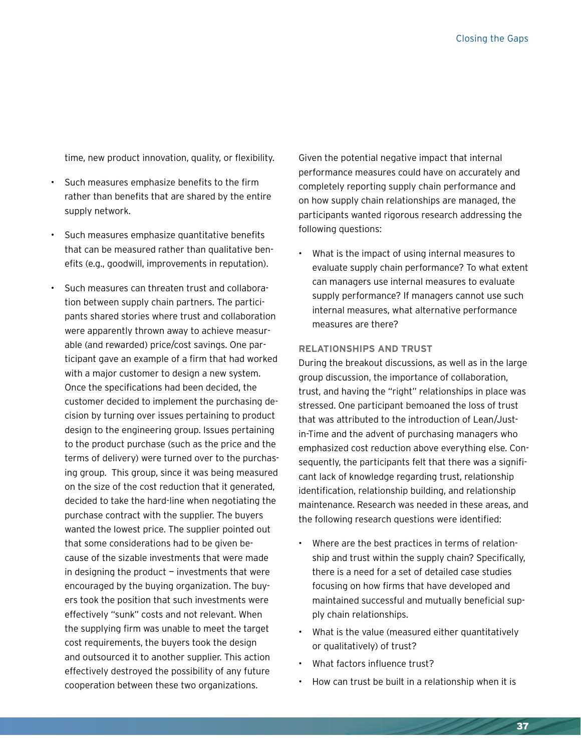time, new product innovation, quality, or flexibility.

- Such measures emphasize benefits to the firm rather than benefits that are shared by the entire supply network.
- Such measures emphasize quantitative benefits that can be measured rather than qualitative benefits (e.g., goodwill, improvements in reputation).
- Such measures can threaten trust and collaboration between supply chain partners. The participants shared stories where trust and collaboration were apparently thrown away to achieve measurable (and rewarded) price/cost savings. One participant gave an example of a firm that had worked with a major customer to design a new system. Once the specifications had been decided, the customer decided to implement the purchasing decision by turning over issues pertaining to product design to the engineering group. Issues pertaining to the product purchase (such as the price and the terms of delivery) were turned over to the purchasing group. This group, since it was being measured on the size of the cost reduction that it generated, decided to take the hard-line when negotiating the purchase contract with the supplier. The buyers wanted the lowest price. The supplier pointed out that some considerations had to be given because of the sizable investments that were made in designing the product — investments that were encouraged by the buying organization. The buyers took the position that such investments were effectively "sunk" costs and not relevant. When the supplying firm was unable to meet the target cost requirements, the buyers took the design and outsourced it to another supplier. This action effectively destroyed the possibility of any future cooperation between these two organizations.

Given the potential negative impact that internal performance measures could have on accurately and completely reporting supply chain performance and on how supply chain relationships are managed, the participants wanted rigorous research addressing the following questions:

- What is the impact of using internal measures to evaluate supply chain performance? To what extent can managers use internal measures to evaluate supply performance? If managers cannot use such internal measures, what alternative performance measures are there?

### RELATIONSHIPS AND TRUST

During the breakout discussions, as well as in the large group discussion, the importance of collaboration, trust, and having the "right" relationships in place was stressed. One participant bemoaned the loss of trust that was attributed to the introduction of Lean/Just-in-Time and the advent of purchasing managers who emphasized cost reduction above everything else. Consequently, the participants felt that there was a significant lack of knowledge regarding trust, relationship identification, relationship building, and relationship maintenance. Research was needed in these areas, and the following research questions were identified:

- Where are the best practices in terms of relationship and trust within the supply chain? Specifically, there is a need for a set of detailed case studies focusing on how firms that have developed and maintained successful and mutually beneficial supply chain relationships.
- What is the value (measured either quantitatively or qualitatively) of trust?
- What factors influence trust?
- How can trust be built in a relationship when it is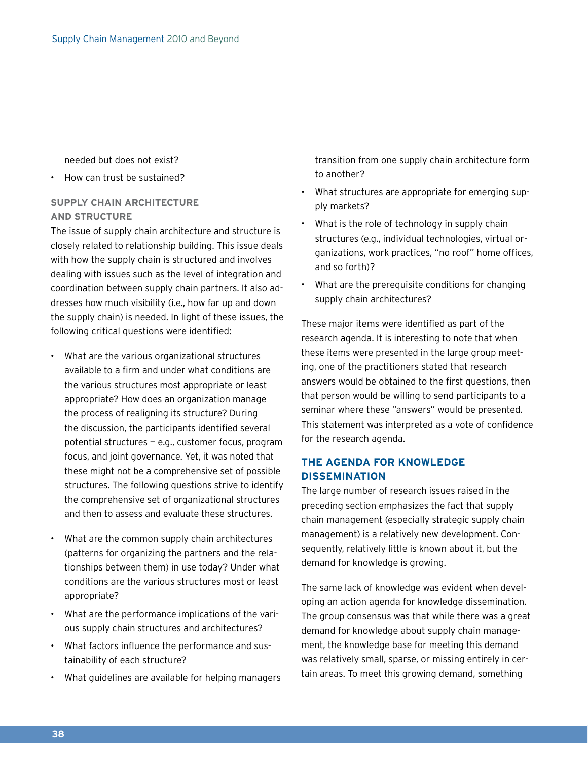needed but does not exist?

- How can trust be sustained?

### SUPPLY CHAIN ARCHITECTURE AND STRUCTURE

The issue of supply chain architecture and structure is closely related to relationship building. This issue deals with how the supply chain is structured and involves dealing with issues such as the level of integration and coordination between supply chain partners. It also addresses how much visibility (i.e., how far up and down the supply chain) is needed. In light of these issues, the following critical questions were identified:

- What are the various organizational structures available to a firm and under what conditions are the various structures most appropriate or least appropriate? How does an organization manage the process of realigning its structure? During the discussion, the participants identified several potential structures — e.g., customer focus, program focus, and joint governance. Yet, it was noted that these might not be a comprehensive set of possible structures. The following questions strive to identify the comprehensive set of organizational structures and then to assess and evaluate these structures.

- What are the common supply chain architectures (patterns for organizing the partners and the relationships between them) in use today? Under what conditions are the various structures most or least appropriate?
- What are the performance implications of the various supply chain structures and architectures?
- What factors influence the performance and sustainability of each structure?
- What guidelines are available for helping managers transition from one supply chain architecture form to another?
- What structures are appropriate for emerging supply markets?
- What is the role of technology in supply chain structures (e.g., individual technologies, virtual organizations, work practices, "no roof" home offices, and so forth)?
- What are the prerequisite conditions for changing supply chain architectures?

These major items were identified as part of the research agenda. It is interesting to note that when these items were presented in the large group meeting, one of the practitioners stated that research answers would be obtained to the first questions, then that person would be willing to send participants to a seminar where these "answers" would be presented. This statement was interpreted as a vote of confidence for the research agenda.

## THE AGENDA FOR KNOWLEDGE DISSEMINATION

The large number of research issues raised in the preceding section emphasizes the fact that supply chain management (especially strategic supply chain management) is a relatively new development. Consequently, relatively little is known about it, but the demand for knowledge is growing.

The same lack of knowledge was evident when developing an action agenda for knowledge dissemination. The group consensus was that while there was a great demand for knowledge about supply chain management, the knowledge base for meeting this demand was relatively small, sparse, or missing entirely in certain areas. To meet this growing demand, something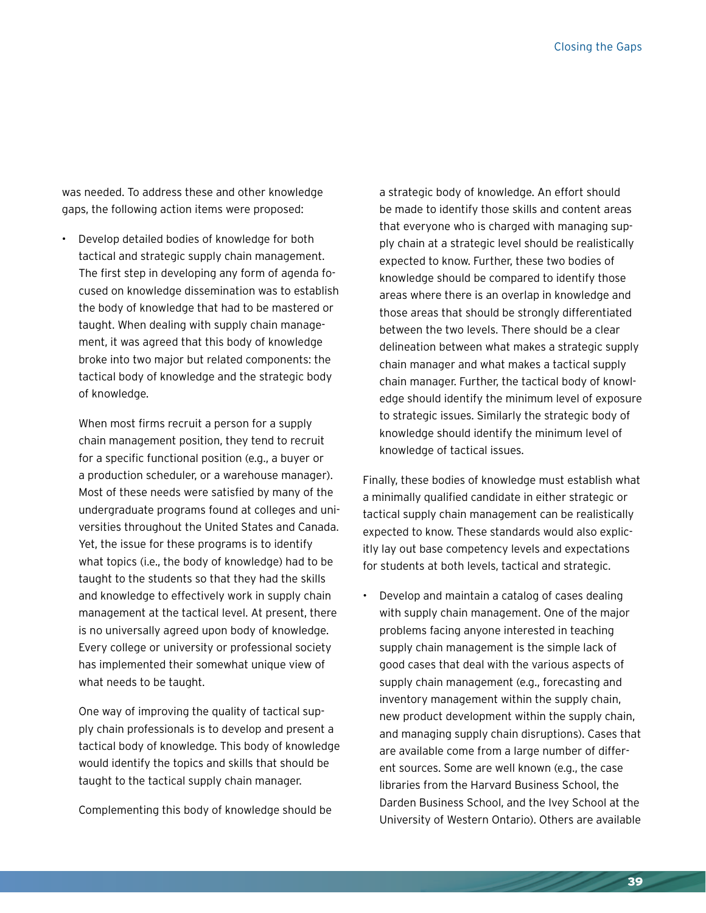was needed. To address these and other knowledge gaps, the following action items were proposed:

- Develop detailed bodies of knowledge for both tactical and strategic supply chain management. The first step in developing any form of agenda focused on knowledge dissemination was to establish the body of knowledge that had to be mastered or taught. When dealing with supply chain management, it was agreed that this body of knowledge broke into two major but related components: the tactical body of knowledge and the strategic body of knowledge.

  When most firms recruit a person for a supply chain management position, they tend to recruit for a specific functional position (e.g., a buyer or a production scheduler, or a warehouse manager). Most of these needs were satisfied by many of the undergraduate programs found at colleges and universities throughout the United States and Canada. Yet, the issue for these programs is to identify what topics (i.e., the body of knowledge) had to be taught to the students so that they had the skills and knowledge to effectively work in supply chain management at the tactical level. At present, there is no universally agreed upon body of knowledge. Every college or university or professional society has implemented their somewhat unique view of what needs to be taught.

  One way of improving the quality of tactical supply chain professionals is to develop and present a tactical body of knowledge. This body of knowledge would identify the topics and skills that should be taught to the tactical supply chain manager.

  Complementing this body of knowledge should be a strategic body of knowledge. An effort should be made to identify those skills and content areas that everyone who is charged with managing supply chain at a strategic level should be realistically expected to know. Further, these two bodies of knowledge should be compared to identify those areas where there is an overlap in knowledge and those areas that should be strongly differentiated between the two levels. There should be a clear delineation between what makes a strategic supply chain manager and what makes a tactical supply chain manager. Further, the tactical body of knowledge should identify the minimum level of exposure to strategic issues. Similarly the strategic body of knowledge should identify the minimum level of knowledge of tactical issues.

Finally, these bodies of knowledge must establish what a minimally qualified candidate in either strategic or tactical supply chain management can be realistically expected to know. These standards would also explicitly lay out base competency levels and expectations for students at both levels, tactical and strategic.

- Develop and maintain a catalog of cases dealing with supply chain management. One of the major problems facing anyone interested in teaching supply chain management is the simple lack of good cases that deal with the various aspects of supply chain management (e.g., forecasting and inventory management within the supply chain, new product development within the supply chain, and managing supply chain disruptions). Cases that are available come from a large number of different sources. Some are well known (e.g., the case libraries from the Harvard Business School, the Darden Business School, and the Ivey School at the University of Western Ontario). Others are available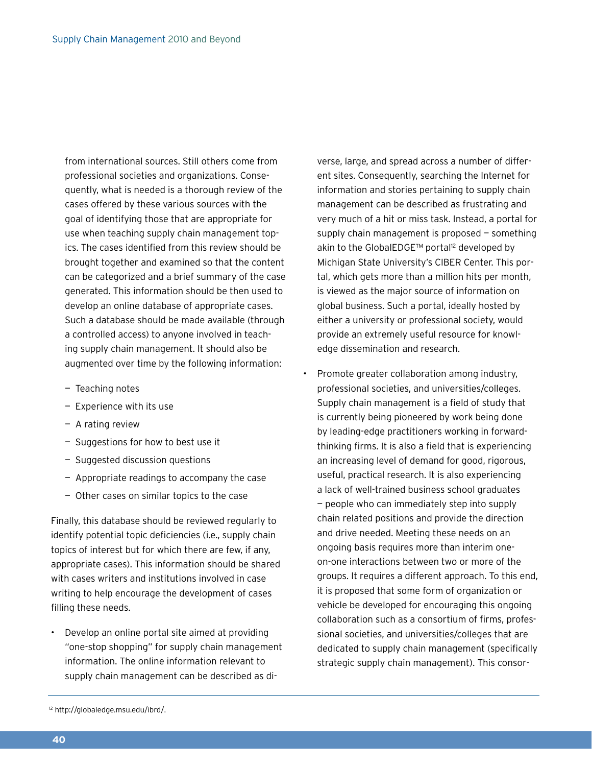from international sources. Still others come from professional societies and organizations. Consequently, what is needed is a thorough review of the cases offered by these various sources with the goal of identifying those that are appropriate for use when teaching supply chain management topics. The cases identified from this review should be brought together and examined so that the content can be categorized and a brief summary of the case generated. This information should be then used to develop an online database of appropriate cases. Such a database should be made available (through a controlled access) to anyone involved in teaching supply chain management. It should also be augmented over time by the following information:

- Teaching notes
- Experience with its use
- A rating review
- Suggestions for how to best use it
- Suggested discussion questions
- Appropriate readings to accompany the case
- Other cases on similar topics to the case

Finally, this database should be reviewed regularly to identify potential topic deficiencies (i.e., supply chain topics of interest but for which there are few, if any, appropriate cases). This information should be shared with cases writers and institutions involved in case writing to help encourage the development of cases filling these needs.

- Develop an online portal site aimed at providing "one-stop shopping" for supply chain management information. The online information relevant to supply chain management can be described as diverse, large, and spread across a number of different sites. Consequently, searching the Internet for information and stories pertaining to supply chain management can be described as frustrating and very much of a hit or miss task. Instead, a portal for supply chain management is proposed — something akin to the GlobalEDGE™ portal[12] developed by Michigan State University's CIBER Center. This portal, which gets more than a million hits per month, is viewed as the major source of information on global business. Such a portal, ideally hosted by either a university or professional society, would provide an extremely useful resource for knowledge dissemination and research.

- Promote greater collaboration among industry, professional societies, and universities/colleges. Supply chain management is a field of study that is currently being pioneered by work being done by leading-edge practitioners working in forward-thinking firms. It is also a field that is experiencing an increasing level of demand for good, rigorous, useful, practical research. It is also experiencing a lack of well-trained business school graduates — people who can immediately step into supply chain related positions and provide the direction and drive needed. Meeting these needs on an ongoing basis requires more than interim one-on-one interactions between two or more of the groups. It requires a different approach. To this end, it is proposed that some form of organization or vehicle be developed for encouraging this ongoing collaboration such as a consortium of firms, professional societies, and universities/colleges that are dedicated to supply chain management (specifically strategic supply chain management). This consor-

[12] http://globaledge.msu.edu/ibrd/.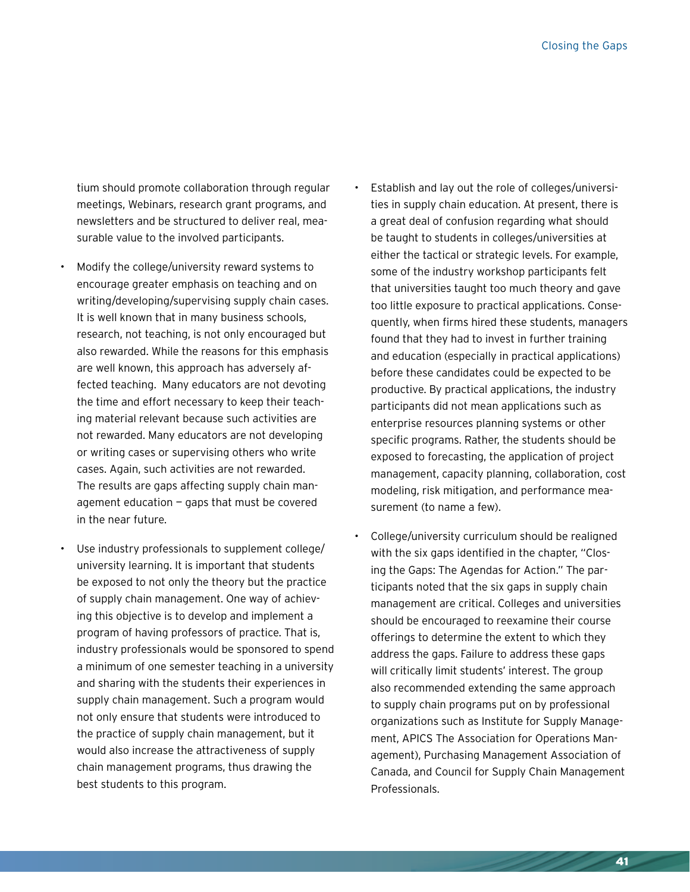tium should promote collaboration through regular meetings, Webinars, research grant programs, and newsletters and be structured to deliver real, measurable value to the involved participants.

- Modify the college/university reward systems to encourage greater emphasis on teaching and on writing/developing/supervising supply chain cases. It is well known that in many business schools, research, not teaching, is not only encouraged but also rewarded. While the reasons for this emphasis are well known, this approach has adversely affected teaching. Many educators are not devoting the time and effort necessary to keep their teaching material relevant because such activities are not rewarded. Many educators are not developing or writing cases or supervising others who write cases. Again, such activities are not rewarded. The results are gaps affecting supply chain management education — gaps that must be covered in the near future.

- Use industry professionals to supplement college/university learning. It is important that students be exposed to not only the theory but the practice of supply chain management. One way of achieving this objective is to develop and implement a program of having professors of practice. That is, industry professionals would be sponsored to spend a minimum of one semester teaching in a university and sharing with the students their experiences in supply chain management. Such a program would not only ensure that students were introduced to the practice of supply chain management, but it would also increase the attractiveness of supply chain management programs, thus drawing the best students to this program.

- Establish and lay out the role of colleges/universities in supply chain education. At present, there is a great deal of confusion regarding what should be taught to students in colleges/universities at either the tactical or strategic levels. For example, some of the industry workshop participants felt that universities taught too much theory and gave too little exposure to practical applications. Consequently, when firms hired these students, managers found that they had to invest in further training and education (especially in practical applications) before these candidates could be expected to be productive. By practical applications, the industry participants did not mean applications such as enterprise resources planning systems or other specific programs. Rather, the students should be exposed to forecasting, the application of project management, capacity planning, collaboration, cost modeling, risk mitigation, and performance measurement (to name a few).

- College/university curriculum should be realigned with the six gaps identified in the chapter, "Closing the Gaps: The Agendas for Action." The participants noted that the six gaps in supply chain management are critical. Colleges and universities should be encouraged to reexamine their course offerings to determine the extent to which they address the gaps. Failure to address these gaps will critically limit students' interest. The group also recommended extending the same approach to supply chain programs put on by professional organizations such as Institute for Supply Management, APICS The Association for Operations Management), Purchasing Management Association of Canada, and Council for Supply Chain Management Professionals.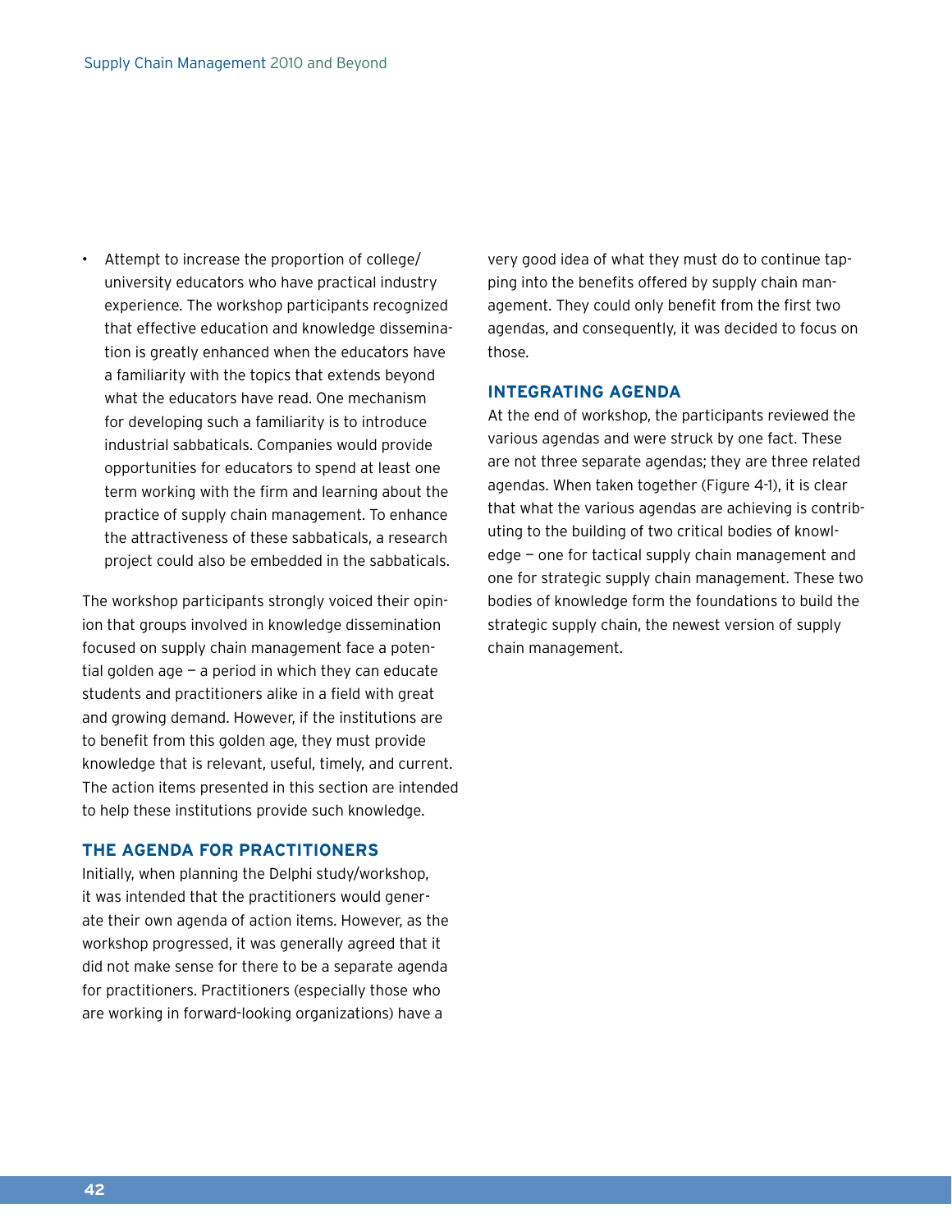- Attempt to increase the proportion of college/university educators who have practical industry experience. The workshop participants recognized that effective education and knowledge dissemination is greatly enhanced when the educators have a familiarity with the topics that extends beyond what the educators have read. One mechanism for developing such a familiarity is to introduce industrial sabbaticals. Companies would provide opportunities for educators to spend at least one term working with the firm and learning about the practice of supply chain management. To enhance the attractiveness of these sabbaticals, a research project could also be embedded in the sabbaticals.

The workshop participants strongly voiced their opinion that groups involved in knowledge dissemination focused on supply chain management face a potential golden age — a period in which they can educate students and practitioners alike in a field with great and growing demand. However, if the institutions are to benefit from this golden age, they must provide knowledge that is relevant, useful, timely, and current. The action items presented in this section are intended to help these institutions provide such knowledge.

## THE AGENDA FOR PRACTITIONERS

Initially, when planning the Delphi study/workshop, it was intended that the practitioners would generate their own agenda of action items. However, as the workshop progressed, it was generally agreed that it did not make sense for there to be a separate agenda for practitioners. Practitioners (especially those who are working in forward-looking organizations) have a very good idea of what they must do to continue tapping into the benefits offered by supply chain management. They could only benefit from the first two agendas, and consequently, it was decided to focus on those.

## INTEGRATING AGENDA

At the end of workshop, the participants reviewed the various agendas and were struck by one fact. These are not three separate agendas; they are three related agendas. When taken together (Figure 4-1), it is clear that what the various agendas are achieving is contributing to the building of two critical bodies of knowledge — one for tactical supply chain management and one for strategic supply chain management. These two bodies of knowledge form the foundations to build the strategic supply chain, the newest version of supply chain management.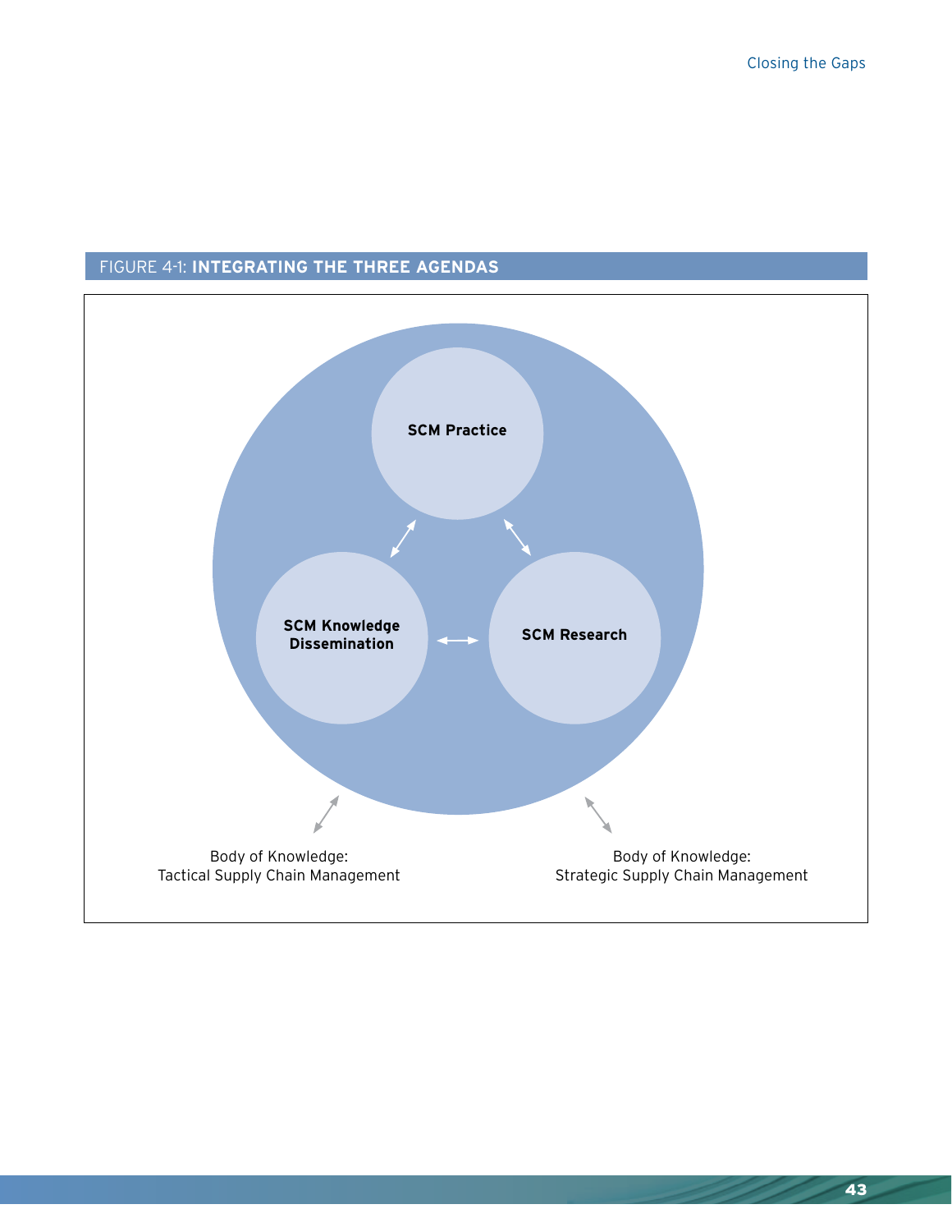FIGURE 4-1: **INTEGRATING THE THREE AGENDAS**

**SCM Practice**

**SCM Knowledge Dissemination**

**SCM Research**

Body of Knowledge:
Tactical Supply Chain Management

Body of Knowledge:
Strategic Supply Chain Management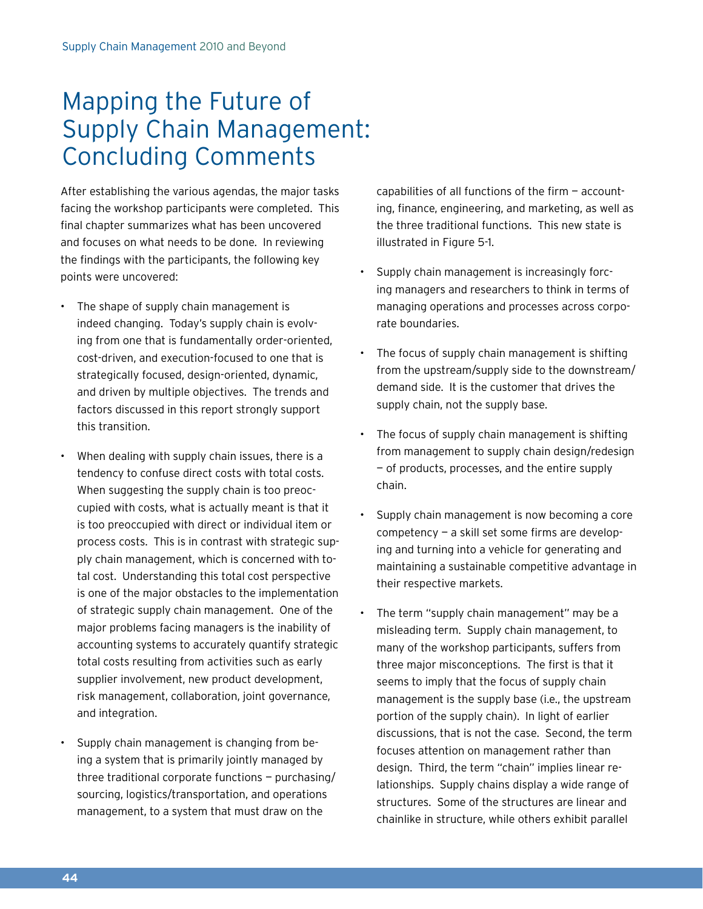# Mapping the Future of Supply Chain Management: Concluding Comments

After establishing the various agendas, the major tasks facing the workshop participants were completed. This final chapter summarizes what has been uncovered and focuses on what needs to be done. In reviewing the findings with the participants, the following key points were uncovered:

- The shape of supply chain management is indeed changing. Today's supply chain is evolving from one that is fundamentally order-oriented, cost-driven, and execution-focused to one that is strategically focused, design-oriented, dynamic, and driven by multiple objectives. The trends and factors discussed in this report strongly support this transition.

- When dealing with supply chain issues, there is a tendency to confuse direct costs with total costs. When suggesting the supply chain is too preoccupied with costs, what is actually meant is that it is too preoccupied with direct or individual item or process costs. This is in contrast with strategic supply chain management, which is concerned with total cost. Understanding this total cost perspective is one of the major obstacles to the implementation of strategic supply chain management. One of the major problems facing managers is the inability of accounting systems to accurately quantify strategic total costs resulting from activities such as early supplier involvement, new product development, risk management, collaboration, joint governance, and integration.

- Supply chain management is changing from being a system that is primarily jointly managed by three traditional corporate functions — purchasing/sourcing, logistics/transportation, and operations management, to a system that must draw on the capabilities of all functions of the firm — accounting, finance, engineering, and marketing, as well as the three traditional functions. This new state is illustrated in Figure 5-1.

- Supply chain management is increasingly forcing managers and researchers to think in terms of managing operations and processes across corporate boundaries.

- The focus of supply chain management is shifting from the upstream/supply side to the downstream/demand side. It is the customer that drives the supply chain, not the supply base.

- The focus of supply chain management is shifting from management to supply chain design/redesign — of products, processes, and the entire supply chain.

- Supply chain management is now becoming a core competency — a skill set some firms are developing and turning into a vehicle for generating and maintaining a sustainable competitive advantage in their respective markets.

- The term "supply chain management" may be a misleading term. Supply chain management, to many of the workshop participants, suffers from three major misconceptions. The first is that it seems to imply that the focus of supply chain management is the supply base (i.e., the upstream portion of the supply chain). In light of earlier discussions, that is not the case. Second, the term focuses attention on management rather than design. Third, the term "chain" implies linear relationships. Supply chains display a wide range of structures. Some of the structures are linear and chainlike in structure, while others exhibit parallel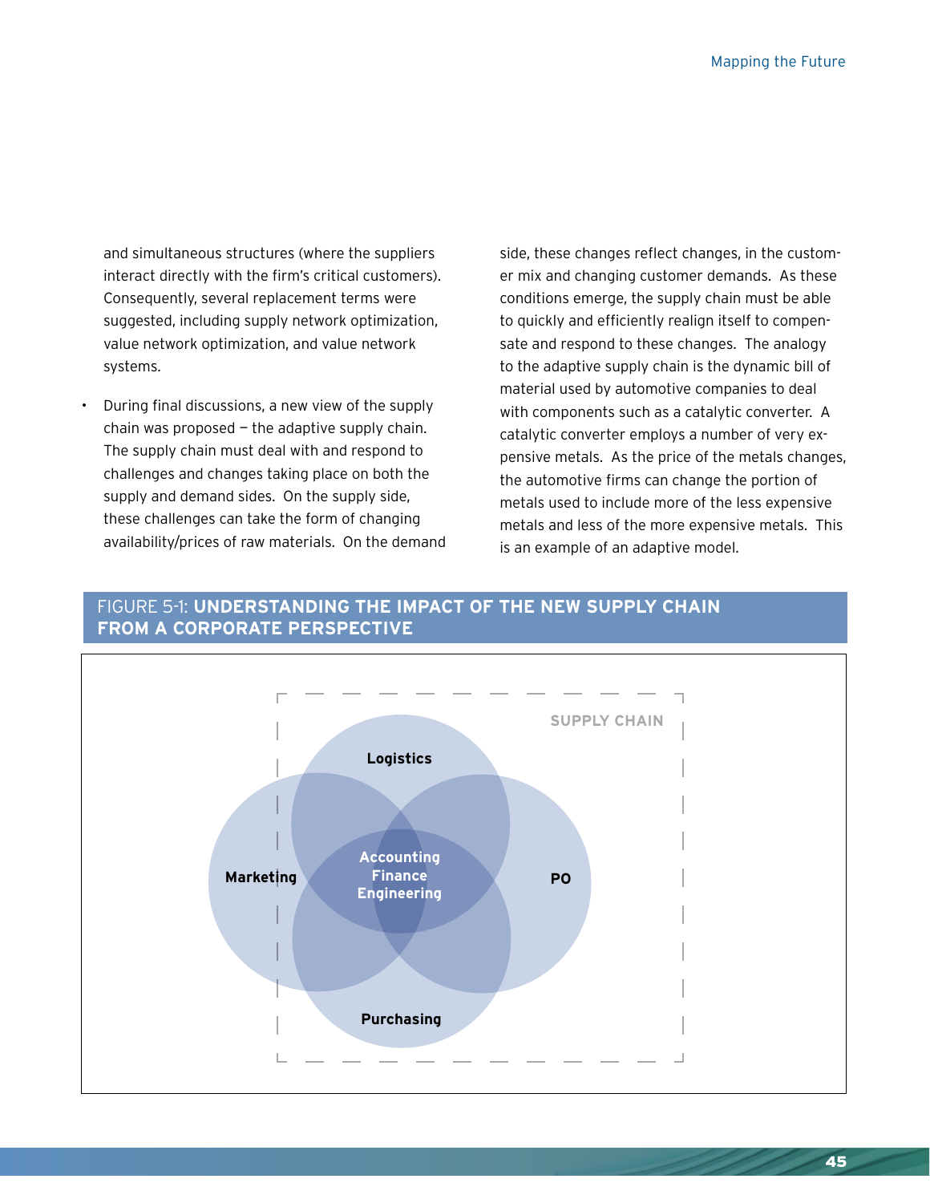and simultaneous structures (where the suppliers interact directly with the firm's critical customers). Consequently, several replacement terms were suggested, including supply network optimization, value network optimization, and value network systems.

- During final discussions, a new view of the supply chain was proposed – the adaptive supply chain. The supply chain must deal with and respond to challenges and changes taking place on both the supply and demand sides. On the supply side, these challenges can take the form of changing availability/prices of raw materials. On the demand side, these changes reflect changes, in the customer mix and changing customer demands. As these conditions emerge, the supply chain must be able to quickly and efficiently realign itself to compensate and respond to these changes. The analogy to the adaptive supply chain is the dynamic bill of material used by automotive companies to deal with components such as a catalytic converter. A catalytic converter employs a number of very expensive metals. As the price of the metals changes, the automotive firms can change the portion of metals used to include more of the less expensive metals and less of the more expensive metals. This is an example of an adaptive model.

FIGURE 5-1: **UNDERSTANDING THE IMPACT OF THE NEW SUPPLY CHAIN FROM A CORPORATE PERSPECTIVE**

SUPPLY CHAIN

Logistics

Marketing

Accounting
Finance
Engineering

PO

Purchasing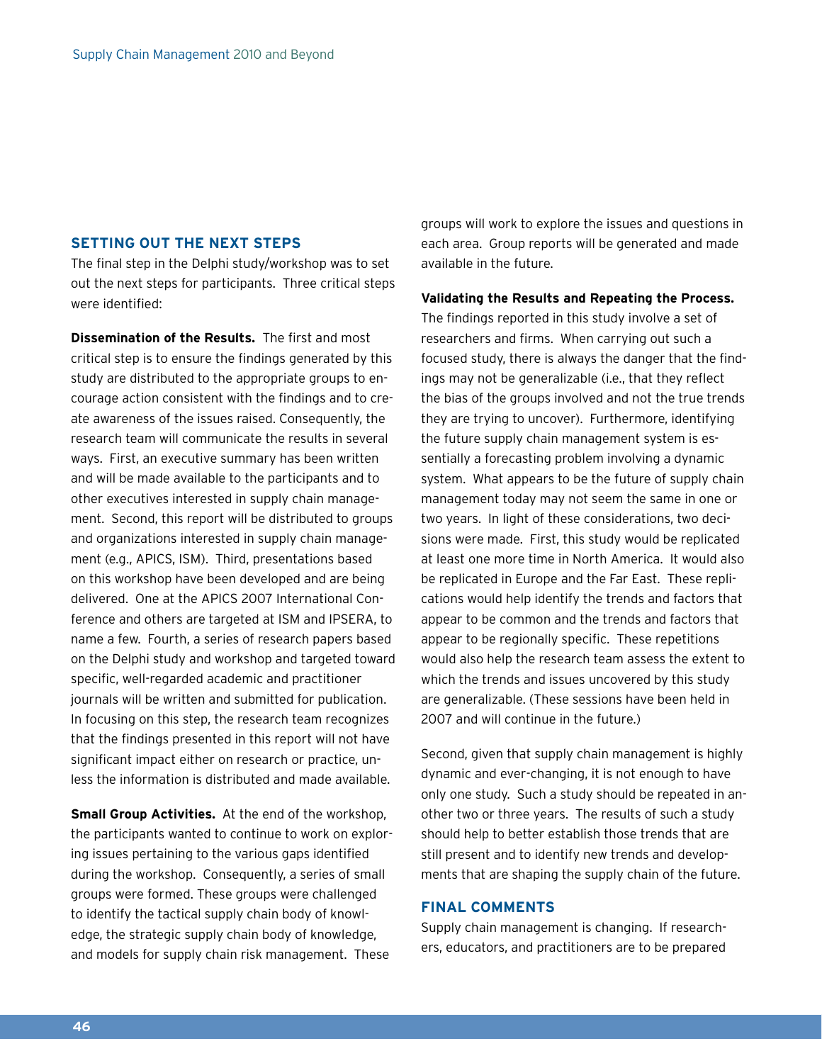## SETTING OUT THE NEXT STEPS

The final step in the Delphi study/workshop was to set out the next steps for participants. Three critical steps were identified:

**Dissemination of the Results.** The first and most critical step is to ensure the findings generated by this study are distributed to the appropriate groups to encourage action consistent with the findings and to create awareness of the issues raised. Consequently, the research team will communicate the results in several ways. First, an executive summary has been written and will be made available to the participants and to other executives interested in supply chain management. Second, this report will be distributed to groups and organizations interested in supply chain management (e.g., APICS, ISM). Third, presentations based on this workshop have been developed and are being delivered. One at the APICS 2007 International Conference and others are targeted at ISM and IPSERA, to name a few. Fourth, a series of research papers based on the Delphi study and workshop and targeted toward specific, well-regarded academic and practitioner journals will be written and submitted for publication. In focusing on this step, the research team recognizes that the findings presented in this report will not have significant impact either on research or practice, unless the information is distributed and made available.

**Small Group Activities.** At the end of the workshop, the participants wanted to continue to work on exploring issues pertaining to the various gaps identified during the workshop. Consequently, a series of small groups were formed. These groups were challenged to identify the tactical supply chain body of knowledge, the strategic supply chain body of knowledge, and models for supply chain risk management. These groups will work to explore the issues and questions in each area. Group reports will be generated and made available in the future.

**Validating the Results and Repeating the Process.** The findings reported in this study involve a set of researchers and firms. When carrying out such a focused study, there is always the danger that the findings may not be generalizable (i.e., that they reflect the bias of the groups involved and not the true trends they are trying to uncover). Furthermore, identifying the future supply chain management system is essentially a forecasting problem involving a dynamic system. What appears to be the future of supply chain management today may not seem the same in one or two years. In light of these considerations, two decisions were made. First, this study would be replicated at least one more time in North America. It would also be replicated in Europe and the Far East. These replications would help identify the trends and factors that appear to be common and the trends and factors that appear to be regionally specific. These repetitions would also help the research team assess the extent to which the trends and issues uncovered by this study are generalizable. (These sessions have been held in 2007 and will continue in the future.)

Second, given that supply chain management is highly dynamic and ever-changing, it is not enough to have only one study. Such a study should be repeated in another two or three years. The results of such a study should help to better establish those trends that are still present and to identify new trends and developments that are shaping the supply chain of the future.

## FINAL COMMENTS

Supply chain management is changing. If researchers, educators, and practitioners are to be prepared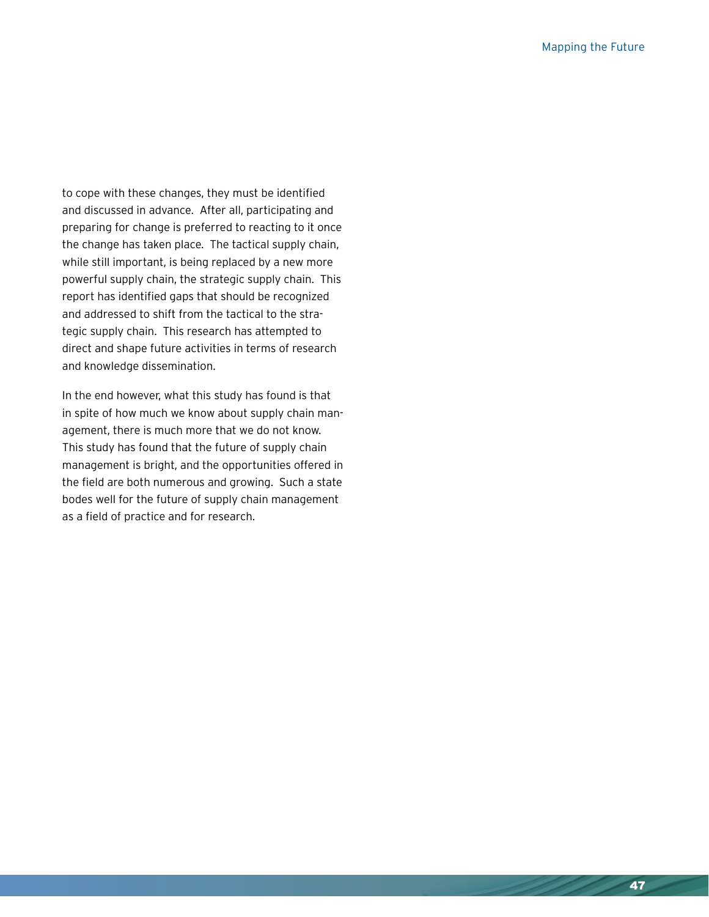to cope with these changes, they must be identified and discussed in advance. After all, participating and preparing for change is preferred to reacting to it once the change has taken place. The tactical supply chain, while still important, is being replaced by a new more powerful supply chain, the strategic supply chain. This report has identified gaps that should be recognized and addressed to shift from the tactical to the strategic supply chain. This research has attempted to direct and shape future activities in terms of research and knowledge dissemination.

In the end however, what this study has found is that in spite of how much we know about supply chain management, there is much more that we do not know. This study has found that the future of supply chain management is bright, and the opportunities offered in the field are both numerous and growing. Such a state bodes well for the future of supply chain management as a field of practice and for research.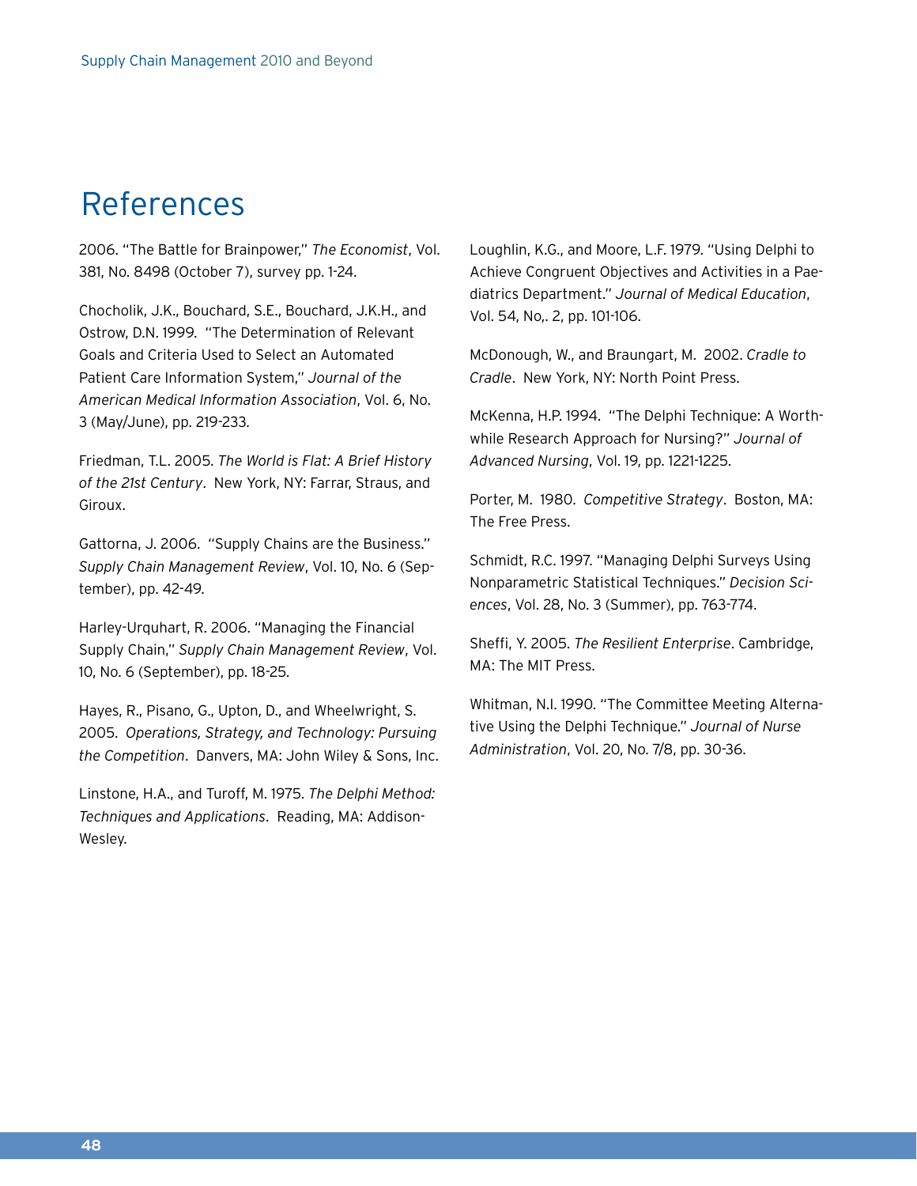# References

2006. "The Battle for Brainpower," *The Economist*, Vol. 381, No. 8498 (October 7), survey pp. 1-24.

Chocholik, J.K., Bouchard, S.E., Bouchard, J.K.H., and Ostrow, D.N. 1999. "The Determination of Relevant Goals and Criteria Used to Select an Automated Patient Care Information System," *Journal of the American Medical Information Association*, Vol. 6, No. 3 (May/June), pp. 219-233.

Friedman, T.L. 2005. *The World is Flat: A Brief History of the 21st Century*. New York, NY: Farrar, Straus, and Giroux.

Gattorna, J. 2006. "Supply Chains are the Business." *Supply Chain Management Review*, Vol. 10, No. 6 (September), pp. 42-49.

Harley-Urquhart, R. 2006. "Managing the Financial Supply Chain," *Supply Chain Management Review*, Vol. 10, No. 6 (September), pp. 18-25.

Hayes, R., Pisano, G., Upton, D., and Wheelwright, S. 2005. *Operations, Strategy, and Technology: Pursuing the Competition*. Danvers, MA: John Wiley & Sons, Inc.

Linstone, H.A., and Turoff, M. 1975. *The Delphi Method: Techniques and Applications*. Reading, MA: Addison-Wesley.

Loughlin, K.G., and Moore, L.F. 1979. "Using Delphi to Achieve Congruent Objectives and Activities in a Paediatrics Department." *Journal of Medical Education*, Vol. 54, No,. 2, pp. 101-106.

McDonough, W., and Braungart, M. 2002. *Cradle to Cradle*. New York, NY: North Point Press.

McKenna, H.P. 1994. "The Delphi Technique: A Worthwhile Research Approach for Nursing?" *Journal of Advanced Nursing*, Vol. 19, pp. 1221-1225.

Porter, M. 1980. *Competitive Strategy*. Boston, MA: The Free Press.

Schmidt, R.C. 1997. "Managing Delphi Surveys Using Nonparametric Statistical Techniques." *Decision Sciences*, Vol. 28, No. 3 (Summer), pp. 763-774.

Sheffi, Y. 2005. *The Resilient Enterprise*. Cambridge, MA: The MIT Press.

Whitman, N.I. 1990. "The Committee Meeting Alternative Using the Delphi Technique." *Journal of Nurse Administration*, Vol. 20, No. 7/8, pp. 30-36.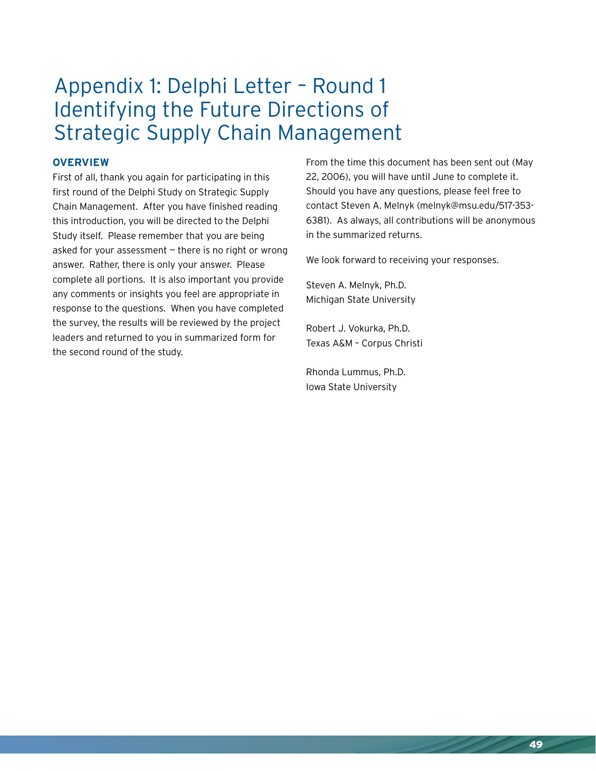# Appendix 1: Delphi Letter – Round 1 Identifying the Future Directions of Strategic Supply Chain Management

## OVERVIEW

First of all, thank you again for participating in this first round of the Delphi Study on Strategic Supply Chain Management. After you have finished reading this introduction, you will be directed to the Delphi Study itself. Please remember that you are being asked for your assessment — there is no right or wrong answer. Rather, there is only your answer. Please complete all portions. It is also important you provide any comments or insights you feel are appropriate in response to the questions. When you have completed the survey, the results will be reviewed by the project leaders and returned to you in summarized form for the second round of the study.

From the time this document has been sent out (May 22, 2006), you will have until June to complete it. Should you have any questions, please feel free to contact Steven A. Melnyk (melnyk@msu.edu/517-353-6381). As always, all contributions will be anonymous in the summarized returns.

We look forward to receiving your responses.

Steven A. Melnyk, Ph.D.
Michigan State University

Robert J. Vokurka, Ph.D.
Texas A&M – Corpus Christi

Rhonda Lummus, Ph.D.
Iowa State University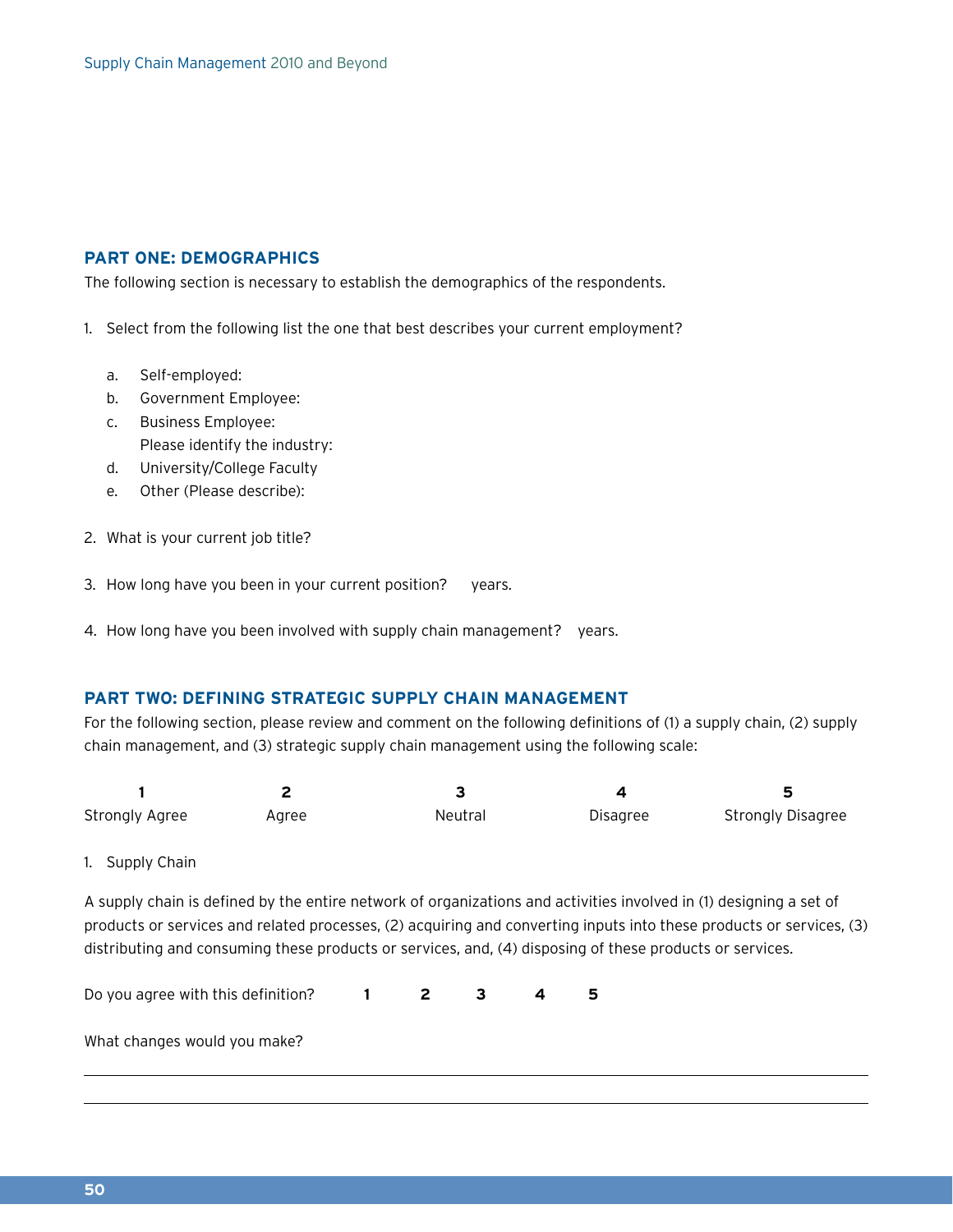## PART ONE: DEMOGRAPHICS

The following section is necessary to establish the demographics of the respondents.

1. Select from the following list the one that best describes your current employment?

   a. Self-employed:
   b. Government Employee:
   c. Business Employee:
      Please identify the industry:
   d. University/College Faculty
   e. Other (Please describe):

2. What is your current job title?

3. How long have you been in your current position? years.

4. How long have you been involved with supply chain management? years.

## PART TWO: DEFINING STRATEGIC SUPPLY CHAIN MANAGEMENT

For the following section, please review and comment on the following definitions of (1) a supply chain, (2) supply chain management, and (3) strategic supply chain management using the following scale:

| 1 | 2 | 3 | 4 | 5 |
|---|---|---|---|---|
| Strongly Agree | Agree | Neutral | Disagree | Strongly Disagree |

1. Supply Chain

A supply chain is defined by the entire network of organizations and activities involved in (1) designing a set of products or services and related processes, (2) acquiring and converting inputs into these products or services, (3) distributing and consuming these products or services, and, (4) disposing of these products or services.

Do you agree with this definition? **1 2 3 4 5**

What changes would you make?

______________________________________________________________________

______________________________________________________________________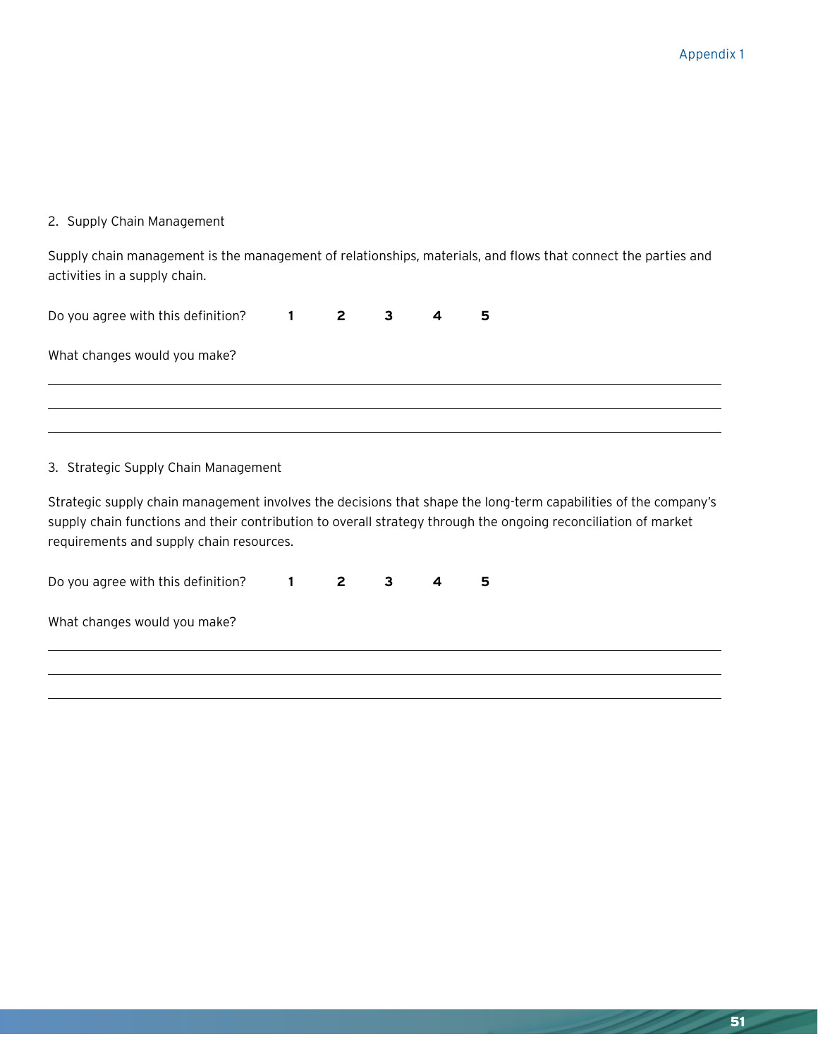2. Supply Chain Management

Supply chain management is the management of relationships, materials, and flows that connect the parties and activities in a supply chain.

Do you agree with this definition? **1** **2** **3** **4** **5**

What changes would you make?

\_\_\_\_\_\_\_\_\_\_\_\_\_\_\_\_\_\_\_\_\_\_\_\_\_\_\_\_\_\_\_\_\_\_\_\_\_\_\_\_\_\_\_\_\_\_\_\_\_\_\_\_\_\_\_\_\_\_\_\_\_\_\_\_\_\_\_\_\_\_\_\_\_\_\_\_\_\_

\_\_\_\_\_\_\_\_\_\_\_\_\_\_\_\_\_\_\_\_\_\_\_\_\_\_\_\_\_\_\_\_\_\_\_\_\_\_\_\_\_\_\_\_\_\_\_\_\_\_\_\_\_\_\_\_\_\_\_\_\_\_\_\_\_\_\_\_\_\_\_\_\_\_\_\_\_\_

\_\_\_\_\_\_\_\_\_\_\_\_\_\_\_\_\_\_\_\_\_\_\_\_\_\_\_\_\_\_\_\_\_\_\_\_\_\_\_\_\_\_\_\_\_\_\_\_\_\_\_\_\_\_\_\_\_\_\_\_\_\_\_\_\_\_\_\_\_\_\_\_\_\_\_\_\_\_

3. Strategic Supply Chain Management

Strategic supply chain management involves the decisions that shape the long-term capabilities of the company's supply chain functions and their contribution to overall strategy through the ongoing reconciliation of market requirements and supply chain resources.

Do you agree with this definition? **1** **2** **3** **4** **5**

What changes would you make?

\_\_\_\_\_\_\_\_\_\_\_\_\_\_\_\_\_\_\_\_\_\_\_\_\_\_\_\_\_\_\_\_\_\_\_\_\_\_\_\_\_\_\_\_\_\_\_\_\_\_\_\_\_\_\_\_\_\_\_\_\_\_\_\_\_\_\_\_\_\_\_\_\_\_\_\_\_\_

\_\_\_\_\_\_\_\_\_\_\_\_\_\_\_\_\_\_\_\_\_\_\_\_\_\_\_\_\_\_\_\_\_\_\_\_\_\_\_\_\_\_\_\_\_\_\_\_\_\_\_\_\_\_\_\_\_\_\_\_\_\_\_\_\_\_\_\_\_\_\_\_\_\_\_\_\_\_

\_\_\_\_\_\_\_\_\_\_\_\_\_\_\_\_\_\_\_\_\_\_\_\_\_\_\_\_\_\_\_\_\_\_\_\_\_\_\_\_\_\_\_\_\_\_\_\_\_\_\_\_\_\_\_\_\_\_\_\_\_\_\_\_\_\_\_\_\_\_\_\_\_\_\_\_\_\_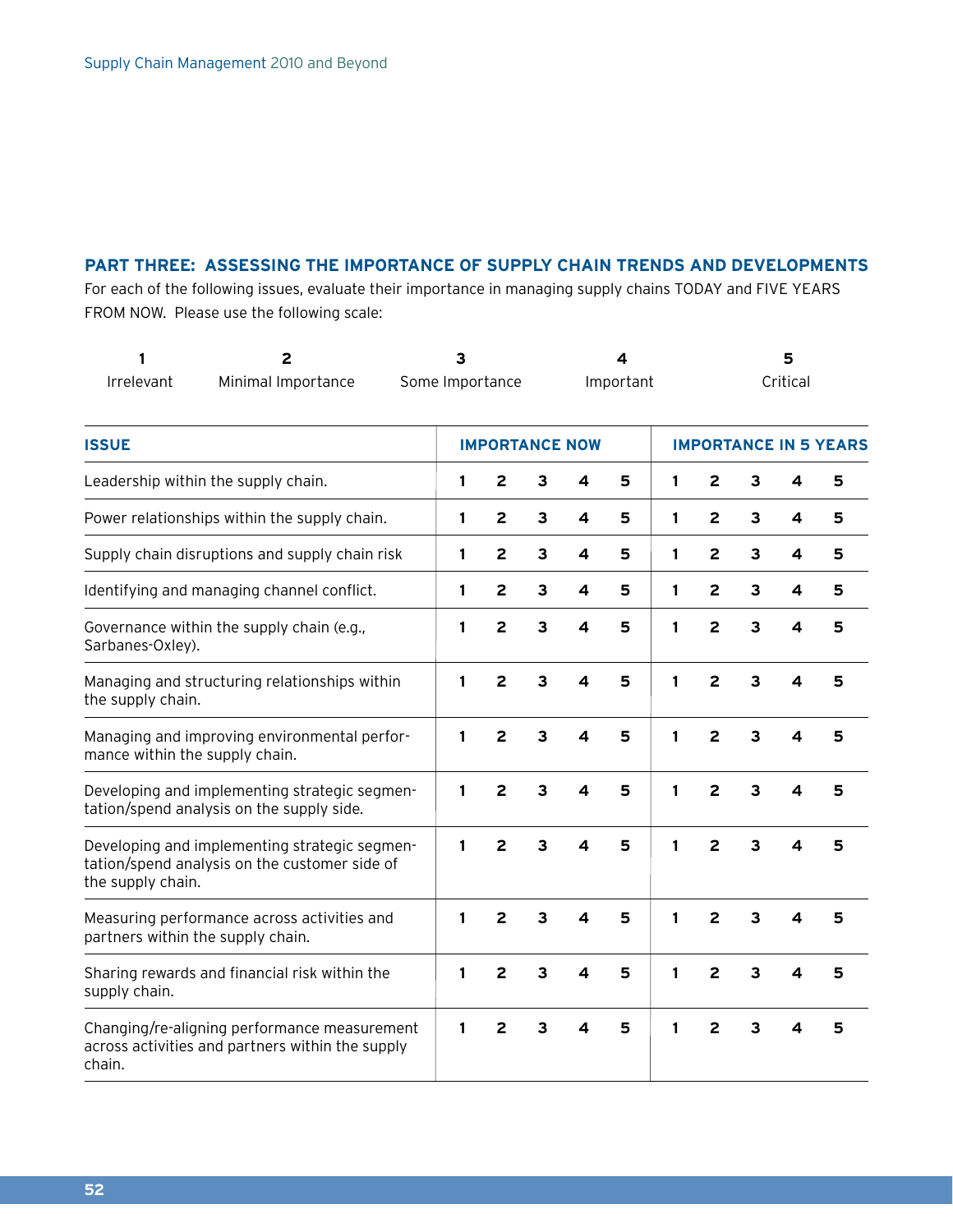## PART THREE: ASSESSING THE IMPORTANCE OF SUPPLY CHAIN TRENDS AND DEVELOPMENTS

For each of the following issues, evaluate their importance in managing supply chains TODAY and FIVE YEARS FROM NOW. Please use the following scale:

| 1 | 2 | 3 | 4 | 5 |
|---|---|---|---|---|
| Irrelevant | Minimal Importance | Some Importance | Important | Critical |

| ISSUE | IMPORTANCE NOW | | | | | IMPORTANCE IN 5 YEARS | | | | |
|---|---|---|---|---|---|---|---|---|---|---|
| Leadership within the supply chain. | 1 | 2 | 3 | 4 | 5 | 1 | 2 | 3 | 4 | 5 |
| Power relationships within the supply chain. | 1 | 2 | 3 | 4 | 5 | 1 | 2 | 3 | 4 | 5 |
| Supply chain disruptions and supply chain risk | 1 | 2 | 3 | 4 | 5 | 1 | 2 | 3 | 4 | 5 |
| Identifying and managing channel conflict. | 1 | 2 | 3 | 4 | 5 | 1 | 2 | 3 | 4 | 5 |
| Governance within the supply chain (e.g., Sarbanes-Oxley). | 1 | 2 | 3 | 4 | 5 | 1 | 2 | 3 | 4 | 5 |
| Managing and structuring relationships within the supply chain. | 1 | 2 | 3 | 4 | 5 | 1 | 2 | 3 | 4 | 5 |
| Managing and improving environmental performance within the supply chain. | 1 | 2 | 3 | 4 | 5 | 1 | 2 | 3 | 4 | 5 |
| Developing and implementing strategic segmentation/spend analysis on the supply side. | 1 | 2 | 3 | 4 | 5 | 1 | 2 | 3 | 4 | 5 |
| Developing and implementing strategic segmentation/spend analysis on the customer side of the supply chain. | 1 | 2 | 3 | 4 | 5 | 1 | 2 | 3 | 4 | 5 |
| Measuring performance across activities and partners within the supply chain. | 1 | 2 | 3 | 4 | 5 | 1 | 2 | 3 | 4 | 5 |
| Sharing rewards and financial risk within the supply chain. | 1 | 2 | 3 | 4 | 5 | 1 | 2 | 3 | 4 | 5 |
| Changing/re-aligning performance measurement across activities and partners within the supply chain. | 1 | 2 | 3 | 4 | 5 | 1 | 2 | 3 | 4 | 5 |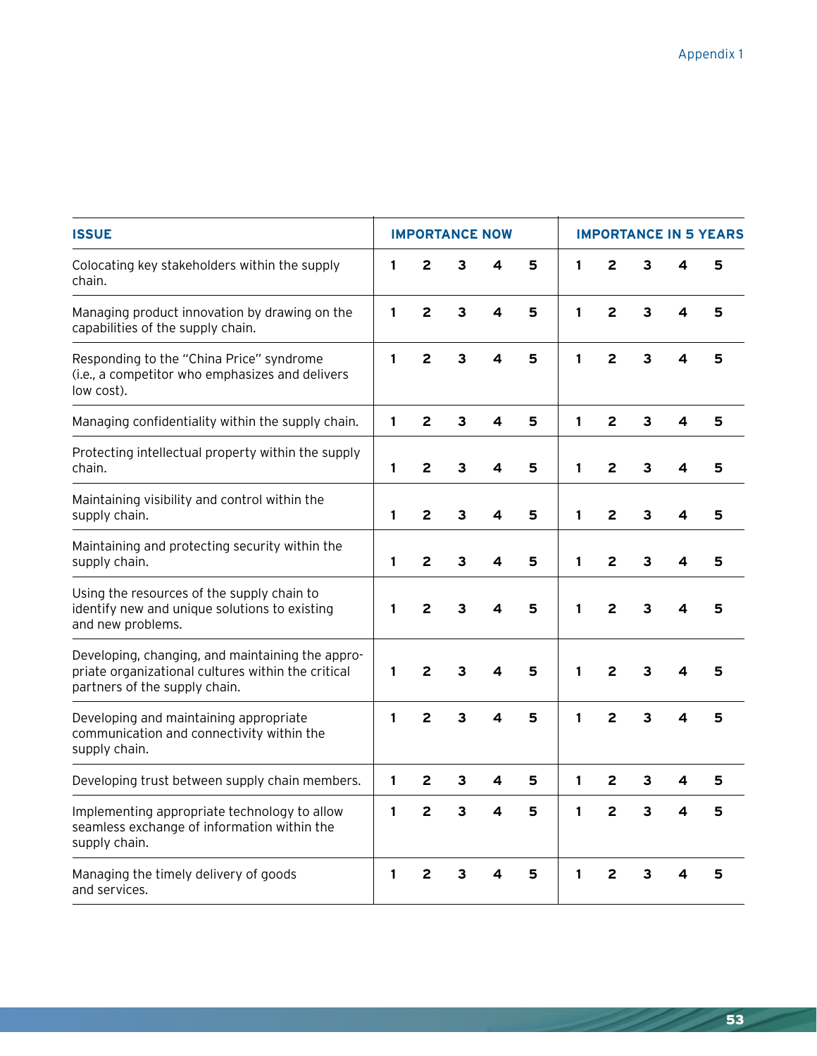| ISSUE | IMPORTANCE NOW | | | | | IMPORTANCE IN 5 YEARS | | | | |
|---|---|---|---|---|---|---|---|---|---|---|
| Colocating key stakeholders within the supply chain. | 1 | 2 | 3 | 4 | 5 | 1 | 2 | 3 | 4 | 5 |
| Managing product innovation by drawing on the capabilities of the supply chain. | 1 | 2 | 3 | 4 | 5 | 1 | 2 | 3 | 4 | 5 |
| Responding to the "China Price" syndrome (i.e., a competitor who emphasizes and delivers low cost). | 1 | 2 | 3 | 4 | 5 | 1 | 2 | 3 | 4 | 5 |
| Managing confidentiality within the supply chain. | 1 | 2 | 3 | 4 | 5 | 1 | 2 | 3 | 4 | 5 |
| Protecting intellectual property within the supply chain. | 1 | 2 | 3 | 4 | 5 | 1 | 2 | 3 | 4 | 5 |
| Maintaining visibility and control within the supply chain. | 1 | 2 | 3 | 4 | 5 | 1 | 2 | 3 | 4 | 5 |
| Maintaining and protecting security within the supply chain. | 1 | 2 | 3 | 4 | 5 | 1 | 2 | 3 | 4 | 5 |
| Using the resources of the supply chain to identify new and unique solutions to existing and new problems. | 1 | 2 | 3 | 4 | 5 | 1 | 2 | 3 | 4 | 5 |
| Developing, changing, and maintaining the appropriate organizational cultures within the critical partners of the supply chain. | 1 | 2 | 3 | 4 | 5 | 1 | 2 | 3 | 4 | 5 |
| Developing and maintaining appropriate communication and connectivity within the supply chain. | 1 | 2 | 3 | 4 | 5 | 1 | 2 | 3 | 4 | 5 |
| Developing trust between supply chain members. | 1 | 2 | 3 | 4 | 5 | 1 | 2 | 3 | 4 | 5 |
| Implementing appropriate technology to allow seamless exchange of information within the supply chain. | 1 | 2 | 3 | 4 | 5 | 1 | 2 | 3 | 4 | 5 |
| Managing the timely delivery of goods and services. | 1 | 2 | 3 | 4 | 5 | 1 | 2 | 3 | 4 | 5 |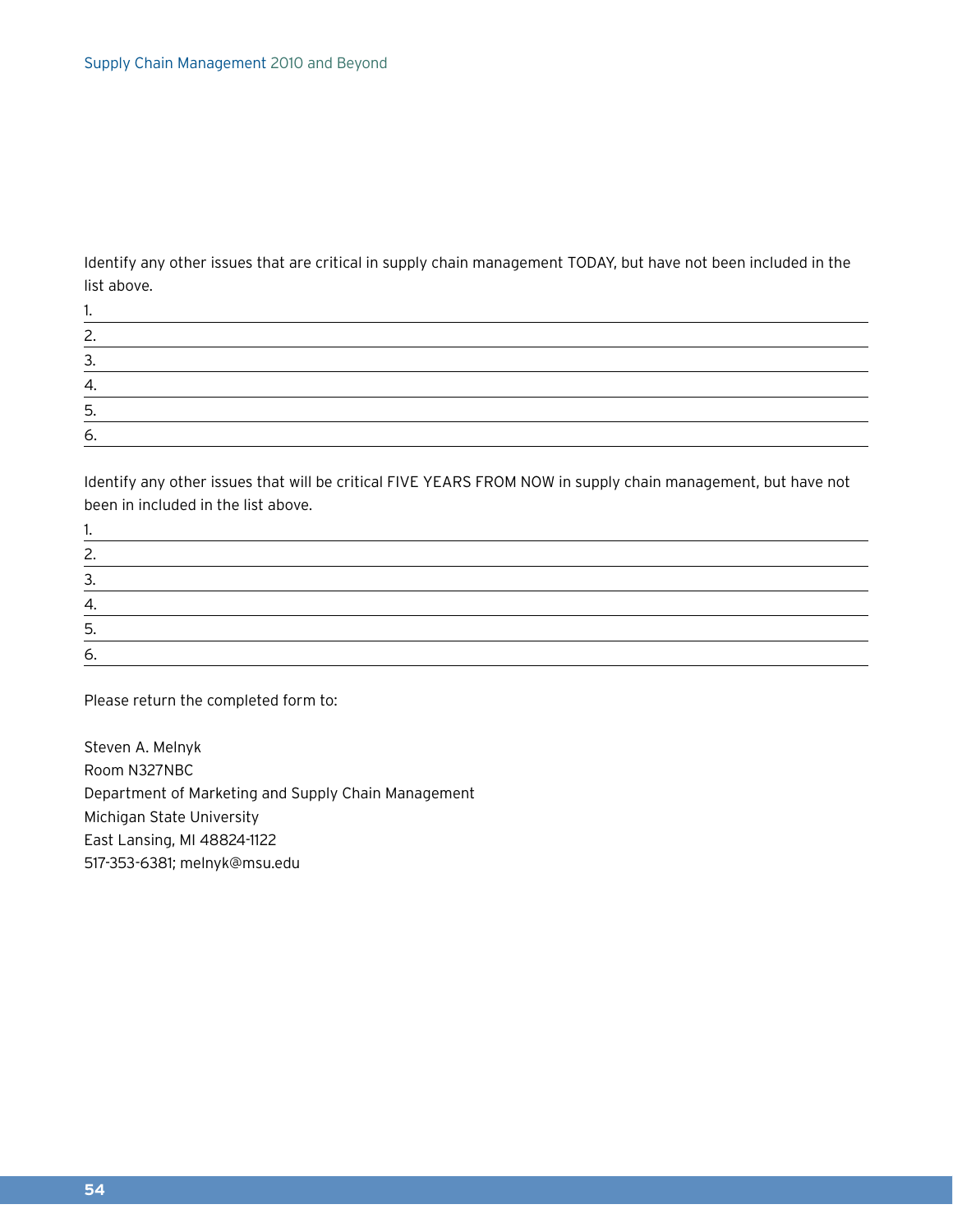Identify any other issues that are critical in supply chain management TODAY, but have not been included in the list above.

1. ______________________________________________

2. ______________________________________________

3. ______________________________________________

4. ______________________________________________

5. ______________________________________________

6. ______________________________________________

Identify any other issues that will be critical FIVE YEARS FROM NOW in supply chain management, but have not been in included in the list above.

1. ______________________________________________

2. ______________________________________________

3. ______________________________________________

4. ______________________________________________

5. ______________________________________________

6. ______________________________________________

Please return the completed form to:

Steven A. Melnyk  
Room N327NBC  
Department of Marketing and Supply Chain Management  
Michigan State University  
East Lansing, MI 48824-1122  
517-353-6381; melnyk@msu.edu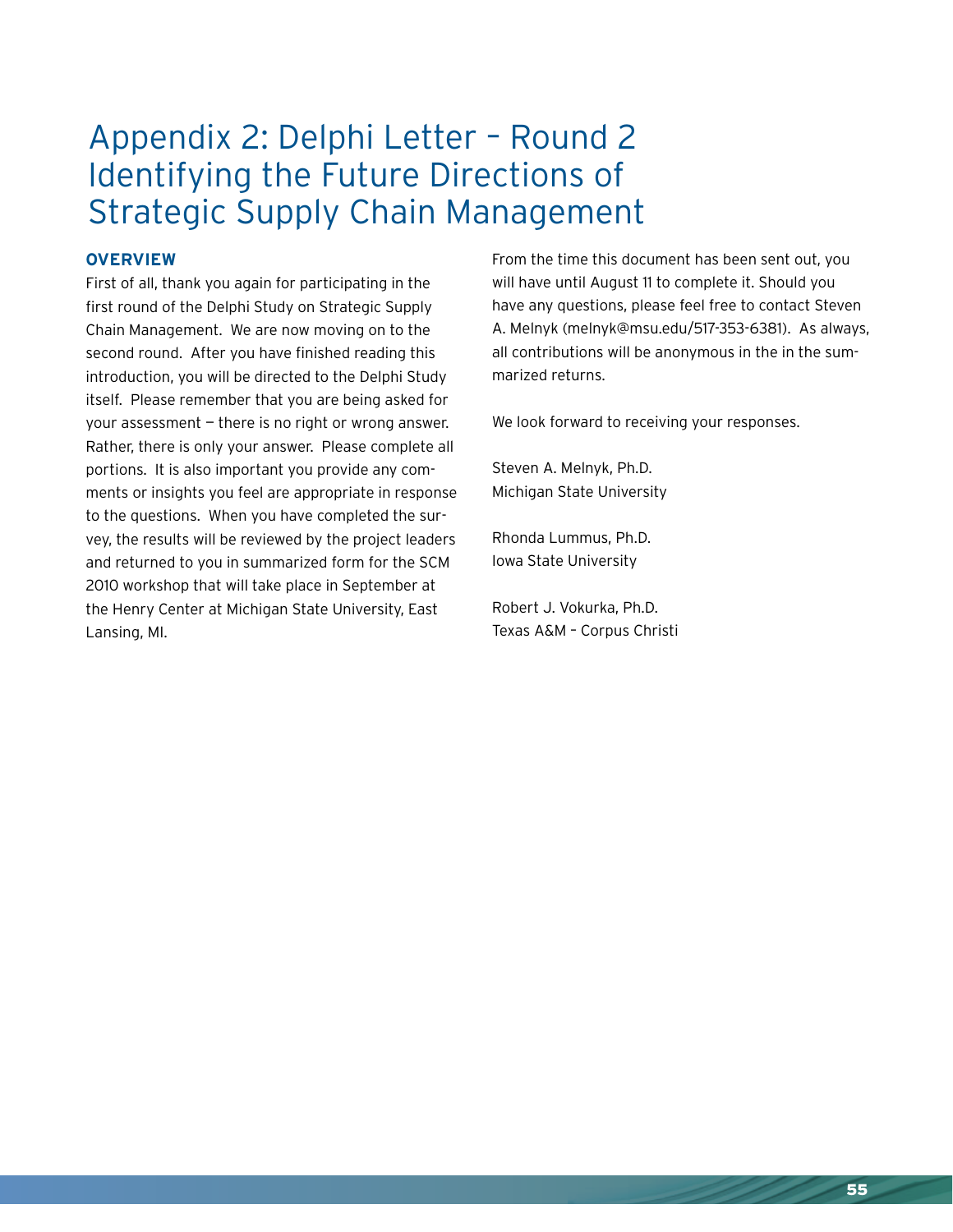# Appendix 2: Delphi Letter – Round 2 Identifying the Future Directions of Strategic Supply Chain Management

## OVERVIEW

First of all, thank you again for participating in the first round of the Delphi Study on Strategic Supply Chain Management. We are now moving on to the second round. After you have finished reading this introduction, you will be directed to the Delphi Study itself. Please remember that you are being asked for your assessment — there is no right or wrong answer. Rather, there is only your answer. Please complete all portions. It is also important you provide any comments or insights you feel are appropriate in response to the questions. When you have completed the survey, the results will be reviewed by the project leaders and returned to you in summarized form for the SCM 2010 workshop that will take place in September at the Henry Center at Michigan State University, East Lansing, MI.

From the time this document has been sent out, you will have until August 11 to complete it. Should you have any questions, please feel free to contact Steven A. Melnyk (melnyk@msu.edu/517-353-6381). As always, all contributions will be anonymous in the in the summarized returns.

We look forward to receiving your responses.

Steven A. Melnyk, Ph.D.
Michigan State University

Rhonda Lummus, Ph.D.
Iowa State University

Robert J. Vokurka, Ph.D.
Texas A&M – Corpus Christi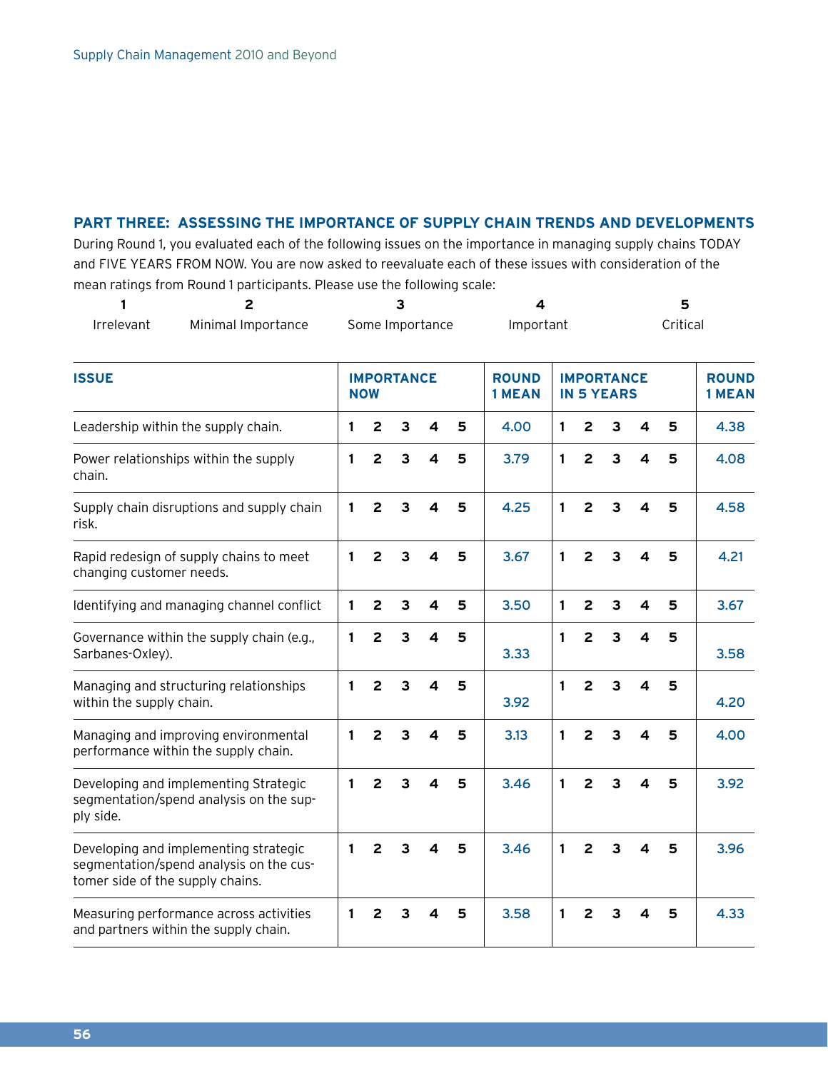## PART THREE: ASSESSING THE IMPORTANCE OF SUPPLY CHAIN TRENDS AND DEVELOPMENTS

During Round 1, you evaluated each of the following issues on the importance in managing supply chains TODAY and FIVE YEARS FROM NOW. You are now asked to reevaluate each of these issues with consideration of the mean ratings from Round 1 participants. Please use the following scale:

| 1 | 2 | 3 | 4 | 5 |
|---|---|---|---|---|
| Irrelevant | Minimal Importance | Some Importance | Important | Critical |

| ISSUE | IMPORTANCE NOW | ROUND 1 MEAN | IMPORTANCE IN 5 YEARS | ROUND 1 MEAN |
|---|---|---|---|---|
| Leadership within the supply chain. | 1 2 3 4 5 | 4.00 | 1 2 3 4 5 | 4.38 |
| Power relationships within the supply chain. | 1 2 3 4 5 | 3.79 | 1 2 3 4 5 | 4.08 |
| Supply chain disruptions and supply chain risk. | 1 2 3 4 5 | 4.25 | 1 2 3 4 5 | 4.58 |
| Rapid redesign of supply chains to meet changing customer needs. | 1 2 3 4 5 | 3.67 | 1 2 3 4 5 | 4.21 |
| Identifying and managing channel conflict | 1 2 3 4 5 | 3.50 | 1 2 3 4 5 | 3.67 |
| Governance within the supply chain (e.g., Sarbanes-Oxley). | 1 2 3 4 5 | 3.33 | 1 2 3 4 5 | 3.58 |
| Managing and structuring relationships within the supply chain. | 1 2 3 4 5 | 3.92 | 1 2 3 4 5 | 4.20 |
| Managing and improving environmental performance within the supply chain. | 1 2 3 4 5 | 3.13 | 1 2 3 4 5 | 4.00 |
| Developing and implementing Strategic segmentation/spend analysis on the supply side. | 1 2 3 4 5 | 3.46 | 1 2 3 4 5 | 3.92 |
| Developing and implementing strategic segmentation/spend analysis on the customer side of the supply chains. | 1 2 3 4 5 | 3.46 | 1 2 3 4 5 | 3.96 |
| Measuring performance across activities and partners within the supply chain. | 1 2 3 4 5 | 3.58 | 1 2 3 4 5 | 4.33 |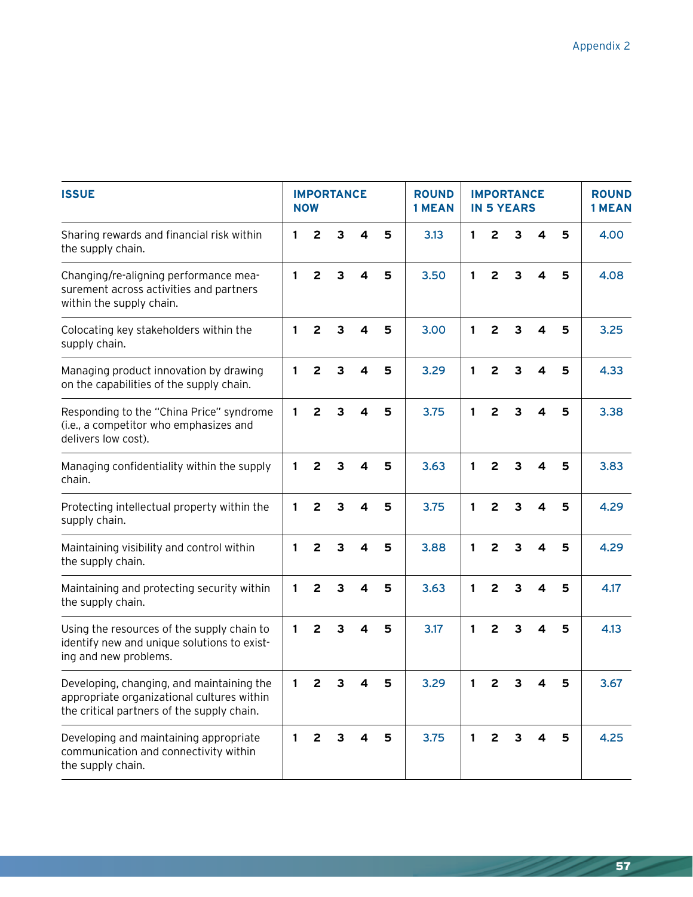| ISSUE | IMPORTANCE NOW | ROUND 1 MEAN | IMPORTANCE IN 5 YEARS | ROUND 1 MEAN |
|---|---|---|---|---|
| Sharing rewards and financial risk within the supply chain. | 1 2 3 4 5 | 3.13 | 1 2 3 4 5 | 4.00 |
| Changing/re-aligning performance measurement across activities and partners within the supply chain. | 1 2 3 4 5 | 3.50 | 1 2 3 4 5 | 4.08 |
| Colocating key stakeholders within the supply chain. | 1 2 3 4 5 | 3.00 | 1 2 3 4 5 | 3.25 |
| Managing product innovation by drawing on the capabilities of the supply chain. | 1 2 3 4 5 | 3.29 | 1 2 3 4 5 | 4.33 |
| Responding to the "China Price" syndrome (i.e., a competitor who emphasizes and delivers low cost). | 1 2 3 4 5 | 3.75 | 1 2 3 4 5 | 3.38 |
| Managing confidentiality within the supply chain. | 1 2 3 4 5 | 3.63 | 1 2 3 4 5 | 3.83 |
| Protecting intellectual property within the supply chain. | 1 2 3 4 5 | 3.75 | 1 2 3 4 5 | 4.29 |
| Maintaining visibility and control within the supply chain. | 1 2 3 4 5 | 3.88 | 1 2 3 4 5 | 4.29 |
| Maintaining and protecting security within the supply chain. | 1 2 3 4 5 | 3.63 | 1 2 3 4 5 | 4.17 |
| Using the resources of the supply chain to identify new and unique solutions to existing and new problems. | 1 2 3 4 5 | 3.17 | 1 2 3 4 5 | 4.13 |
| Developing, changing, and maintaining the appropriate organizational cultures within the critical partners of the supply chain. | 1 2 3 4 5 | 3.29 | 1 2 3 4 5 | 3.67 |
| Developing and maintaining appropriate communication and connectivity within the supply chain. | 1 2 3 4 5 | 3.75 | 1 2 3 4 5 | 4.25 |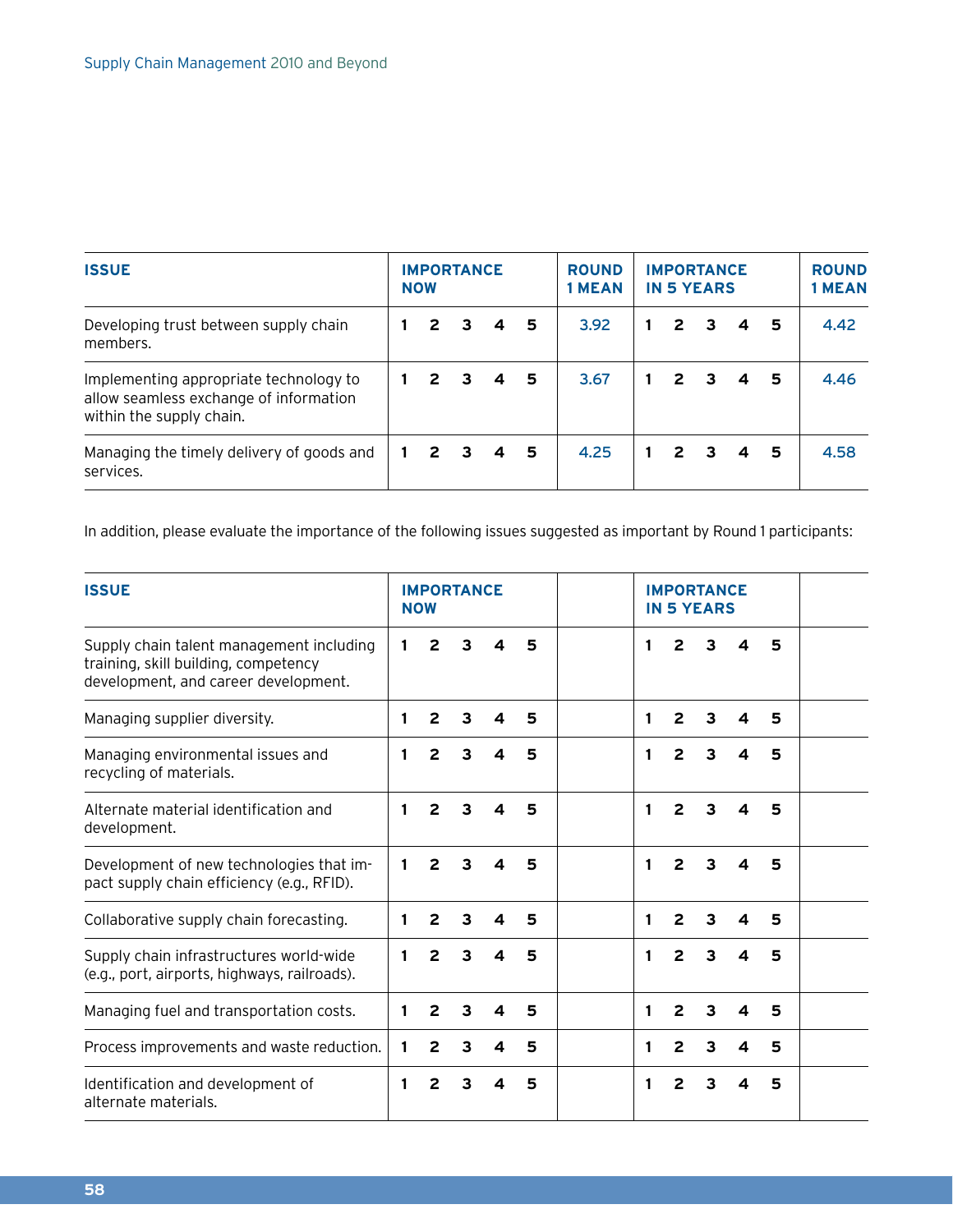| ISSUE | IMPORTANCE NOW | ROUND 1 MEAN | IMPORTANCE IN 5 YEARS | ROUND 1 MEAN |
|---|---|---|---|---|
| Developing trust between supply chain members. | 1 2 3 4 5 | 3.92 | 1 2 3 4 5 | 4.42 |
| Implementing appropriate technology to allow seamless exchange of information within the supply chain. | 1 2 3 4 5 | 3.67 | 1 2 3 4 5 | 4.46 |
| Managing the timely delivery of goods and services. | 1 2 3 4 5 | 4.25 | 1 2 3 4 5 | 4.58 |

In addition, please evaluate the importance of the following issues suggested as important by Round 1 participants:

| ISSUE | IMPORTANCE NOW | | IMPORTANCE IN 5 YEARS | |
|---|---|---|---|---|
| Supply chain talent management including training, skill building, competency development, and career development. | 1 2 3 4 5 | | 1 2 3 4 5 | |
| Managing supplier diversity. | 1 2 3 4 5 | | 1 2 3 4 5 | |
| Managing environmental issues and recycling of materials. | 1 2 3 4 5 | | 1 2 3 4 5 | |
| Alternate material identification and development. | 1 2 3 4 5 | | 1 2 3 4 5 | |
| Development of new technologies that impact supply chain efficiency (e.g., RFID). | 1 2 3 4 5 | | 1 2 3 4 5 | |
| Collaborative supply chain forecasting. | 1 2 3 4 5 | | 1 2 3 4 5 | |
| Supply chain infrastructures world-wide (e.g., port, airports, highways, railroads). | 1 2 3 4 5 | | 1 2 3 4 5 | |
| Managing fuel and transportation costs. | 1 2 3 4 5 | | 1 2 3 4 5 | |
| Process improvements and waste reduction. | 1 2 3 4 5 | | 1 2 3 4 5 | |
| Identification and development of alternate materials. | 1 2 3 4 5 | | 1 2 3 4 5 | |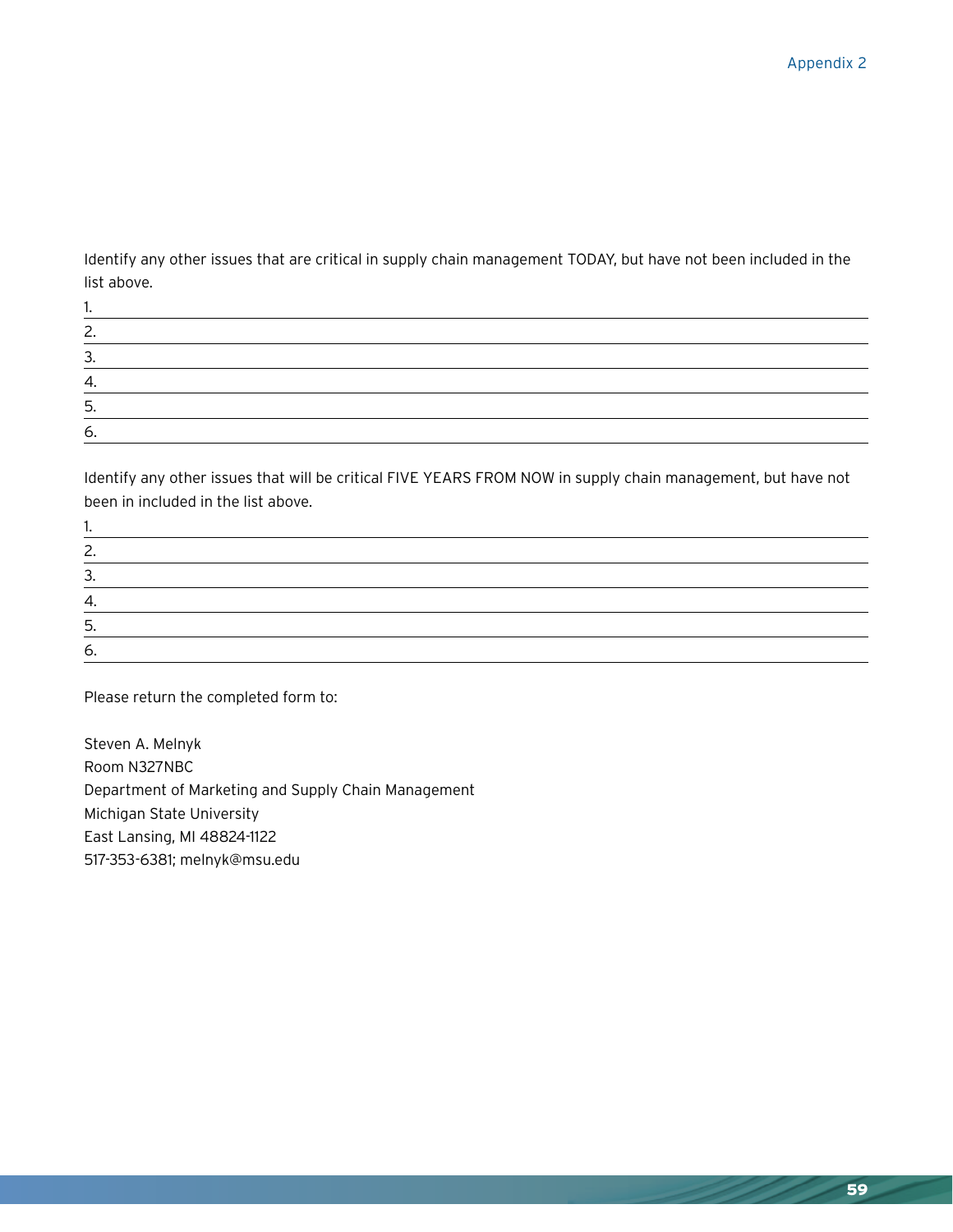Identify any other issues that are critical in supply chain management TODAY, but have not been included in the list above.

1. ______________________________
2. ______________________________
3. ______________________________
4. ______________________________
5. ______________________________
6. ______________________________

Identify any other issues that will be critical FIVE YEARS FROM NOW in supply chain management, but have not been in included in the list above.

1. ______________________________
2. ______________________________
3. ______________________________
4. ______________________________
5. ______________________________
6. ______________________________

Please return the completed form to:

Steven A. Melnyk
Room N327NBC
Department of Marketing and Supply Chain Management
Michigan State University
East Lansing, MI 48824-1122
517-353-6381; melnyk@msu.edu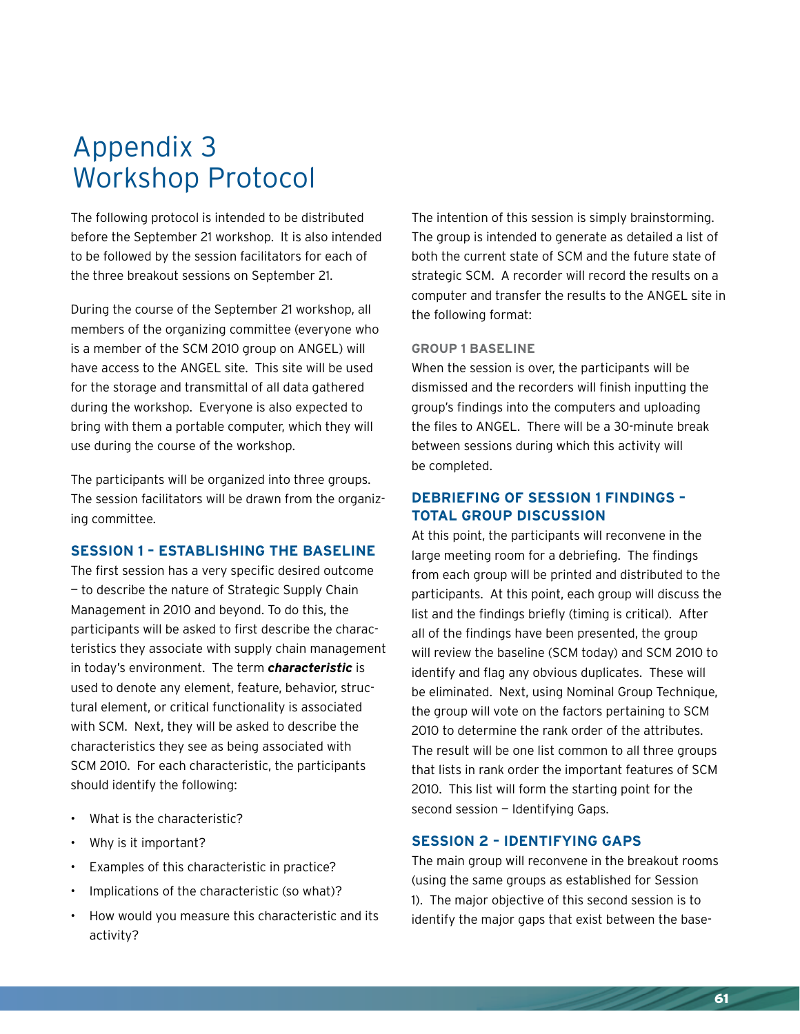# Appendix 3
# Workshop Protocol

The following protocol is intended to be distributed before the September 21 workshop. It is also intended to be followed by the session facilitators for each of the three breakout sessions on September 21.

During the course of the September 21 workshop, all members of the organizing committee (everyone who is a member of the SCM 2010 group on ANGEL) will have access to the ANGEL site. This site will be used for the storage and transmittal of all data gathered during the workshop. Everyone is also expected to bring with them a portable computer, which they will use during the course of the workshop.

The participants will be organized into three groups. The session facilitators will be drawn from the organizing committee.

## SESSION 1 – ESTABLISHING THE BASELINE

The first session has a very specific desired outcome — to describe the nature of Strategic Supply Chain Management in 2010 and beyond. To do this, the participants will be asked to first describe the characteristics they associate with supply chain management in today's environment. The term ***characteristic*** is used to denote any element, feature, behavior, structural element, or critical functionality is associated with SCM. Next, they will be asked to describe the characteristics they see as being associated with SCM 2010. For each characteristic, the participants should identify the following:

- What is the characteristic?
- Why is it important?
- Examples of this characteristic in practice?
- Implications of the characteristic (so what)?
- How would you measure this characteristic and its activity?

The intention of this session is simply brainstorming. The group is intended to generate as detailed a list of both the current state of SCM and the future state of strategic SCM. A recorder will record the results on a computer and transfer the results to the ANGEL site in the following format:

**GROUP 1 BASELINE**

When the session is over, the participants will be dismissed and the recorders will finish inputting the group's findings into the computers and uploading the files to ANGEL. There will be a 30-minute break between sessions during which this activity will be completed.

## DEBRIEFING OF SESSION 1 FINDINGS – TOTAL GROUP DISCUSSION

At this point, the participants will reconvene in the large meeting room for a debriefing. The findings from each group will be printed and distributed to the participants. At this point, each group will discuss the list and the findings briefly (timing is critical). After all of the findings have been presented, the group will review the baseline (SCM today) and SCM 2010 to identify and flag any obvious duplicates. These will be eliminated. Next, using Nominal Group Technique, the group will vote on the factors pertaining to SCM 2010 to determine the rank order of the attributes. The result will be one list common to all three groups that lists in rank order the important features of SCM 2010. This list will form the starting point for the second session — Identifying Gaps.

## SESSION 2 – IDENTIFYING GAPS

The main group will reconvene in the breakout rooms (using the same groups as established for Session 1). The major objective of this second session is to identify the major gaps that exist between the base-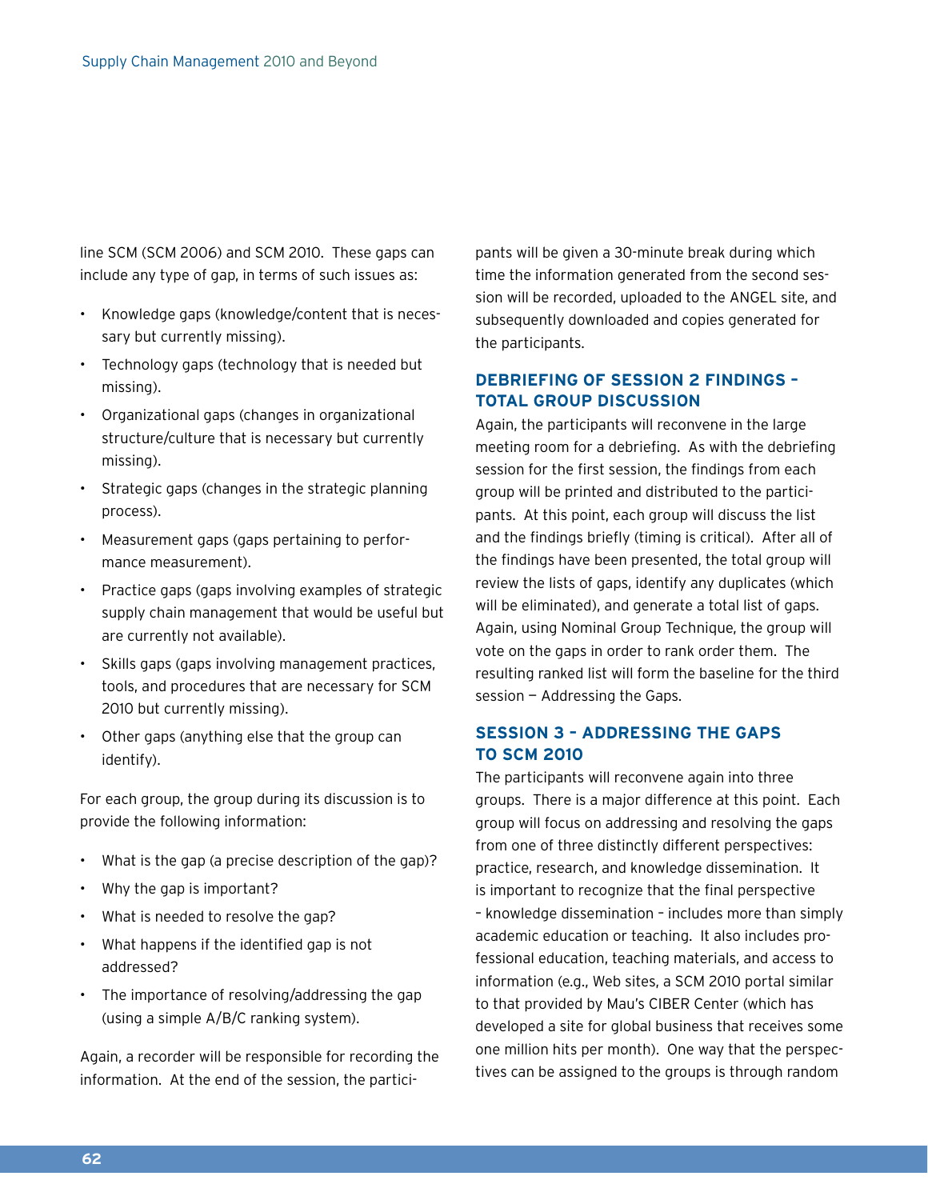line SCM (SCM 2006) and SCM 2010. These gaps can include any type of gap, in terms of such issues as:

- Knowledge gaps (knowledge/content that is necessary but currently missing).
- Technology gaps (technology that is needed but missing).
- Organizational gaps (changes in organizational structure/culture that is necessary but currently missing).
- Strategic gaps (changes in the strategic planning process).
- Measurement gaps (gaps pertaining to performance measurement).
- Practice gaps (gaps involving examples of strategic supply chain management that would be useful but are currently not available).
- Skills gaps (gaps involving management practices, tools, and procedures that are necessary for SCM 2010 but currently missing).
- Other gaps (anything else that the group can identify).

For each group, the group during its discussion is to provide the following information:

- What is the gap (a precise description of the gap)?
- Why the gap is important?
- What is needed to resolve the gap?
- What happens if the identified gap is not addressed?
- The importance of resolving/addressing the gap (using a simple A/B/C ranking system).

Again, a recorder will be responsible for recording the information. At the end of the session, the participants will be given a 30-minute break during which time the information generated from the second session will be recorded, uploaded to the ANGEL site, and subsequently downloaded and copies generated for the participants.

### DEBRIEFING OF SESSION 2 FINDINGS – TOTAL GROUP DISCUSSION

Again, the participants will reconvene in the large meeting room for a debriefing. As with the debriefing session for the first session, the findings from each group will be printed and distributed to the participants. At this point, each group will discuss the list and the findings briefly (timing is critical). After all of the findings have been presented, the total group will review the lists of gaps, identify any duplicates (which will be eliminated), and generate a total list of gaps. Again, using Nominal Group Technique, the group will vote on the gaps in order to rank order them. The resulting ranked list will form the baseline for the third session — Addressing the Gaps.

### SESSION 3 – ADDRESSING THE GAPS TO SCM 2010

The participants will reconvene again into three groups. There is a major difference at this point. Each group will focus on addressing and resolving the gaps from one of three distinctly different perspectives: practice, research, and knowledge dissemination. It is important to recognize that the final perspective – knowledge dissemination – includes more than simply academic education or teaching. It also includes professional education, teaching materials, and access to information (e.g., Web sites, a SCM 2010 portal similar to that provided by Mau's CIBER Center (which has developed a site for global business that receives some one million hits per month). One way that the perspectives can be assigned to the groups is through random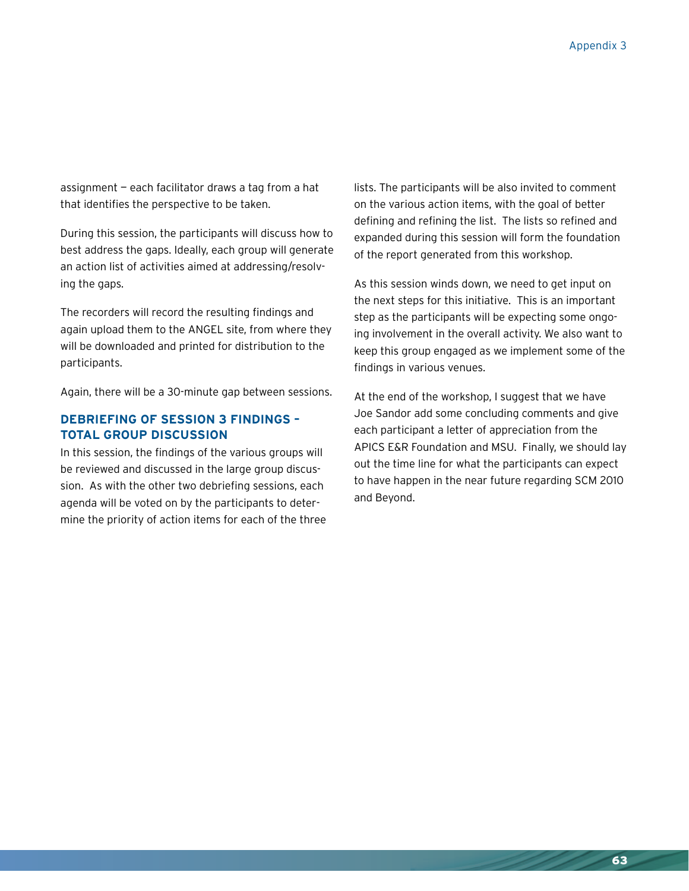assignment — each facilitator draws a tag from a hat that identifies the perspective to be taken.

During this session, the participants will discuss how to best address the gaps. Ideally, each group will generate an action list of activities aimed at addressing/resolving the gaps.

The recorders will record the resulting findings and again upload them to the ANGEL site, from where they will be downloaded and printed for distribution to the participants.

Again, there will be a 30-minute gap between sessions.

### DEBRIEFING OF SESSION 3 FINDINGS – TOTAL GROUP DISCUSSION

In this session, the findings of the various groups will be reviewed and discussed in the large group discussion. As with the other two debriefing sessions, each agenda will be voted on by the participants to determine the priority of action items for each of the three lists. The participants will be also invited to comment on the various action items, with the goal of better defining and refining the list. The lists so refined and expanded during this session will form the foundation of the report generated from this workshop.

As this session winds down, we need to get input on the next steps for this initiative. This is an important step as the participants will be expecting some ongoing involvement in the overall activity. We also want to keep this group engaged as we implement some of the findings in various venues.

At the end of the workshop, I suggest that we have Joe Sandor add some concluding comments and give each participant a letter of appreciation from the APICS E&R Foundation and MSU. Finally, we should lay out the time line for what the participants can expect to have happen in the near future regarding SCM 2010 and Beyond.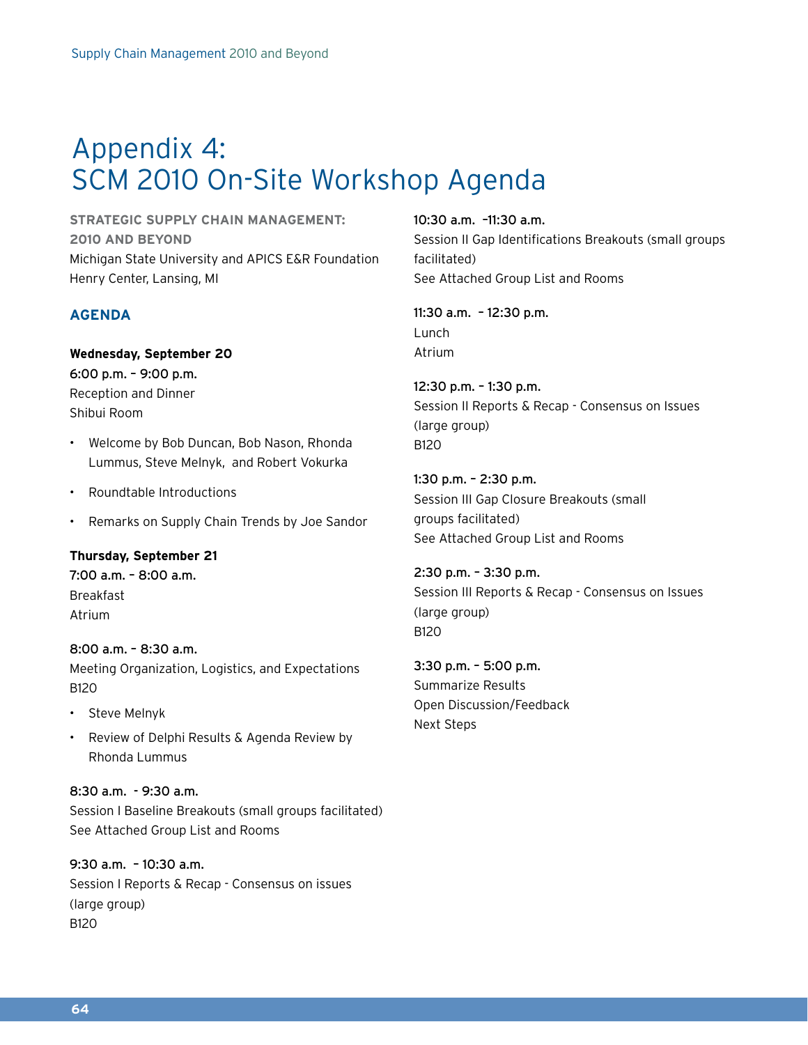# Appendix 4: SCM 2010 On-Site Workshop Agenda

**STRATEGIC SUPPLY CHAIN MANAGEMENT: 2010 AND BEYOND**
Michigan State University and APICS E&R Foundation
Henry Center, Lansing, MI

## AGENDA

**Wednesday, September 20**

6:00 p.m. – 9:00 p.m.
Reception and Dinner
Shibui Room

- Welcome by Bob Duncan, Bob Nason, Rhonda Lummus, Steve Melnyk, and Robert Vokurka
- Roundtable Introductions
- Remarks on Supply Chain Trends by Joe Sandor

**Thursday, September 21**

7:00 a.m. – 8:00 a.m.
Breakfast
Atrium

8:00 a.m. – 8:30 a.m.
Meeting Organization, Logistics, and Expectations
B120

- Steve Melnyk
- Review of Delphi Results & Agenda Review by Rhonda Lummus

8:30 a.m. - 9:30 a.m.
Session I Baseline Breakouts (small groups facilitated)
See Attached Group List and Rooms

9:30 a.m. – 10:30 a.m.
Session I Reports & Recap - Consensus on issues (large group)
B120

10:30 a.m. –11:30 a.m.
Session II Gap Identifications Breakouts (small groups facilitated)
See Attached Group List and Rooms

11:30 a.m. – 12:30 p.m.
Lunch
Atrium

12:30 p.m. – 1:30 p.m.
Session II Reports & Recap - Consensus on Issues (large group)
B120

1:30 p.m. – 2:30 p.m.
Session III Gap Closure Breakouts (small groups facilitated)
See Attached Group List and Rooms

2:30 p.m. – 3:30 p.m.
Session III Reports & Recap - Consensus on Issues (large group)
B120

3:30 p.m. – 5:00 p.m.
Summarize Results
Open Discussion/Feedback
Next Steps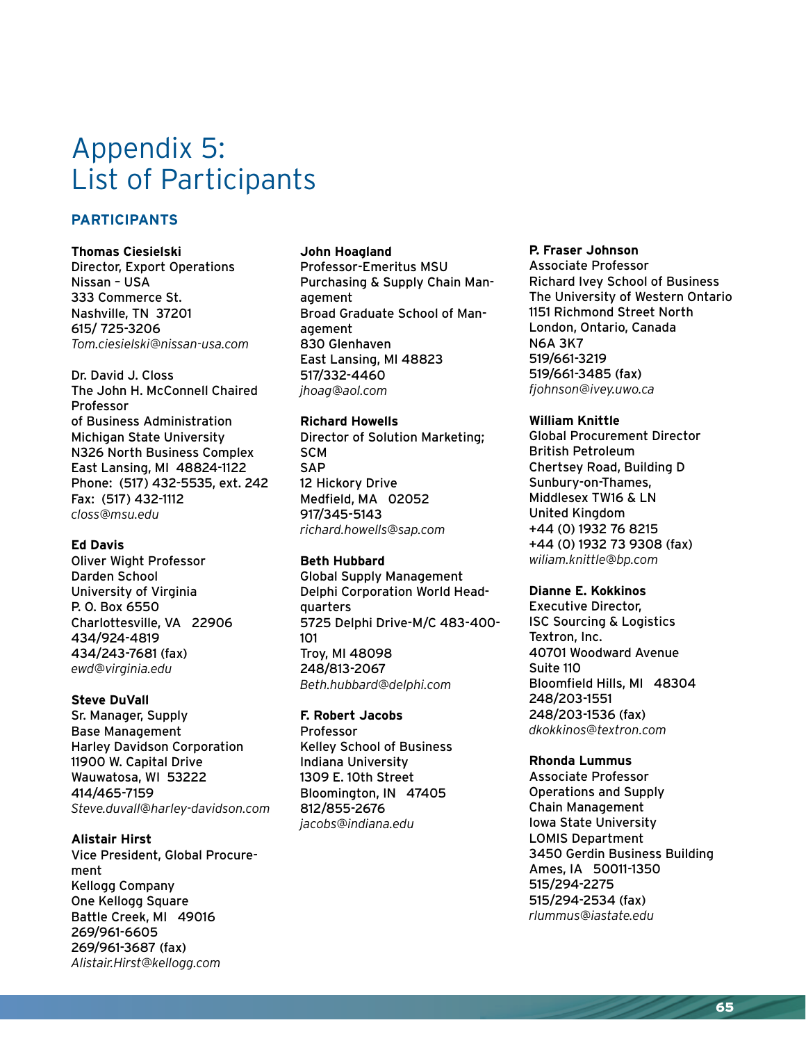# Appendix 5: List of Participants

## PARTICIPANTS

**Thomas Ciesielski**
Director, Export Operations
Nissan – USA
333 Commerce St.
Nashville, TN 37201
615/ 725-3206
*Tom.ciesielski@nissan-usa.com*

Dr. David J. Closs
The John H. McConnell Chaired Professor
of Business Administration
Michigan State University
N326 North Business Complex
East Lansing, MI 48824-1122
Phone: (517) 432-5535, ext. 242
Fax: (517) 432-1112
*closs@msu.edu*

**Ed Davis**
Oliver Wight Professor
Darden School
University of Virginia
P. O. Box 6550
Charlottesville, VA 22906
434/924-4819
434/243-7681 (fax)
*ewd@virginia.edu*

**Steve DuVall**
Sr. Manager, Supply
Base Management
Harley Davidson Corporation
11900 W. Capital Drive
Wauwatosa, WI 53222
414/465-7159
*Steve.duvall@harley-davidson.com*

**Alistair Hirst**
Vice President, Global Procurement
Kellogg Company
One Kellogg Square
Battle Creek, MI 49016
269/961-6605
269/961-3687 (fax)
*Alistair.Hirst@kellogg.com*

**John Hoagland**
Professor-Emeritus MSU
Purchasing & Supply Chain Management
Broad Graduate School of Management
830 Glenhaven
East Lansing, MI 48823
517/332-4460
*jhoag@aol.com*

**Richard Howells**
Director of Solution Marketing; SCM
SAP
12 Hickory Drive
Medfield, MA 02052
917/345-5143
*richard.howells@sap.com*

**Beth Hubbard**
Global Supply Management
Delphi Corporation World Headquarters
5725 Delphi Drive-M/C 483-400-101
Troy, MI 48098
248/813-2067
*Beth.hubbard@delphi.com*

**F. Robert Jacobs**
Professor
Kelley School of Business
Indiana University
1309 E. 10th Street
Bloomington, IN 47405
812/855-2676
*jacobs@indiana.edu*

**P. Fraser Johnson**
Associate Professor
Richard Ivey School of Business
The University of Western Ontario
1151 Richmond Street North
London, Ontario, Canada
N6A 3K7
519/661-3219
519/661-3485 (fax)
*fjohnson@ivey.uwo.ca*

**William Knittle**
Global Procurement Director
British Petroleum
Chertsey Road, Building D
Sunbury-on-Thames,
Middlesex TW16 & LN
United Kingdom
+44 (0) 1932 76 8215
+44 (0) 1932 73 9308 (fax)
*wiliam.knittle@bp.com*

**Dianne E. Kokkinos**
Executive Director,
ISC Sourcing & Logistics
Textron, Inc.
40701 Woodward Avenue
Suite 110
Bloomfield Hills, MI 48304
248/203-1551
248/203-1536 (fax)
*dkokkinos@textron.com*

**Rhonda Lummus**
Associate Professor
Operations and Supply
Chain Management
Iowa State University
LOMIS Department
3450 Gerdin Business Building
Ames, IA 50011-1350
515/294-2275
515/294-2534 (fax)
*rlummus@iastate.edu*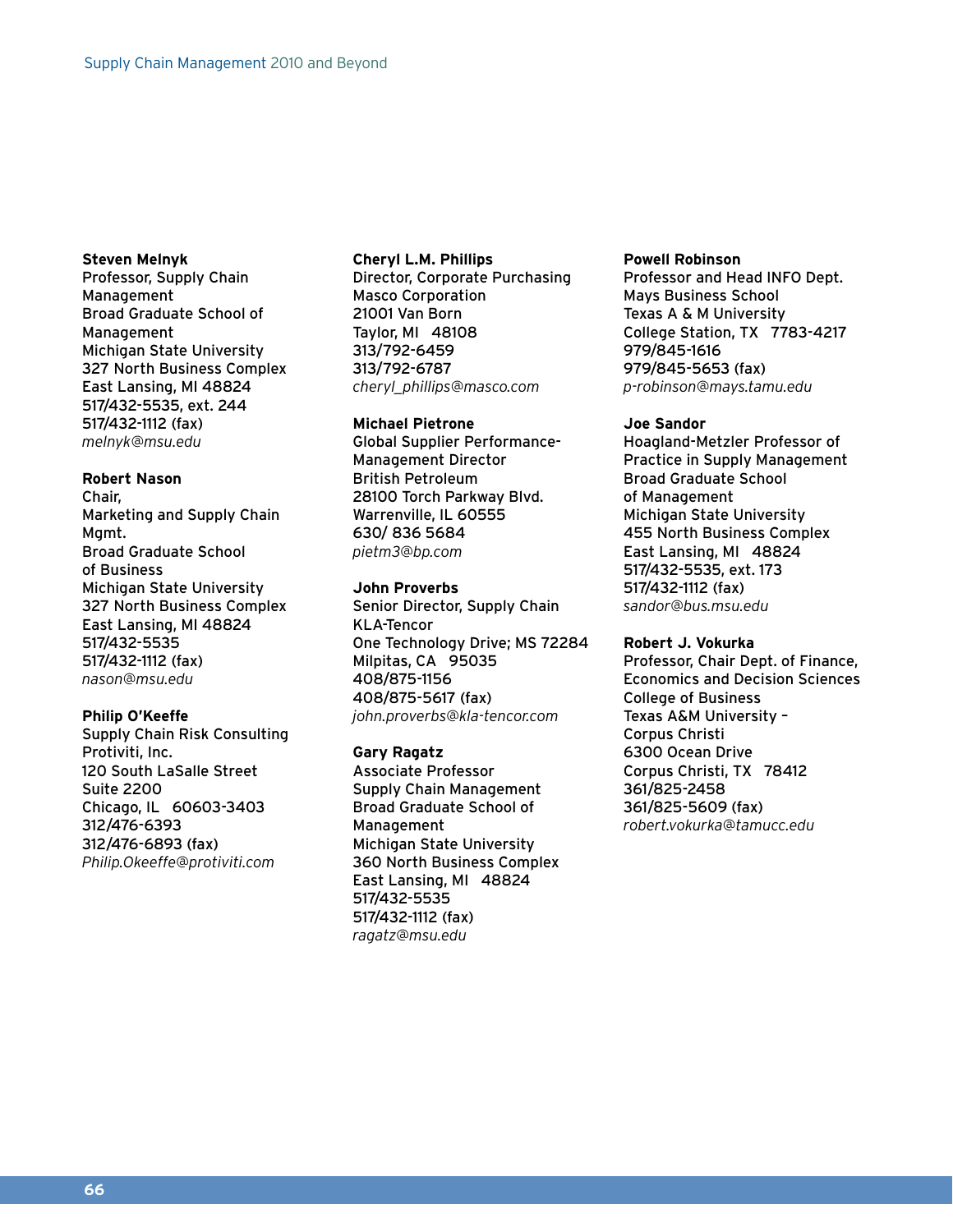**Steven Melnyk**
Professor, Supply Chain Management
Broad Graduate School of Management
Michigan State University
327 North Business Complex
East Lansing, MI 48824
517/432-5535, ext. 244
517/432-1112 (fax)
*melnyk@msu.edu*

**Robert Nason**
Chair,
Marketing and Supply Chain Mgmt.
Broad Graduate School of Business
Michigan State University
327 North Business Complex
East Lansing, MI 48824
517/432-5535
517/432-1112 (fax)
*nason@msu.edu*

**Philip O'Keeffe**
Supply Chain Risk Consulting
Protiviti, Inc.
120 South LaSalle Street
Suite 2200
Chicago, IL 60603-3403
312/476-6393
312/476-6893 (fax)
*Philip.Okeeffe@protiviti.com*

**Cheryl L.M. Phillips**
Director, Corporate Purchasing
Masco Corporation
21001 Van Born
Taylor, MI 48108
313/792-6459
313/792-6787
*cheryl_phillips@masco.com*

**Michael Pietrone**
Global Supplier Performance-Management Director
British Petroleum
28100 Torch Parkway Blvd.
Warrenville, IL 60555
630/ 836 5684
*pietm3@bp.com*

**John Proverbs**
Senior Director, Supply Chain
KLA-Tencor
One Technology Drive; MS 72284
Milpitas, CA 95035
408/875-1156
408/875-5617 (fax)
*john.proverbs@kla-tencor.com*

**Gary Ragatz**
Associate Professor
Supply Chain Management
Broad Graduate School of Management
Michigan State University
360 North Business Complex
East Lansing, MI 48824
517/432-5535
517/432-1112 (fax)
*ragatz@msu.edu*

**Powell Robinson**
Professor and Head INFO Dept.
Mays Business School
Texas A & M University
College Station, TX 7783-4217
979/845-1616
979/845-5653 (fax)
*p-robinson@mays.tamu.edu*

**Joe Sandor**
Hoagland-Metzler Professor of Practice in Supply Management
Broad Graduate School of Management
Michigan State University
455 North Business Complex
East Lansing, MI 48824
517/432-5535, ext. 173
517/432-1112 (fax)
*sandor@bus.msu.edu*

**Robert J. Vokurka**
Professor, Chair Dept. of Finance, Economics and Decision Sciences
College of Business
Texas A&M University – Corpus Christi
6300 Ocean Drive
Corpus Christi, TX 78412
361/825-2458
361/825-5609 (fax)
*robert.vokurka@tamucc.edu*